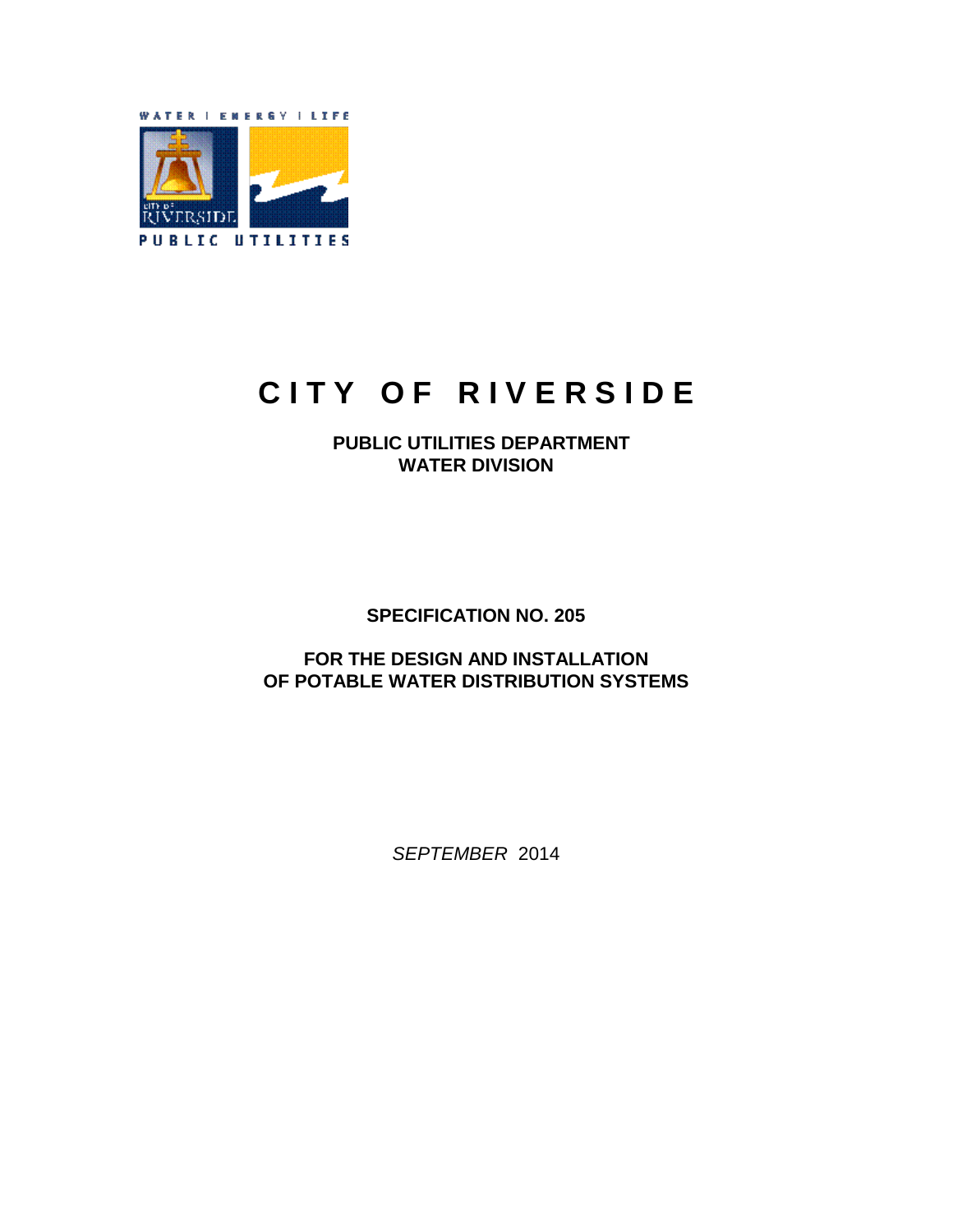WATER | ENERGY | LIFE

PUBLIC UTILITIES

# CITY OF RIVERSIDE

**PUBLIC UTILITIES DEPARTMENT**
**WATER DIVISION**

**SPECIFICATION NO. 205**

**FOR THE DESIGN AND INSTALLATION**
**OF POTABLE WATER DISTRIBUTION SYSTEMS**

*SEPTEMBER* 2014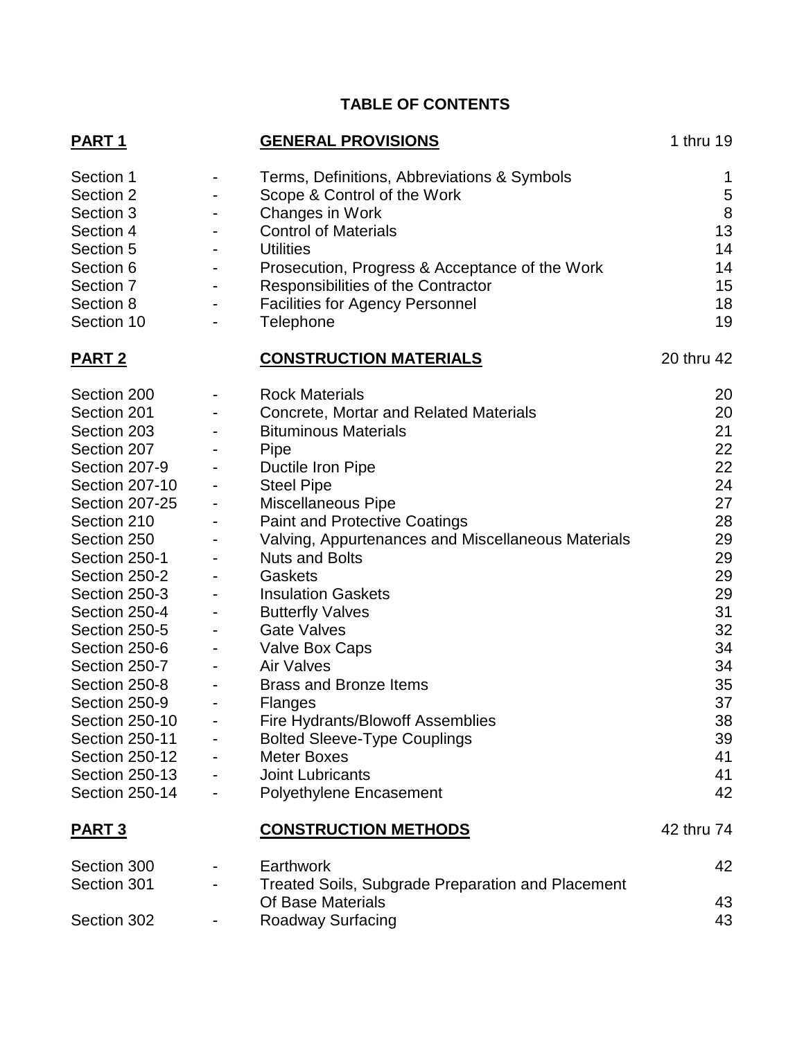# TABLE OF CONTENTS

| | | | |
|---|---|---|---|
| **PART 1** | | **GENERAL PROVISIONS** | 1 thru 19 |
| Section 1 | - | Terms, Definitions, Abbreviations & Symbols | 1 |
| Section 2 | - | Scope & Control of the Work | 5 |
| Section 3 | - | Changes in Work | 8 |
| Section 4 | - | Control of Materials | 13 |
| Section 5 | - | Utilities | 14 |
| Section 6 | - | Prosecution, Progress & Acceptance of the Work | 14 |
| Section 7 | - | Responsibilities of the Contractor | 15 |
| Section 8 | - | Facilities for Agency Personnel | 18 |
| Section 10 | - | Telephone | 19 |
| **PART 2** | | **CONSTRUCTION MATERIALS** | 20 thru 42 |
| Section 200 | - | Rock Materials | 20 |
| Section 201 | - | Concrete, Mortar and Related Materials | 20 |
| Section 203 | - | Bituminous Materials | 21 |
| Section 207 | - | Pipe | 22 |
| Section 207-9 | - | Ductile Iron Pipe | 22 |
| Section 207-10 | - | Steel Pipe | 24 |
| Section 207-25 | - | Miscellaneous Pipe | 27 |
| Section 210 | - | Paint and Protective Coatings | 28 |
| Section 250 | - | Valving, Appurtenances and Miscellaneous Materials | 29 |
| Section 250-1 | - | Nuts and Bolts | 29 |
| Section 250-2 | - | Gaskets | 29 |
| Section 250-3 | - | Insulation Gaskets | 29 |
| Section 250-4 | - | Butterfly Valves | 31 |
| Section 250-5 | - | Gate Valves | 32 |
| Section 250-6 | - | Valve Box Caps | 34 |
| Section 250-7 | - | Air Valves | 34 |
| Section 250-8 | - | Brass and Bronze Items | 35 |
| Section 250-9 | - | Flanges | 37 |
| Section 250-10 | - | Fire Hydrants/Blowoff Assemblies | 38 |
| Section 250-11 | - | Bolted Sleeve-Type Couplings | 39 |
| Section 250-12 | - | Meter Boxes | 41 |
| Section 250-13 | - | Joint Lubricants | 41 |
| Section 250-14 | - | Polyethylene Encasement | 42 |
| **PART 3** | | **CONSTRUCTION METHODS** | 42 thru 74 |
| Section 300 | - | Earthwork | 42 |
| Section 301 | - | Treated Soils, Subgrade Preparation and Placement Of Base Materials | 43 |
| Section 302 | - | Roadway Surfacing | 43 |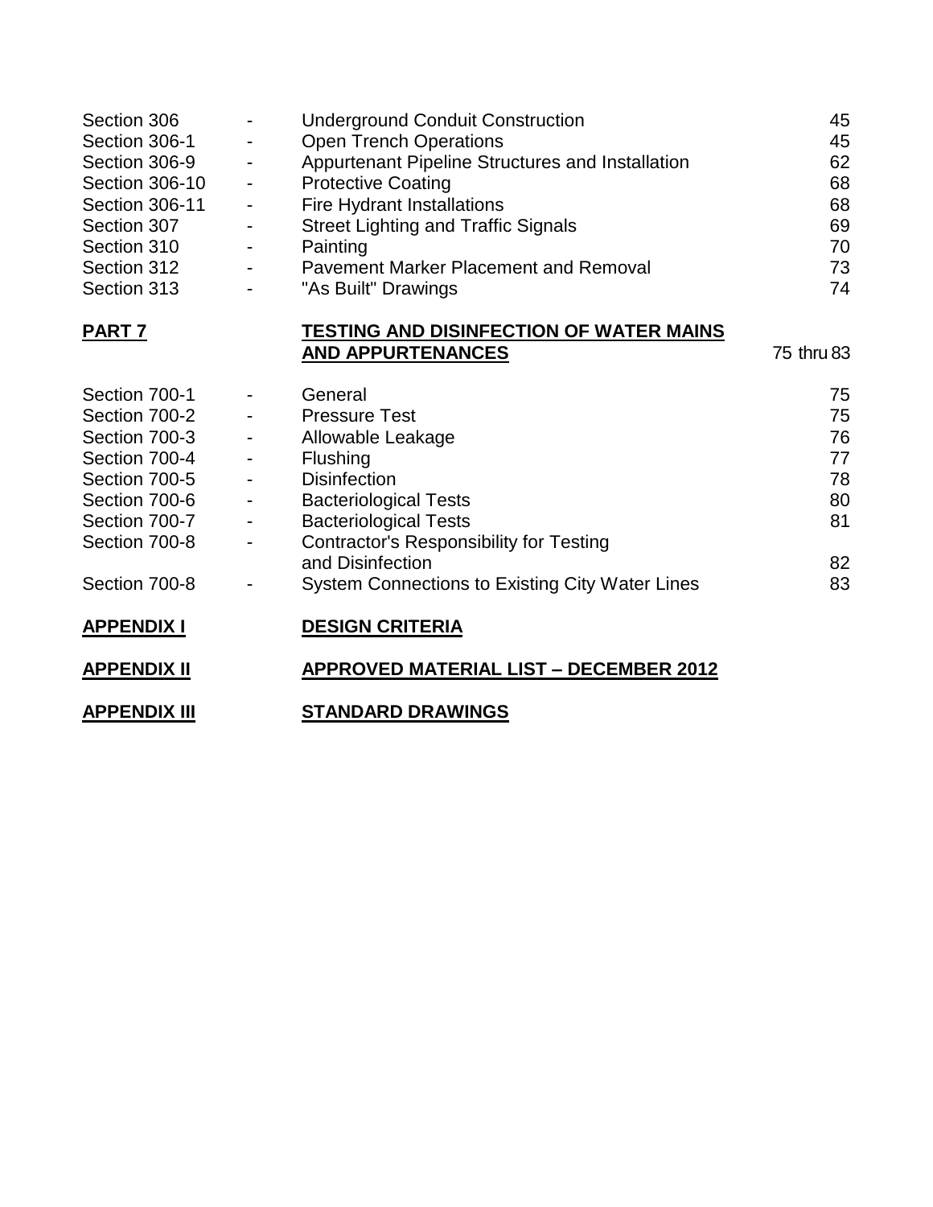| | | | |
|---|---|---|---|
| Section 306 | - | Underground Conduit Construction | 45 |
| Section 306-1 | - | Open Trench Operations | 45 |
| Section 306-9 | - | Appurtenant Pipeline Structures and Installation | 62 |
| Section 306-10 | - | Protective Coating | 68 |
| Section 306-11 | - | Fire Hydrant Installations | 68 |
| Section 307 | - | Street Lighting and Traffic Signals | 69 |
| Section 310 | - | Painting | 70 |
| Section 312 | - | Pavement Marker Placement and Removal | 73 |
| Section 313 | - | "As Built" Drawings | 74 |

**PART 7** — **TESTING AND DISINFECTION OF WATER MAINS AND APPURTENANCES** — 75 thru 83

| | | | |
|---|---|---|---|
| Section 700-1 | - | General | 75 |
| Section 700-2 | - | Pressure Test | 75 |
| Section 700-3 | - | Allowable Leakage | 76 |
| Section 700-4 | - | Flushing | 77 |
| Section 700-5 | - | Disinfection | 78 |
| Section 700-6 | - | Bacteriological Tests | 80 |
| Section 700-7 | - | Bacteriological Tests | 81 |
| Section 700-8 | - | Contractor's Responsibility for Testing and Disinfection | 82 |
| Section 700-8 | - | System Connections to Existing City Water Lines | 83 |

**APPENDIX I** — **DESIGN CRITERIA**

**APPENDIX II** — **APPROVED MATERIAL LIST – DECEMBER 2012**

**APPENDIX III** — **STANDARD DRAWINGS**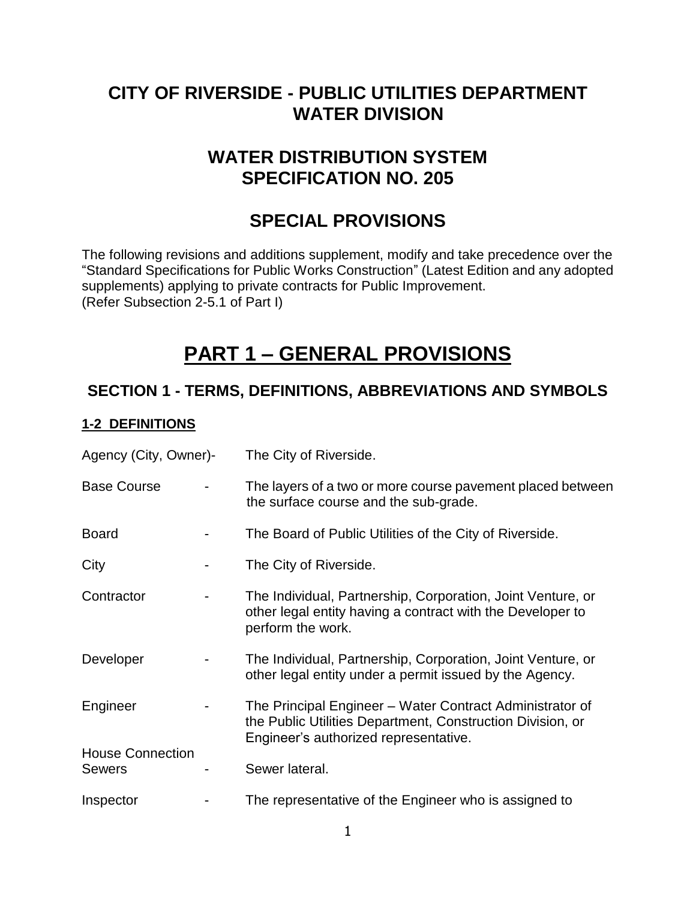# CITY OF RIVERSIDE - PUBLIC UTILITIES DEPARTMENT WATER DIVISION

# WATER DISTRIBUTION SYSTEM SPECIFICATION NO. 205

# SPECIAL PROVISIONS

The following revisions and additions supplement, modify and take precedence over the "Standard Specifications for Public Works Construction" (Latest Edition and any adopted supplements) applying to private contracts for Public Improvement. (Refer Subsection 2-5.1 of Part I)

# PART 1 – GENERAL PROVISIONS

## SECTION 1 - TERMS, DEFINITIONS, ABBREVIATIONS AND SYMBOLS

### 1-2 DEFINITIONS

| Term | | Definition |
|---|---|---|
| Agency (City, Owner)- | | The City of Riverside. |
| Base Course | - | The layers of a two or more course pavement placed between the surface course and the sub-grade. |
| Board | - | The Board of Public Utilities of the City of Riverside. |
| City | - | The City of Riverside. |
| Contractor | - | The Individual, Partnership, Corporation, Joint Venture, or other legal entity having a contract with the Developer to perform the work. |
| Developer | - | The Individual, Partnership, Corporation, Joint Venture, or other legal entity under a permit issued by the Agency. |
| Engineer | - | The Principal Engineer – Water Contract Administrator of the Public Utilities Department, Construction Division, or Engineer's authorized representative. |
| House Connection Sewers | - | Sewer lateral. |
| Inspector | - | The representative of the Engineer who is assigned to |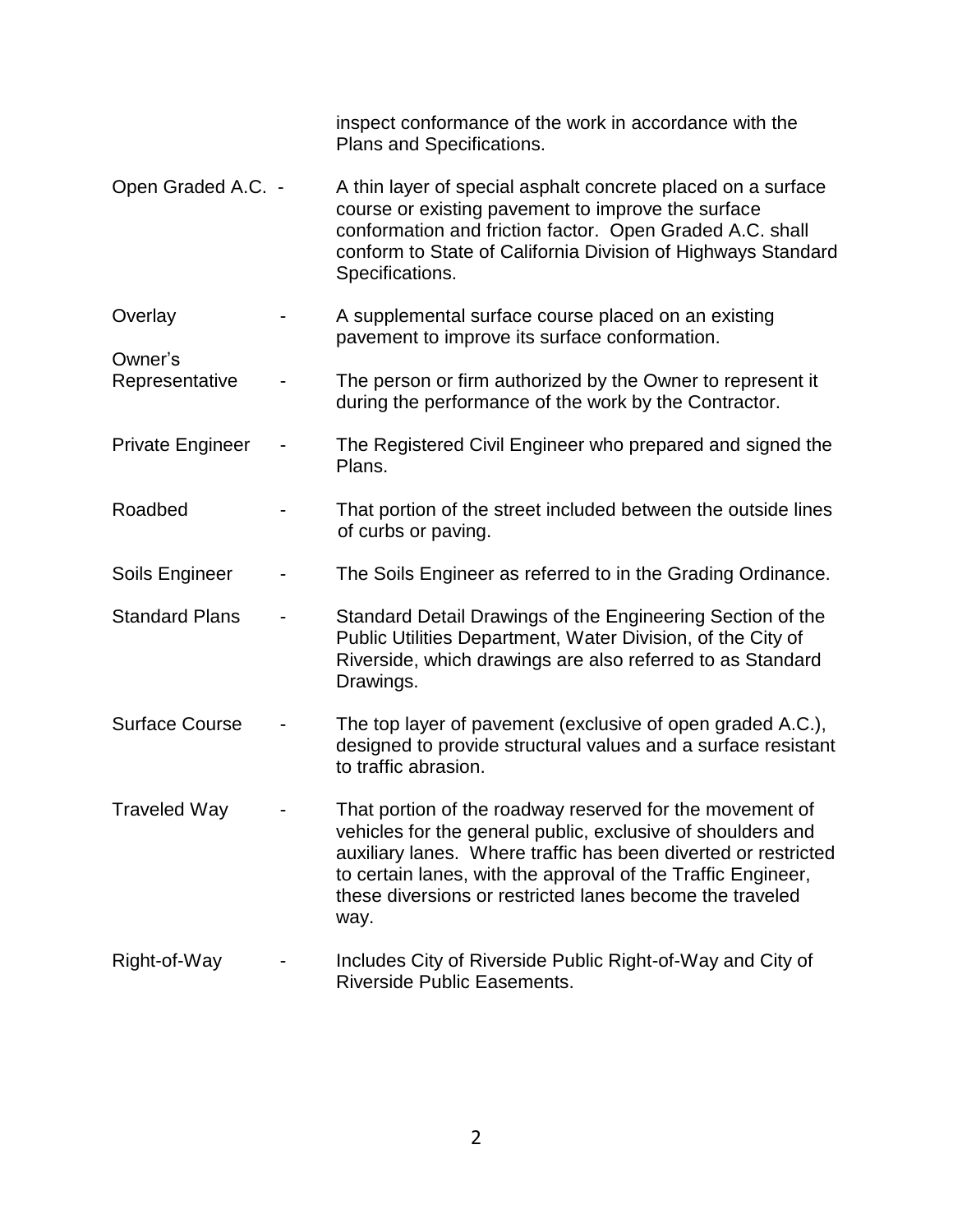inspect conformance of the work in accordance with the Plans and Specifications.

Open Graded A.C. - A thin layer of special asphalt concrete placed on a surface course or existing pavement to improve the surface conformation and friction factor. Open Graded A.C. shall conform to State of California Division of Highways Standard Specifications.

Overlay - A supplemental surface course placed on an existing pavement to improve its surface conformation.

Owner's Representative - The person or firm authorized by the Owner to represent it during the performance of the work by the Contractor.

Private Engineer - The Registered Civil Engineer who prepared and signed the Plans.

Roadbed - That portion of the street included between the outside lines of curbs or paving.

Soils Engineer - The Soils Engineer as referred to in the Grading Ordinance.

Standard Plans - Standard Detail Drawings of the Engineering Section of the Public Utilities Department, Water Division, of the City of Riverside, which drawings are also referred to as Standard Drawings.

Surface Course - The top layer of pavement (exclusive of open graded A.C.), designed to provide structural values and a surface resistant to traffic abrasion.

Traveled Way - That portion of the roadway reserved for the movement of vehicles for the general public, exclusive of shoulders and auxiliary lanes. Where traffic has been diverted or restricted to certain lanes, with the approval of the Traffic Engineer, these diversions or restricted lanes become the traveled way.

Right-of-Way - Includes City of Riverside Public Right-of-Way and City of Riverside Public Easements.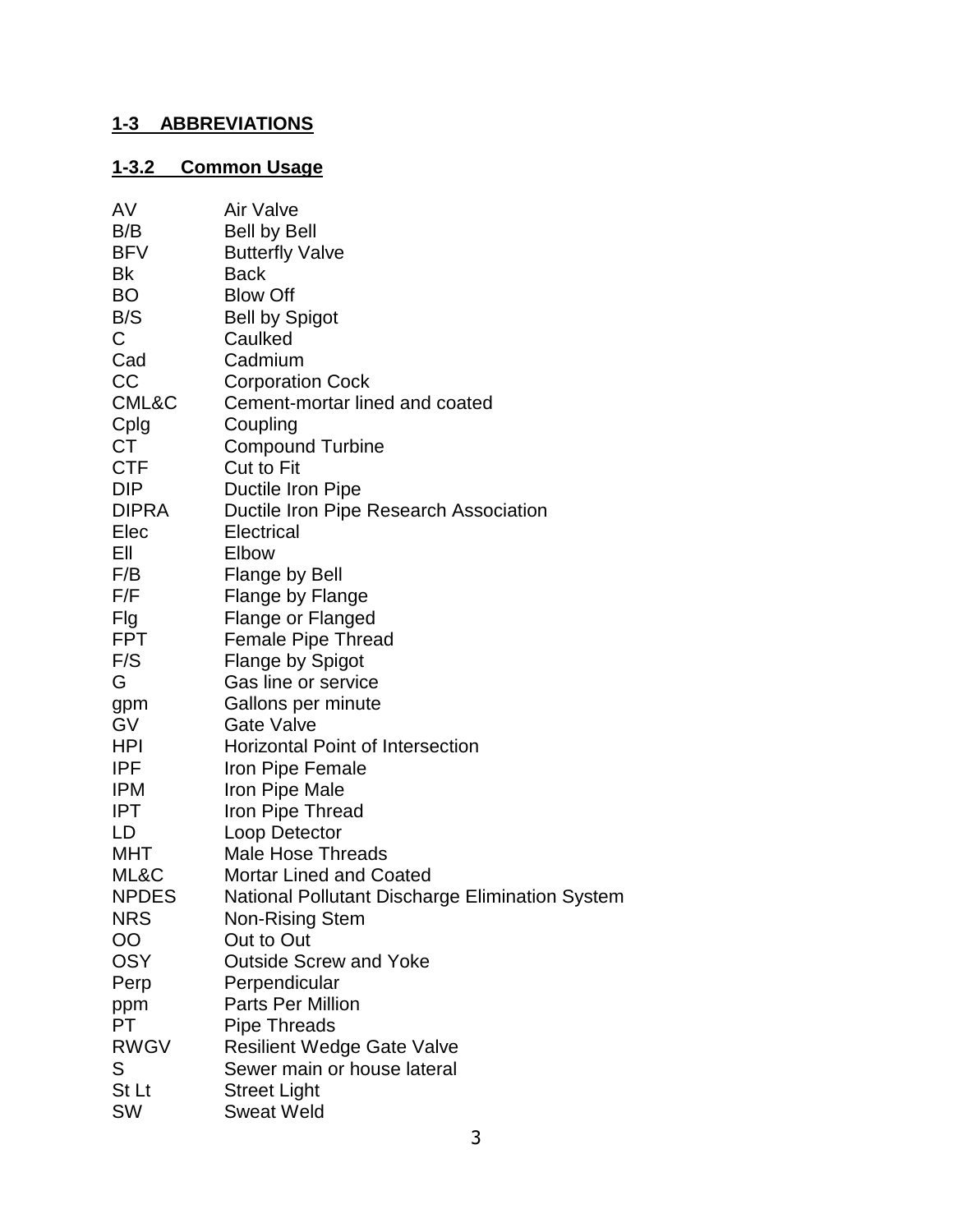## 1-3 ABBREVIATIONS

### 1-3.2 Common Usage

| | |
|---|---|
| AV | Air Valve |
| B/B | Bell by Bell |
| BFV | Butterfly Valve |
| Bk | Back |
| BO | Blow Off |
| B/S | Bell by Spigot |
| C | Caulked |
| Cad | Cadmium |
| CC | Corporation Cock |
| CML&C | Cement-mortar lined and coated |
| Cplg | Coupling |
| CT | Compound Turbine |
| CTF | Cut to Fit |
| DIP | Ductile Iron Pipe |
| DIPRA | Ductile Iron Pipe Research Association |
| Elec | Electrical |
| Ell | Elbow |
| F/B | Flange by Bell |
| F/F | Flange by Flange |
| Flg | Flange or Flanged |
| FPT | Female Pipe Thread |
| F/S | Flange by Spigot |
| G | Gas line or service |
| gpm | Gallons per minute |
| GV | Gate Valve |
| HPI | Horizontal Point of Intersection |
| IPF | Iron Pipe Female |
| IPM | Iron Pipe Male |
| IPT | Iron Pipe Thread |
| LD | Loop Detector |
| MHT | Male Hose Threads |
| ML&C | Mortar Lined and Coated |
| NPDES | National Pollutant Discharge Elimination System |
| NRS | Non-Rising Stem |
| OO | Out to Out |
| OSY | Outside Screw and Yoke |
| Perp | Perpendicular |
| ppm | Parts Per Million |
| PT | Pipe Threads |
| RWGV | Resilient Wedge Gate Valve |
| S | Sewer main or house lateral |
| St Lt | Street Light |
| SW | Sweat Weld |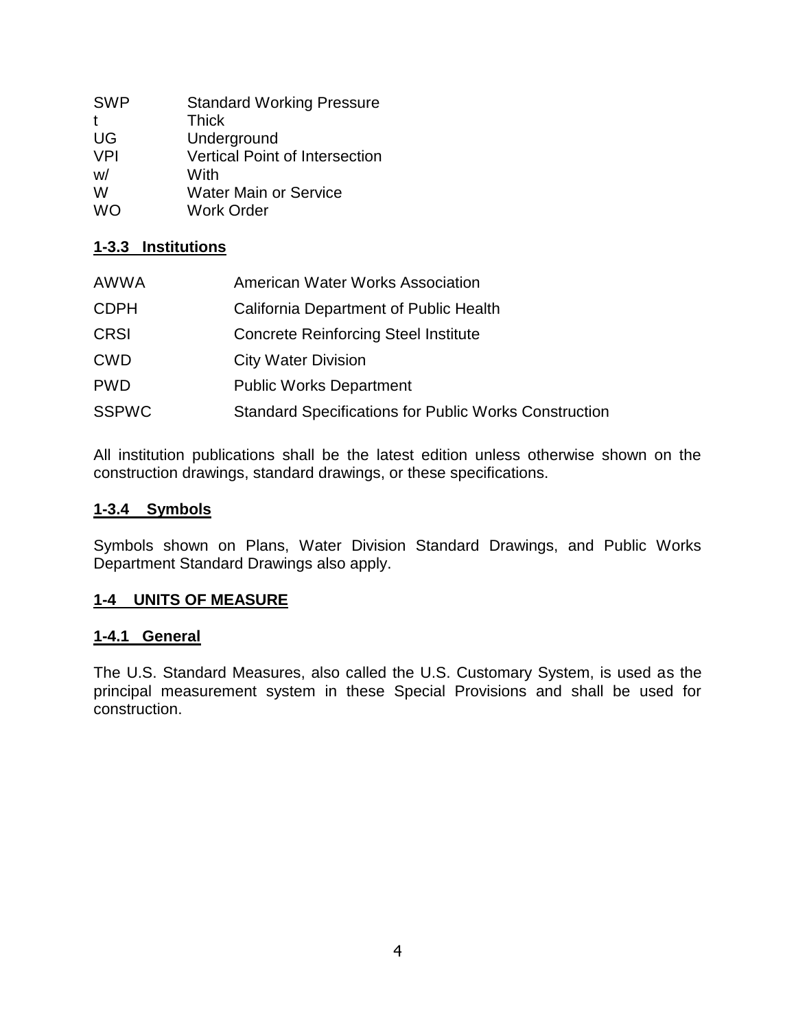| | |
|---|---|
| SWP | Standard Working Pressure |
| t | Thick |
| UG | Underground |
| VPI | Vertical Point of Intersection |
| w/ | With |
| W | Water Main or Service |
| WO | Work Order |

### 1-3.3 Institutions

| | |
|---|---|
| AWWA | American Water Works Association |
| CDPH | California Department of Public Health |
| CRSI | Concrete Reinforcing Steel Institute |
| CWD | City Water Division |
| PWD | Public Works Department |
| SSPWC | Standard Specifications for Public Works Construction |

All institution publications shall be the latest edition unless otherwise shown on the construction drawings, standard drawings, or these specifications.

### 1-3.4 Symbols

Symbols shown on Plans, Water Division Standard Drawings, and Public Works Department Standard Drawings also apply.

## 1-4 UNITS OF MEASURE

### 1-4.1 General

The U.S. Standard Measures, also called the U.S. Customary System, is used as the principal measurement system in these Special Provisions and shall be used for construction.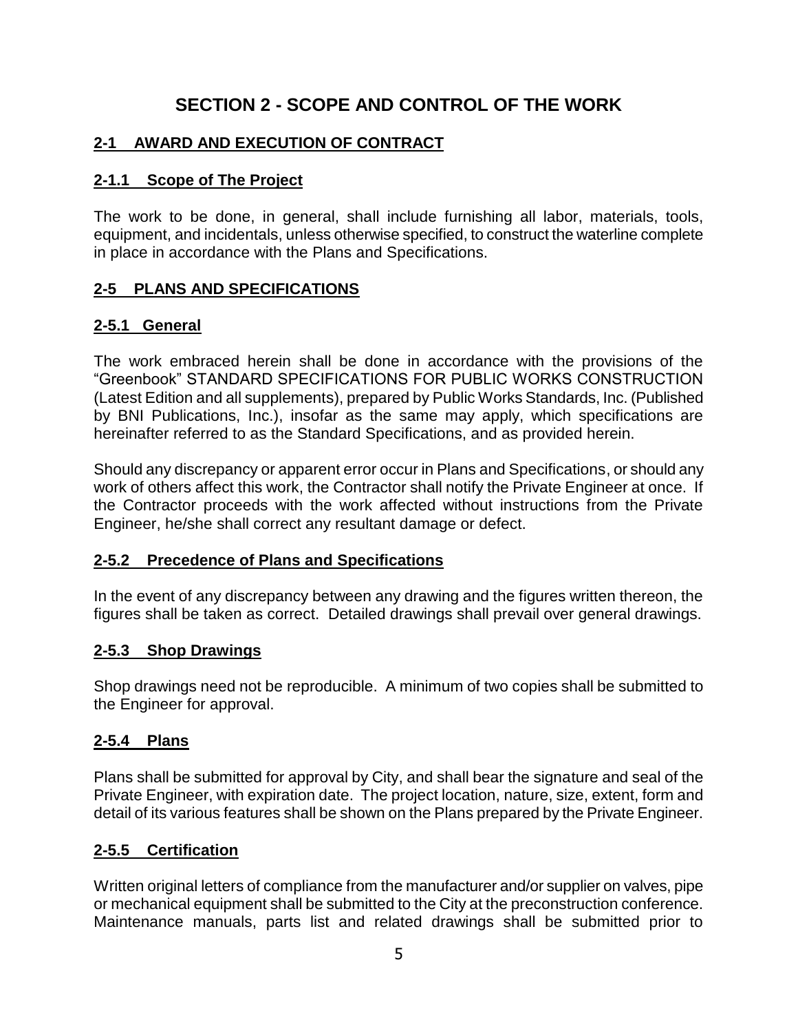# SECTION 2 - SCOPE AND CONTROL OF THE WORK

## 2-1 AWARD AND EXECUTION OF CONTRACT

### 2-1.1 Scope of The Project

The work to be done, in general, shall include furnishing all labor, materials, tools, equipment, and incidentals, unless otherwise specified, to construct the waterline complete in place in accordance with the Plans and Specifications.

## 2-5 PLANS AND SPECIFICATIONS

### 2-5.1 General

The work embraced herein shall be done in accordance with the provisions of the "Greenbook" STANDARD SPECIFICATIONS FOR PUBLIC WORKS CONSTRUCTION (Latest Edition and all supplements), prepared by Public Works Standards, Inc. (Published by BNI Publications, Inc.), insofar as the same may apply, which specifications are hereinafter referred to as the Standard Specifications, and as provided herein.

Should any discrepancy or apparent error occur in Plans and Specifications, or should any work of others affect this work, the Contractor shall notify the Private Engineer at once. If the Contractor proceeds with the work affected without instructions from the Private Engineer, he/she shall correct any resultant damage or defect.

### 2-5.2 Precedence of Plans and Specifications

In the event of any discrepancy between any drawing and the figures written thereon, the figures shall be taken as correct. Detailed drawings shall prevail over general drawings.

### 2-5.3 Shop Drawings

Shop drawings need not be reproducible. A minimum of two copies shall be submitted to the Engineer for approval.

### 2-5.4 Plans

Plans shall be submitted for approval by City, and shall bear the signature and seal of the Private Engineer, with expiration date. The project location, nature, size, extent, form and detail of its various features shall be shown on the Plans prepared by the Private Engineer.

### 2-5.5 Certification

Written original letters of compliance from the manufacturer and/or supplier on valves, pipe or mechanical equipment shall be submitted to the City at the preconstruction conference. Maintenance manuals, parts list and related drawings shall be submitted prior to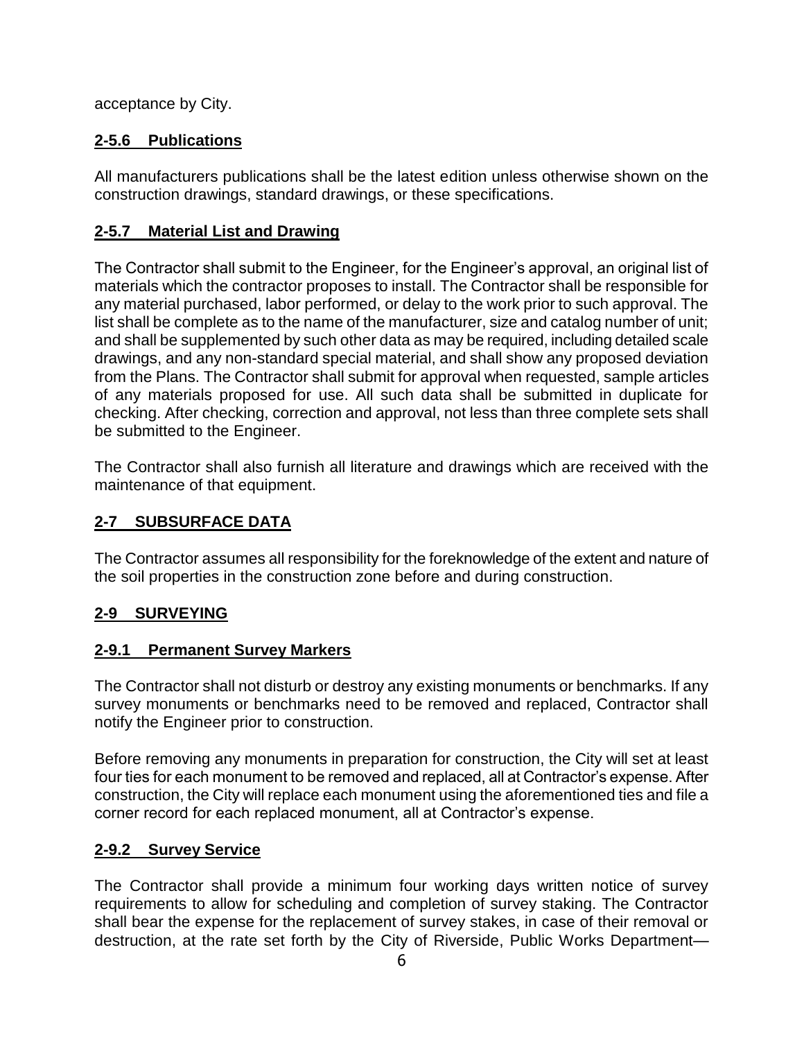acceptance by City.

### 2-5.6 Publications

All manufacturers publications shall be the latest edition unless otherwise shown on the construction drawings, standard drawings, or these specifications.

### 2-5.7 Material List and Drawing

The Contractor shall submit to the Engineer, for the Engineer's approval, an original list of materials which the contractor proposes to install. The Contractor shall be responsible for any material purchased, labor performed, or delay to the work prior to such approval. The list shall be complete as to the name of the manufacturer, size and catalog number of unit; and shall be supplemented by such other data as may be required, including detailed scale drawings, and any non-standard special material, and shall show any proposed deviation from the Plans. The Contractor shall submit for approval when requested, sample articles of any materials proposed for use. All such data shall be submitted in duplicate for checking. After checking, correction and approval, not less than three complete sets shall be submitted to the Engineer.

The Contractor shall also furnish all literature and drawings which are received with the maintenance of that equipment.

## 2-7 SUBSURFACE DATA

The Contractor assumes all responsibility for the foreknowledge of the extent and nature of the soil properties in the construction zone before and during construction.

## 2-9 SURVEYING

### 2-9.1 Permanent Survey Markers

The Contractor shall not disturb or destroy any existing monuments or benchmarks. If any survey monuments or benchmarks need to be removed and replaced, Contractor shall notify the Engineer prior to construction.

Before removing any monuments in preparation for construction, the City will set at least four ties for each monument to be removed and replaced, all at Contractor's expense. After construction, the City will replace each monument using the aforementioned ties and file a corner record for each replaced monument, all at Contractor's expense.

### 2-9.2 Survey Service

The Contractor shall provide a minimum four working days written notice of survey requirements to allow for scheduling and completion of survey staking. The Contractor shall bear the expense for the replacement of survey stakes, in case of their removal or destruction, at the rate set forth by the City of Riverside, Public Works Department—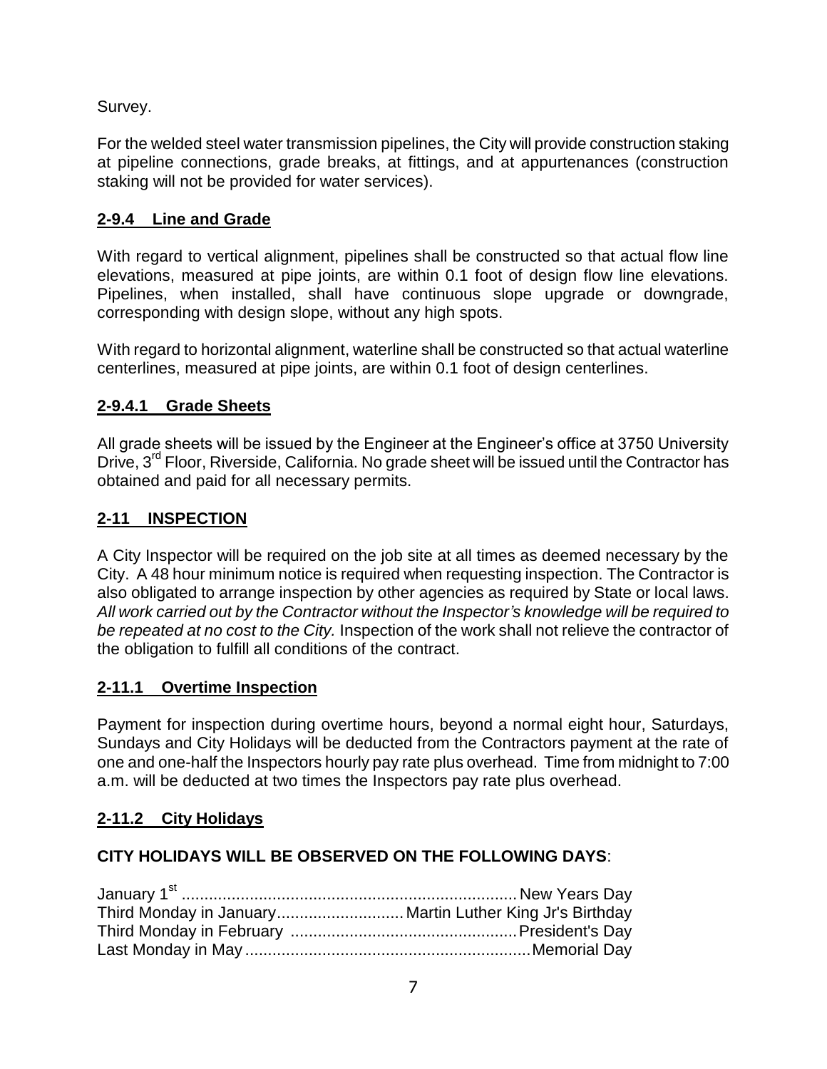Survey.

For the welded steel water transmission pipelines, the City will provide construction staking at pipeline connections, grade breaks, at fittings, and at appurtenances (construction staking will not be provided for water services).

## **2-9.4 Line and Grade**

With regard to vertical alignment, pipelines shall be constructed so that actual flow line elevations, measured at pipe joints, are within 0.1 foot of design flow line elevations. Pipelines, when installed, shall have continuous slope upgrade or downgrade, corresponding with design slope, without any high spots.

With regard to horizontal alignment, waterline shall be constructed so that actual waterline centerlines, measured at pipe joints, are within 0.1 foot of design centerlines.

### **2-9.4.1 Grade Sheets**

All grade sheets will be issued by the Engineer at the Engineer's office at 3750 University Drive, 3rd Floor, Riverside, California. No grade sheet will be issued until the Contractor has obtained and paid for all necessary permits.

## **2-11 INSPECTION**

A City Inspector will be required on the job site at all times as deemed necessary by the City. A 48 hour minimum notice is required when requesting inspection. The Contractor is also obligated to arrange inspection by other agencies as required by State or local laws. *All work carried out by the Contractor without the Inspector's knowledge will be required to be repeated at no cost to the City.* Inspection of the work shall not relieve the contractor of the obligation to fulfill all conditions of the contract.

### **2-11.1 Overtime Inspection**

Payment for inspection during overtime hours, beyond a normal eight hour, Saturdays, Sundays and City Holidays will be deducted from the Contractors payment at the rate of one and one-half the Inspectors hourly pay rate plus overhead. Time from midnight to 7:00 a.m. will be deducted at two times the Inspectors pay rate plus overhead.

### **2-11.2 City Holidays**

**CITY HOLIDAYS WILL BE OBSERVED ON THE FOLLOWING DAYS**:

January 1st .......................................................................... New Years Day
Third Monday in January............................ Martin Luther King Jr's Birthday
Third Monday in February .................................................. President's Day
Last Monday in May ............................................................... Memorial Day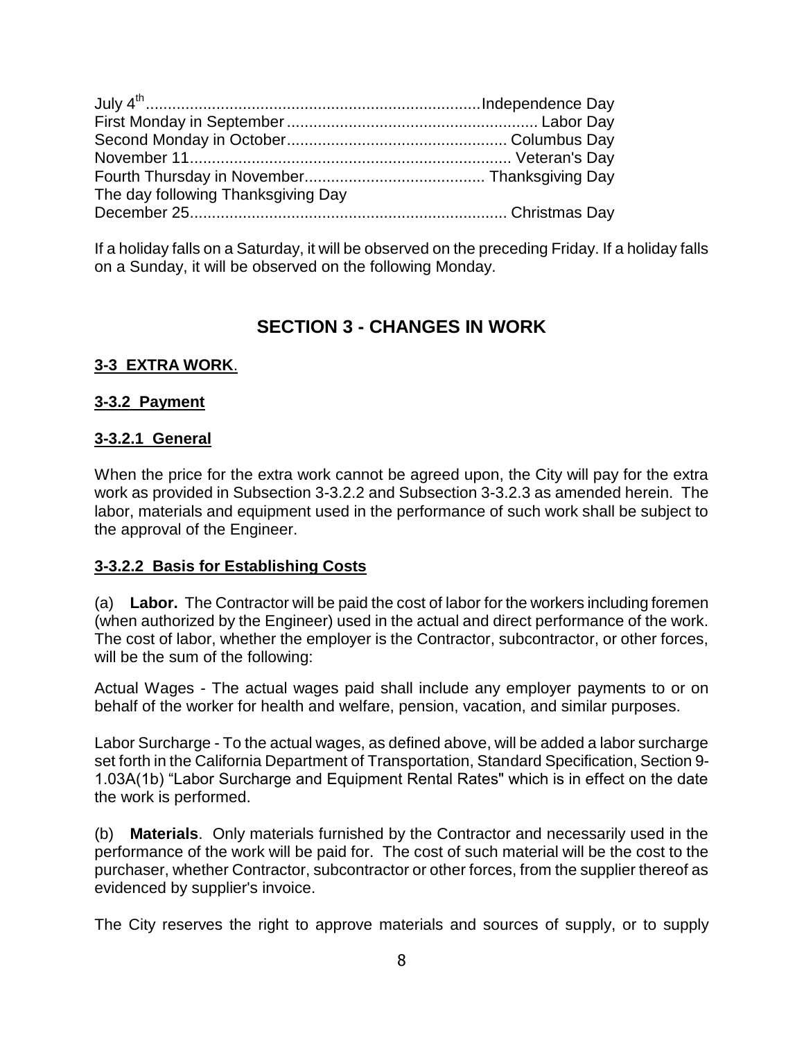July 4th............................................................................Independence Day
First Monday in September ......................................................... Labor Day
Second Monday in October.................................................. Columbus Day
November 11......................................................................... Veteran's Day
Fourth Thursday in November......................................... Thanksgiving Day
The day following Thanksgiving Day
December 25........................................................................ Christmas Day

If a holiday falls on a Saturday, it will be observed on the preceding Friday. If a holiday falls on a Sunday, it will be observed on the following Monday.

## SECTION 3 - CHANGES IN WORK

### 3-3 EXTRA WORK.

### 3-3.2 Payment

### 3-3.2.1 General

When the price for the extra work cannot be agreed upon, the City will pay for the extra work as provided in Subsection 3-3.2.2 and Subsection 3-3.2.3 as amended herein. The labor, materials and equipment used in the performance of such work shall be subject to the approval of the Engineer.

### 3-3.2.2 Basis for Establishing Costs

(a) **Labor.** The Contractor will be paid the cost of labor for the workers including foremen (when authorized by the Engineer) used in the actual and direct performance of the work. The cost of labor, whether the employer is the Contractor, subcontractor, or other forces, will be the sum of the following:

Actual Wages - The actual wages paid shall include any employer payments to or on behalf of the worker for health and welfare, pension, vacation, and similar purposes.

Labor Surcharge - To the actual wages, as defined above, will be added a labor surcharge set forth in the California Department of Transportation, Standard Specification, Section 9-1.03A(1b) "Labor Surcharge and Equipment Rental Rates" which is in effect on the date the work is performed.

(b) **Materials**. Only materials furnished by the Contractor and necessarily used in the performance of the work will be paid for. The cost of such material will be the cost to the purchaser, whether Contractor, subcontractor or other forces, from the supplier thereof as evidenced by supplier's invoice.

The City reserves the right to approve materials and sources of supply, or to supply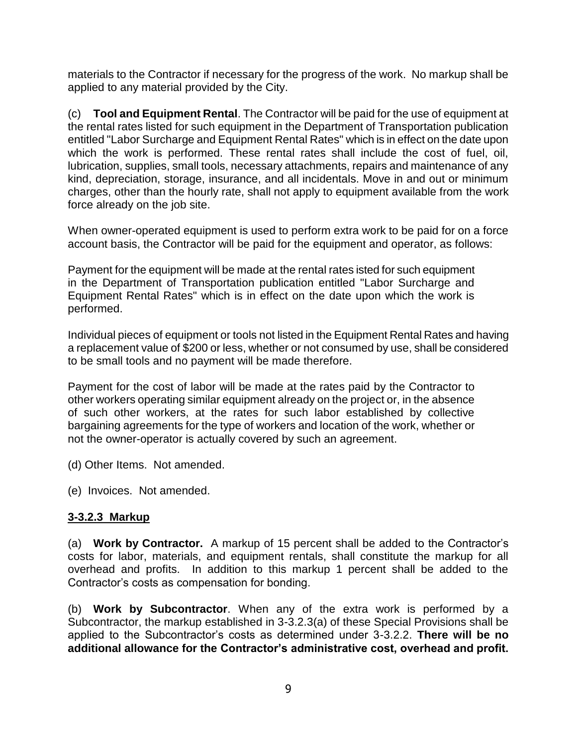materials to the Contractor if necessary for the progress of the work. No markup shall be applied to any material provided by the City.

(c) **Tool and Equipment Rental**. The Contractor will be paid for the use of equipment at the rental rates listed for such equipment in the Department of Transportation publication entitled "Labor Surcharge and Equipment Rental Rates" which is in effect on the date upon which the work is performed. These rental rates shall include the cost of fuel, oil, lubrication, supplies, small tools, necessary attachments, repairs and maintenance of any kind, depreciation, storage, insurance, and all incidentals. Move in and out or minimum charges, other than the hourly rate, shall not apply to equipment available from the work force already on the job site.

When owner-operated equipment is used to perform extra work to be paid for on a force account basis, the Contractor will be paid for the equipment and operator, as follows:

Payment for the equipment will be made at the rental rates isted for such equipment in the Department of Transportation publication entitled "Labor Surcharge and Equipment Rental Rates" which is in effect on the date upon which the work is performed.

Individual pieces of equipment or tools not listed in the Equipment Rental Rates and having a replacement value of $200 or less, whether or not consumed by use, shall be considered to be small tools and no payment will be made therefore.

Payment for the cost of labor will be made at the rates paid by the Contractor to other workers operating similar equipment already on the project or, in the absence of such other workers, at the rates for such labor established by collective bargaining agreements for the type of workers and location of the work, whether or not the owner-operator is actually covered by such an agreement.

(d) Other Items. Not amended.

(e) Invoices. Not amended.

**3-3.2.3 Markup**

(a) **Work by Contractor.** A markup of 15 percent shall be added to the Contractor's costs for labor, materials, and equipment rentals, shall constitute the markup for all overhead and profits. In addition to this markup 1 percent shall be added to the Contractor's costs as compensation for bonding.

(b) **Work by Subcontractor**. When any of the extra work is performed by a Subcontractor, the markup established in 3-3.2.3(a) of these Special Provisions shall be applied to the Subcontractor's costs as determined under 3-3.2.2. **There will be no additional allowance for the Contractor's administrative cost, overhead and profit.**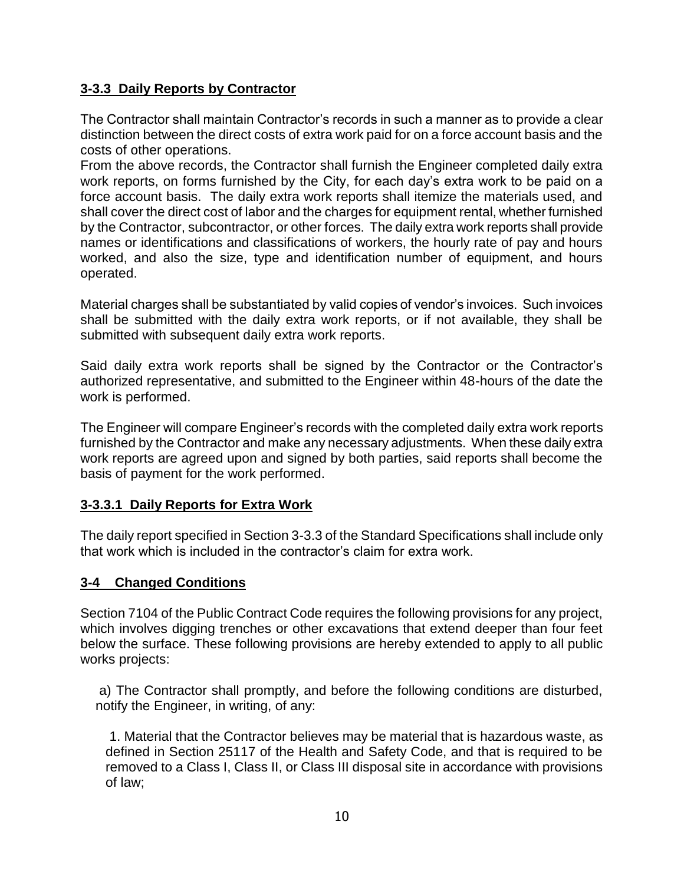### **3-3.3 Daily Reports by Contractor**

The Contractor shall maintain Contractor's records in such a manner as to provide a clear distinction between the direct costs of extra work paid for on a force account basis and the costs of other operations.
From the above records, the Contractor shall furnish the Engineer completed daily extra work reports, on forms furnished by the City, for each day's extra work to be paid on a force account basis. The daily extra work reports shall itemize the materials used, and shall cover the direct cost of labor and the charges for equipment rental, whether furnished by the Contractor, subcontractor, or other forces. The daily extra work reports shall provide names or identifications and classifications of workers, the hourly rate of pay and hours worked, and also the size, type and identification number of equipment, and hours operated.

Material charges shall be substantiated by valid copies of vendor's invoices. Such invoices shall be submitted with the daily extra work reports, or if not available, they shall be submitted with subsequent daily extra work reports.

Said daily extra work reports shall be signed by the Contractor or the Contractor's authorized representative, and submitted to the Engineer within 48-hours of the date the work is performed.

The Engineer will compare Engineer's records with the completed daily extra work reports furnished by the Contractor and make any necessary adjustments. When these daily extra work reports are agreed upon and signed by both parties, said reports shall become the basis of payment for the work performed.

### **3-3.3.1 Daily Reports for Extra Work**

The daily report specified in Section 3-3.3 of the Standard Specifications shall include only that work which is included in the contractor's claim for extra work.

## **3-4 Changed Conditions**

Section 7104 of the Public Contract Code requires the following provisions for any project, which involves digging trenches or other excavations that extend deeper than four feet below the surface. These following provisions are hereby extended to apply to all public works projects:

a) The Contractor shall promptly, and before the following conditions are disturbed, notify the Engineer, in writing, of any:

1. Material that the Contractor believes may be material that is hazardous waste, as defined in Section 25117 of the Health and Safety Code, and that is required to be removed to a Class I, Class II, or Class III disposal site in accordance with provisions of law;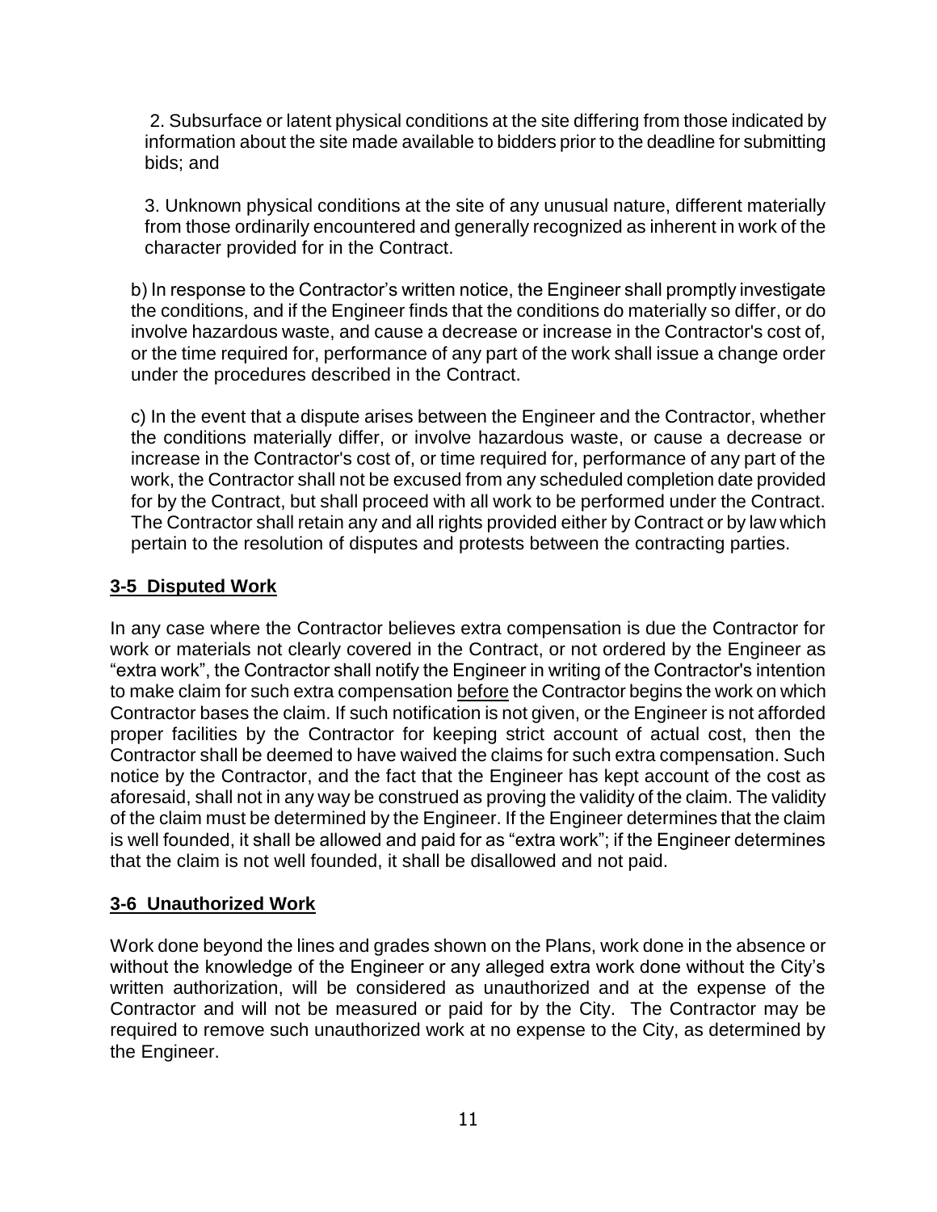2. Subsurface or latent physical conditions at the site differing from those indicated by information about the site made available to bidders prior to the deadline for submitting bids; and

3. Unknown physical conditions at the site of any unusual nature, different materially from those ordinarily encountered and generally recognized as inherent in work of the character provided for in the Contract.

b) In response to the Contractor's written notice, the Engineer shall promptly investigate the conditions, and if the Engineer finds that the conditions do materially so differ, or do involve hazardous waste, and cause a decrease or increase in the Contractor's cost of, or the time required for, performance of any part of the work shall issue a change order under the procedures described in the Contract.

c) In the event that a dispute arises between the Engineer and the Contractor, whether the conditions materially differ, or involve hazardous waste, or cause a decrease or increase in the Contractor's cost of, or time required for, performance of any part of the work, the Contractor shall not be excused from any scheduled completion date provided for by the Contract, but shall proceed with all work to be performed under the Contract. The Contractor shall retain any and all rights provided either by Contract or by law which pertain to the resolution of disputes and protests between the contracting parties.

## 3-5 Disputed Work

In any case where the Contractor believes extra compensation is due the Contractor for work or materials not clearly covered in the Contract, or not ordered by the Engineer as "extra work", the Contractor shall notify the Engineer in writing of the Contractor's intention to make claim for such extra compensation before the Contractor begins the work on which Contractor bases the claim. If such notification is not given, or the Engineer is not afforded proper facilities by the Contractor for keeping strict account of actual cost, then the Contractor shall be deemed to have waived the claims for such extra compensation. Such notice by the Contractor, and the fact that the Engineer has kept account of the cost as aforesaid, shall not in any way be construed as proving the validity of the claim. The validity of the claim must be determined by the Engineer. If the Engineer determines that the claim is well founded, it shall be allowed and paid for as "extra work"; if the Engineer determines that the claim is not well founded, it shall be disallowed and not paid.

## 3-6 Unauthorized Work

Work done beyond the lines and grades shown on the Plans, work done in the absence or without the knowledge of the Engineer or any alleged extra work done without the City's written authorization, will be considered as unauthorized and at the expense of the Contractor and will not be measured or paid for by the City. The Contractor may be required to remove such unauthorized work at no expense to the City, as determined by the Engineer.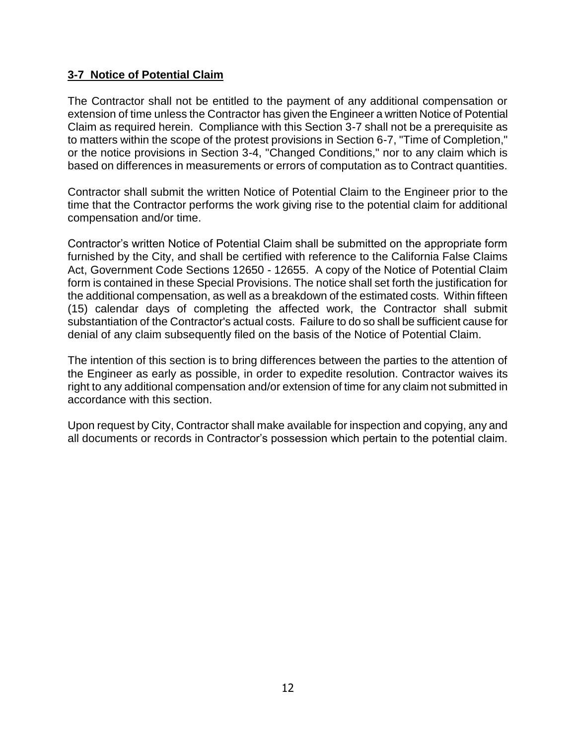## **3-7 Notice of Potential Claim**

The Contractor shall not be entitled to the payment of any additional compensation or extension of time unless the Contractor has given the Engineer a written Notice of Potential Claim as required herein. Compliance with this Section 3-7 shall not be a prerequisite as to matters within the scope of the protest provisions in Section 6-7, "Time of Completion," or the notice provisions in Section 3-4, "Changed Conditions," nor to any claim which is based on differences in measurements or errors of computation as to Contract quantities.

Contractor shall submit the written Notice of Potential Claim to the Engineer prior to the time that the Contractor performs the work giving rise to the potential claim for additional compensation and/or time.

Contractor's written Notice of Potential Claim shall be submitted on the appropriate form furnished by the City, and shall be certified with reference to the California False Claims Act, Government Code Sections 12650 - 12655. A copy of the Notice of Potential Claim form is contained in these Special Provisions. The notice shall set forth the justification for the additional compensation, as well as a breakdown of the estimated costs. Within fifteen (15) calendar days of completing the affected work, the Contractor shall submit substantiation of the Contractor's actual costs. Failure to do so shall be sufficient cause for denial of any claim subsequently filed on the basis of the Notice of Potential Claim.

The intention of this section is to bring differences between the parties to the attention of the Engineer as early as possible, in order to expedite resolution. Contractor waives its right to any additional compensation and/or extension of time for any claim not submitted in accordance with this section.

Upon request by City, Contractor shall make available for inspection and copying, any and all documents or records in Contractor's possession which pertain to the potential claim.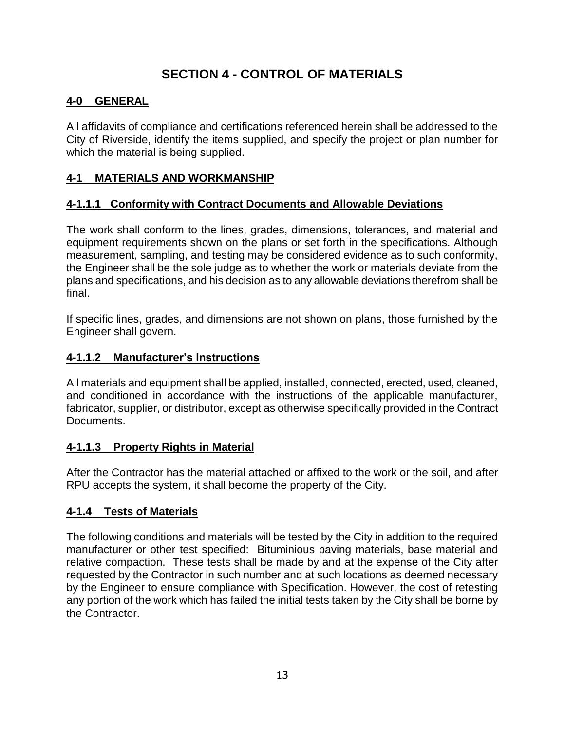# SECTION 4 - CONTROL OF MATERIALS

## 4-0 GENERAL

All affidavits of compliance and certifications referenced herein shall be addressed to the City of Riverside, identify the items supplied, and specify the project or plan number for which the material is being supplied.

## 4-1 MATERIALS AND WORKMANSHIP

### 4-1.1.1 Conformity with Contract Documents and Allowable Deviations

The work shall conform to the lines, grades, dimensions, tolerances, and material and equipment requirements shown on the plans or set forth in the specifications. Although measurement, sampling, and testing may be considered evidence as to such conformity, the Engineer shall be the sole judge as to whether the work or materials deviate from the plans and specifications, and his decision as to any allowable deviations therefrom shall be final.

If specific lines, grades, and dimensions are not shown on plans, those furnished by the Engineer shall govern.

### 4-1.1.2 Manufacturer's Instructions

All materials and equipment shall be applied, installed, connected, erected, used, cleaned, and conditioned in accordance with the instructions of the applicable manufacturer, fabricator, supplier, or distributor, except as otherwise specifically provided in the Contract Documents.

### 4-1.1.3 Property Rights in Material

After the Contractor has the material attached or affixed to the work or the soil, and after RPU accepts the system, it shall become the property of the City.

### 4-1.4 Tests of Materials

The following conditions and materials will be tested by the City in addition to the required manufacturer or other test specified: Bituminious paving materials, base material and relative compaction. These tests shall be made by and at the expense of the City after requested by the Contractor in such number and at such locations as deemed necessary by the Engineer to ensure compliance with Specification. However, the cost of retesting any portion of the work which has failed the initial tests taken by the City shall be borne by the Contractor.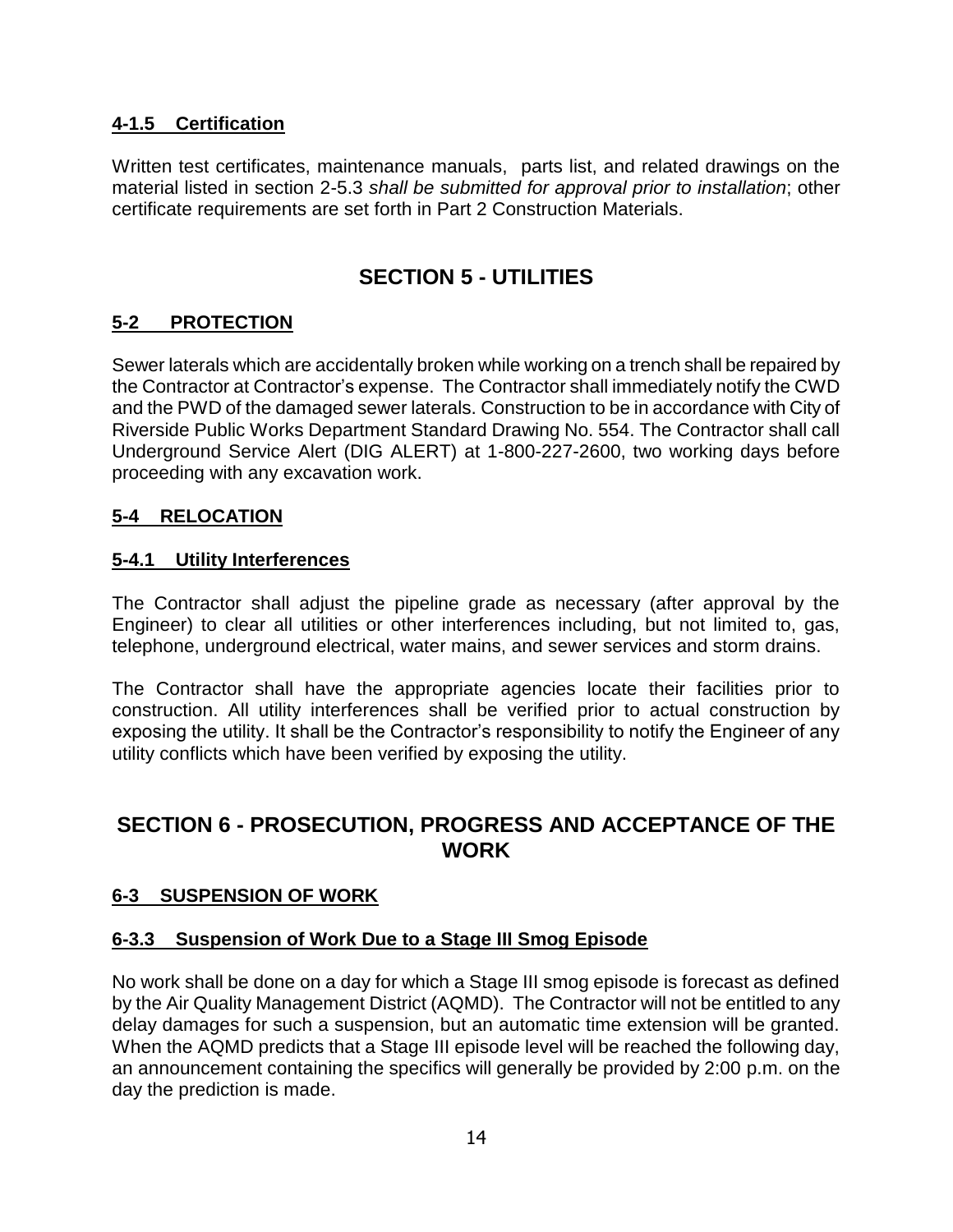### 4-1.5 Certification

Written test certificates, maintenance manuals, parts list, and related drawings on the material listed in section 2-5.3 *shall be submitted for approval prior to installation*; other certificate requirements are set forth in Part 2 Construction Materials.

## SECTION 5 - UTILITIES

### 5-2 PROTECTION

Sewer laterals which are accidentally broken while working on a trench shall be repaired by the Contractor at Contractor's expense. The Contractor shall immediately notify the CWD and the PWD of the damaged sewer laterals. Construction to be in accordance with City of Riverside Public Works Department Standard Drawing No. 554. The Contractor shall call Underground Service Alert (DIG ALERT) at 1-800-227-2600, two working days before proceeding with any excavation work.

### 5-4 RELOCATION

### 5-4.1 Utility Interferences

The Contractor shall adjust the pipeline grade as necessary (after approval by the Engineer) to clear all utilities or other interferences including, but not limited to, gas, telephone, underground electrical, water mains, and sewer services and storm drains.

The Contractor shall have the appropriate agencies locate their facilities prior to construction. All utility interferences shall be verified prior to actual construction by exposing the utility. It shall be the Contractor's responsibility to notify the Engineer of any utility conflicts which have been verified by exposing the utility.

## SECTION 6 - PROSECUTION, PROGRESS AND ACCEPTANCE OF THE WORK

### 6-3 SUSPENSION OF WORK

### 6-3.3 Suspension of Work Due to a Stage III Smog Episode

No work shall be done on a day for which a Stage III smog episode is forecast as defined by the Air Quality Management District (AQMD). The Contractor will not be entitled to any delay damages for such a suspension, but an automatic time extension will be granted. When the AQMD predicts that a Stage III episode level will be reached the following day, an announcement containing the specifics will generally be provided by 2:00 p.m. on the day the prediction is made.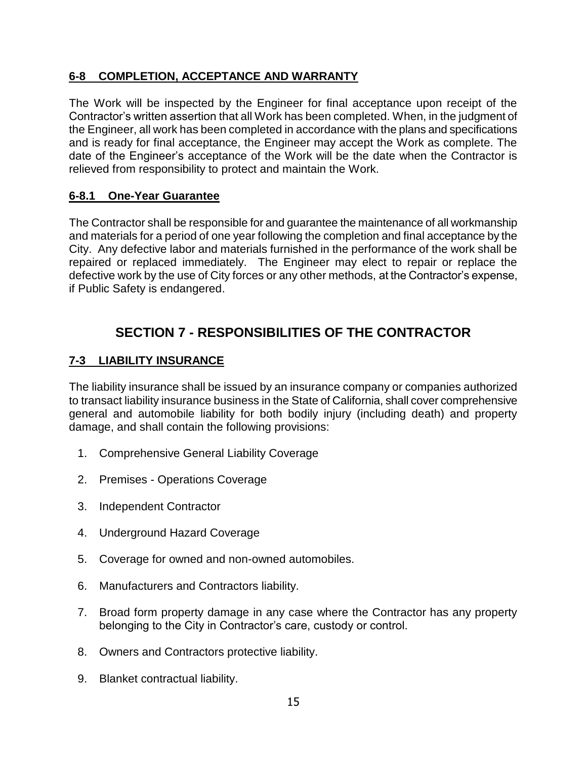### 6-8 COMPLETION, ACCEPTANCE AND WARRANTY

The Work will be inspected by the Engineer for final acceptance upon receipt of the Contractor's written assertion that all Work has been completed. When, in the judgment of the Engineer, all work has been completed in accordance with the plans and specifications and is ready for final acceptance, the Engineer may accept the Work as complete. The date of the Engineer's acceptance of the Work will be the date when the Contractor is relieved from responsibility to protect and maintain the Work.

### 6-8.1 One-Year Guarantee

The Contractor shall be responsible for and guarantee the maintenance of all workmanship and materials for a period of one year following the completion and final acceptance by the City. Any defective labor and materials furnished in the performance of the work shall be repaired or replaced immediately. The Engineer may elect to repair or replace the defective work by the use of City forces or any other methods, at the Contractor's expense, if Public Safety is endangered.

## SECTION 7 - RESPONSIBILITIES OF THE CONTRACTOR

### 7-3 LIABILITY INSURANCE

The liability insurance shall be issued by an insurance company or companies authorized to transact liability insurance business in the State of California, shall cover comprehensive general and automobile liability for both bodily injury (including death) and property damage, and shall contain the following provisions:

1. Comprehensive General Liability Coverage
2. Premises - Operations Coverage
3. Independent Contractor
4. Underground Hazard Coverage
5. Coverage for owned and non-owned automobiles.
6. Manufacturers and Contractors liability.
7. Broad form property damage in any case where the Contractor has any property belonging to the City in Contractor's care, custody or control.
8. Owners and Contractors protective liability.
9. Blanket contractual liability.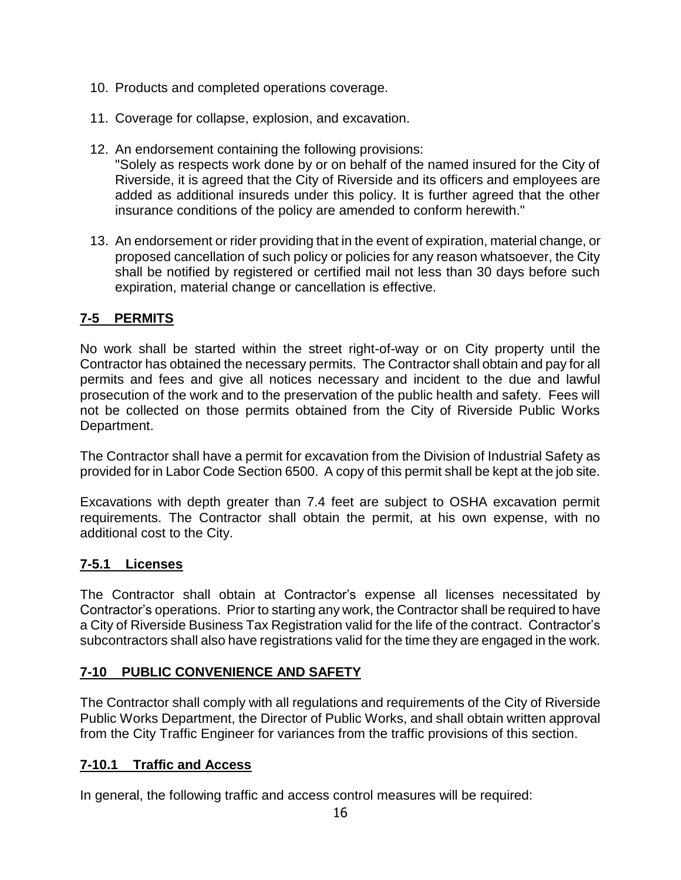10. Products and completed operations coverage.

11. Coverage for collapse, explosion, and excavation.

12. An endorsement containing the following provisions:
    "Solely as respects work done by or on behalf of the named insured for the City of Riverside, it is agreed that the City of Riverside and its officers and employees are added as additional insureds under this policy. It is further agreed that the other insurance conditions of the policy are amended to conform herewith."

13. An endorsement or rider providing that in the event of expiration, material change, or proposed cancellation of such policy or policies for any reason whatsoever, the City shall be notified by registered or certified mail not less than 30 days before such expiration, material change or cancellation is effective.

## 7-5 PERMITS

No work shall be started within the street right-of-way or on City property until the Contractor has obtained the necessary permits. The Contractor shall obtain and pay for all permits and fees and give all notices necessary and incident to the due and lawful prosecution of the work and to the preservation of the public health and safety. Fees will not be collected on those permits obtained from the City of Riverside Public Works Department.

The Contractor shall have a permit for excavation from the Division of Industrial Safety as provided for in Labor Code Section 6500. A copy of this permit shall be kept at the job site.

Excavations with depth greater than 7.4 feet are subject to OSHA excavation permit requirements. The Contractor shall obtain the permit, at his own expense, with no additional cost to the City.

### 7-5.1 Licenses

The Contractor shall obtain at Contractor's expense all licenses necessitated by Contractor's operations. Prior to starting any work, the Contractor shall be required to have a City of Riverside Business Tax Registration valid for the life of the contract. Contractor's subcontractors shall also have registrations valid for the time they are engaged in the work.

## 7-10 PUBLIC CONVENIENCE AND SAFETY

The Contractor shall comply with all regulations and requirements of the City of Riverside Public Works Department, the Director of Public Works, and shall obtain written approval from the City Traffic Engineer for variances from the traffic provisions of this section.

### 7-10.1 Traffic and Access

In general, the following traffic and access control measures will be required: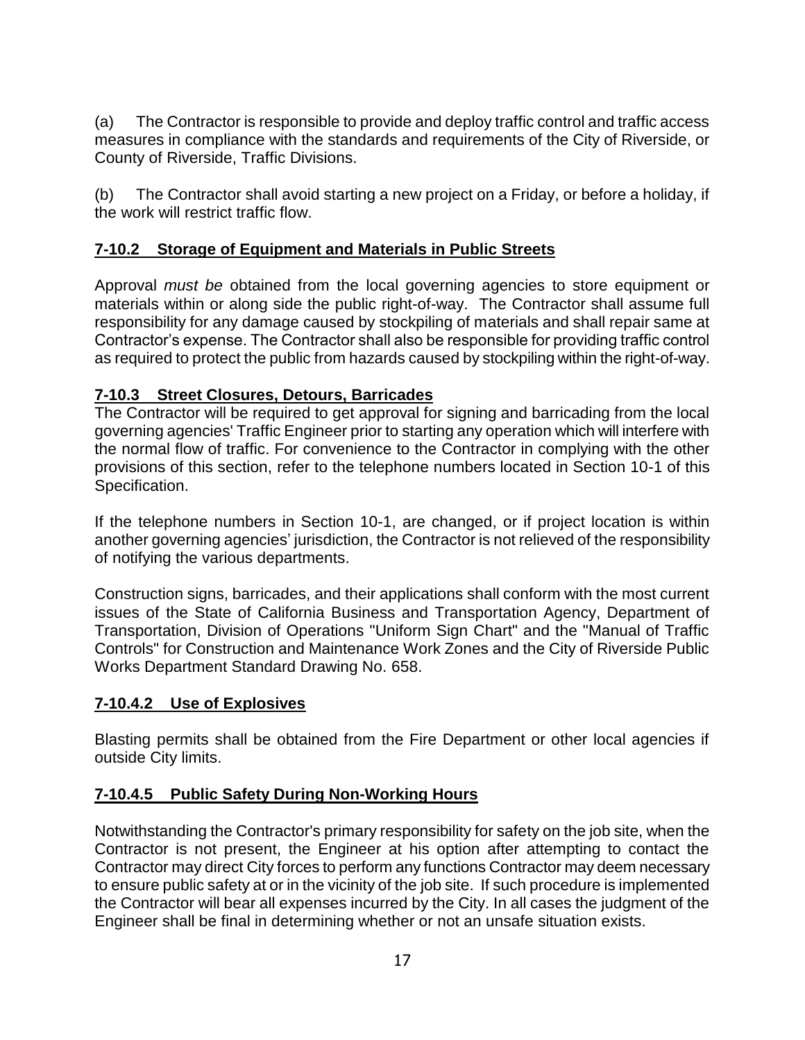(a) The Contractor is responsible to provide and deploy traffic control and traffic access measures in compliance with the standards and requirements of the City of Riverside, or County of Riverside, Traffic Divisions.

(b) The Contractor shall avoid starting a new project on a Friday, or before a holiday, if the work will restrict traffic flow.

## **7-10.2 Storage of Equipment and Materials in Public Streets**

Approval *must be* obtained from the local governing agencies to store equipment or materials within or along side the public right-of-way. The Contractor shall assume full responsibility for any damage caused by stockpiling of materials and shall repair same at Contractor's expense. The Contractor shall also be responsible for providing traffic control as required to protect the public from hazards caused by stockpiling within the right-of-way.

## **7-10.3 Street Closures, Detours, Barricades**

The Contractor will be required to get approval for signing and barricading from the local governing agencies' Traffic Engineer prior to starting any operation which will interfere with the normal flow of traffic. For convenience to the Contractor in complying with the other provisions of this section, refer to the telephone numbers located in Section 10-1 of this Specification.

If the telephone numbers in Section 10-1, are changed, or if project location is within another governing agencies' jurisdiction, the Contractor is not relieved of the responsibility of notifying the various departments.

Construction signs, barricades, and their applications shall conform with the most current issues of the State of California Business and Transportation Agency, Department of Transportation, Division of Operations "Uniform Sign Chart" and the "Manual of Traffic Controls" for Construction and Maintenance Work Zones and the City of Riverside Public Works Department Standard Drawing No. 658.

## **7-10.4.2 Use of Explosives**

Blasting permits shall be obtained from the Fire Department or other local agencies if outside City limits.

## **7-10.4.5 Public Safety During Non-Working Hours**

Notwithstanding the Contractor's primary responsibility for safety on the job site, when the Contractor is not present, the Engineer at his option after attempting to contact the Contractor may direct City forces to perform any functions Contractor may deem necessary to ensure public safety at or in the vicinity of the job site. If such procedure is implemented the Contractor will bear all expenses incurred by the City. In all cases the judgment of the Engineer shall be final in determining whether or not an unsafe situation exists.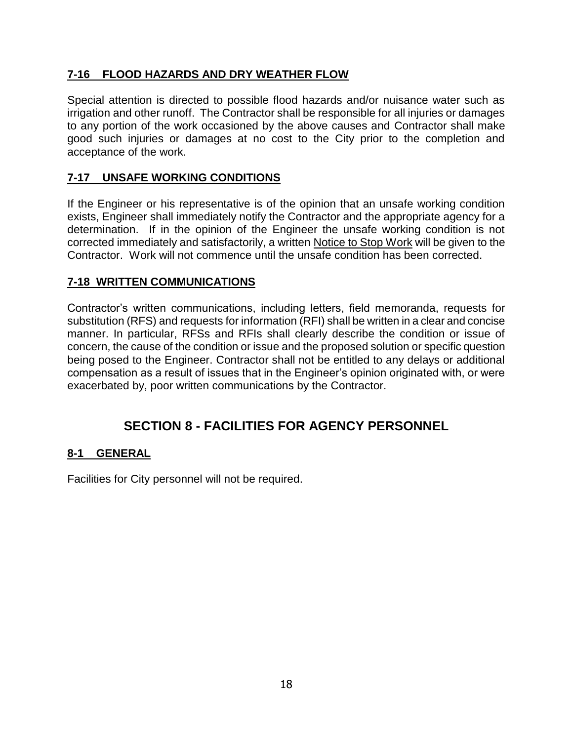### 7-16 FLOOD HAZARDS AND DRY WEATHER FLOW

Special attention is directed to possible flood hazards and/or nuisance water such as irrigation and other runoff. The Contractor shall be responsible for all injuries or damages to any portion of the work occasioned by the above causes and Contractor shall make good such injuries or damages at no cost to the City prior to the completion and acceptance of the work.

### 7-17 UNSAFE WORKING CONDITIONS

If the Engineer or his representative is of the opinion that an unsafe working condition exists, Engineer shall immediately notify the Contractor and the appropriate agency for a determination. If in the opinion of the Engineer the unsafe working condition is not corrected immediately and satisfactorily, a written Notice to Stop Work will be given to the Contractor. Work will not commence until the unsafe condition has been corrected.

### 7-18 WRITTEN COMMUNICATIONS

Contractor's written communications, including letters, field memoranda, requests for substitution (RFS) and requests for information (RFI) shall be written in a clear and concise manner. In particular, RFSs and RFIs shall clearly describe the condition or issue of concern, the cause of the condition or issue and the proposed solution or specific question being posed to the Engineer. Contractor shall not be entitled to any delays or additional compensation as a result of issues that in the Engineer's opinion originated with, or were exacerbated by, poor written communications by the Contractor.

## SECTION 8 - FACILITIES FOR AGENCY PERSONNEL

### 8-1 GENERAL

Facilities for City personnel will not be required.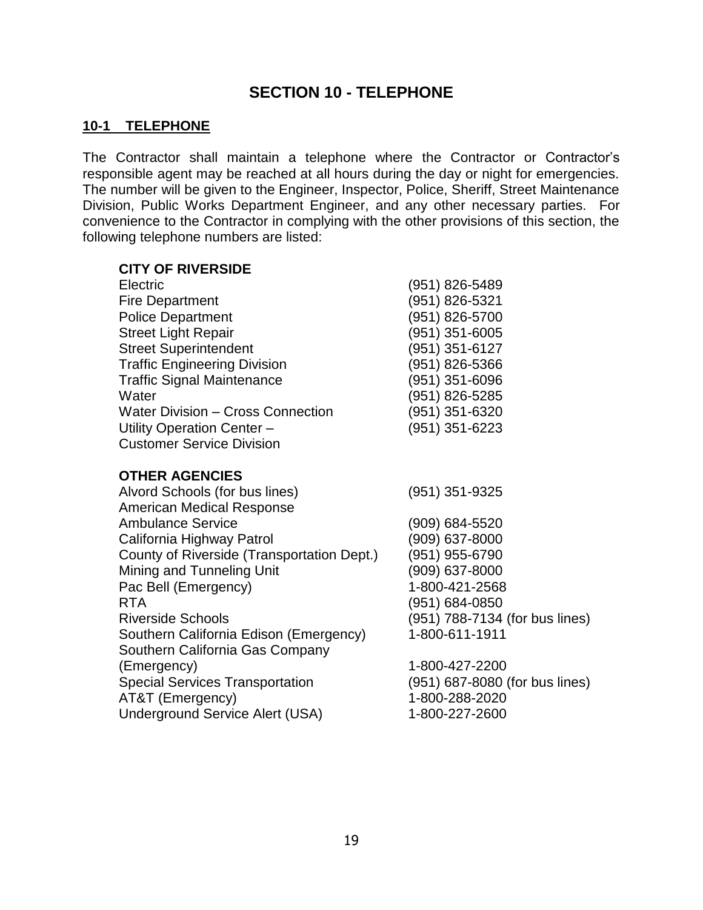# SECTION 10 - TELEPHONE

## 10-1 TELEPHONE

The Contractor shall maintain a telephone where the Contractor or Contractor's responsible agent may be reached at all hours during the day or night for emergencies. The number will be given to the Engineer, Inspector, Police, Sheriff, Street Maintenance Division, Public Works Department Engineer, and any other necessary parties. For convenience to the Contractor in complying with the other provisions of this section, the following telephone numbers are listed:

**CITY OF RIVERSIDE**

| | |
|---|---|
| Electric | (951) 826-5489 |
| Fire Department | (951) 826-5321 |
| Police Department | (951) 826-5700 |
| Street Light Repair | (951) 351-6005 |
| Street Superintendent | (951) 351-6127 |
| Traffic Engineering Division | (951) 826-5366 |
| Traffic Signal Maintenance | (951) 351-6096 |
| Water | (951) 826-5285 |
| Water Division – Cross Connection | (951) 351-6320 |
| Utility Operation Center – Customer Service Division | (951) 351-6223 |

**OTHER AGENCIES**

| | |
|---|---|
| Alvord Schools (for bus lines) | (951) 351-9325 |
| American Medical Response Ambulance Service | (909) 684-5520 |
| California Highway Patrol | (909) 637-8000 |
| County of Riverside (Transportation Dept.) | (951) 955-6790 |
| Mining and Tunneling Unit | (909) 637-8000 |
| Pac Bell (Emergency) | 1-800-421-2568 |
| RTA | (951) 684-0850 |
| Riverside Schools | (951) 788-7134 (for bus lines) |
| Southern California Edison (Emergency) | 1-800-611-1911 |
| Southern California Gas Company (Emergency) | 1-800-427-2200 |
| Special Services Transportation | (951) 687-8080 (for bus lines) |
| AT&T (Emergency) | 1-800-288-2020 |
| Underground Service Alert (USA) | 1-800-227-2600 |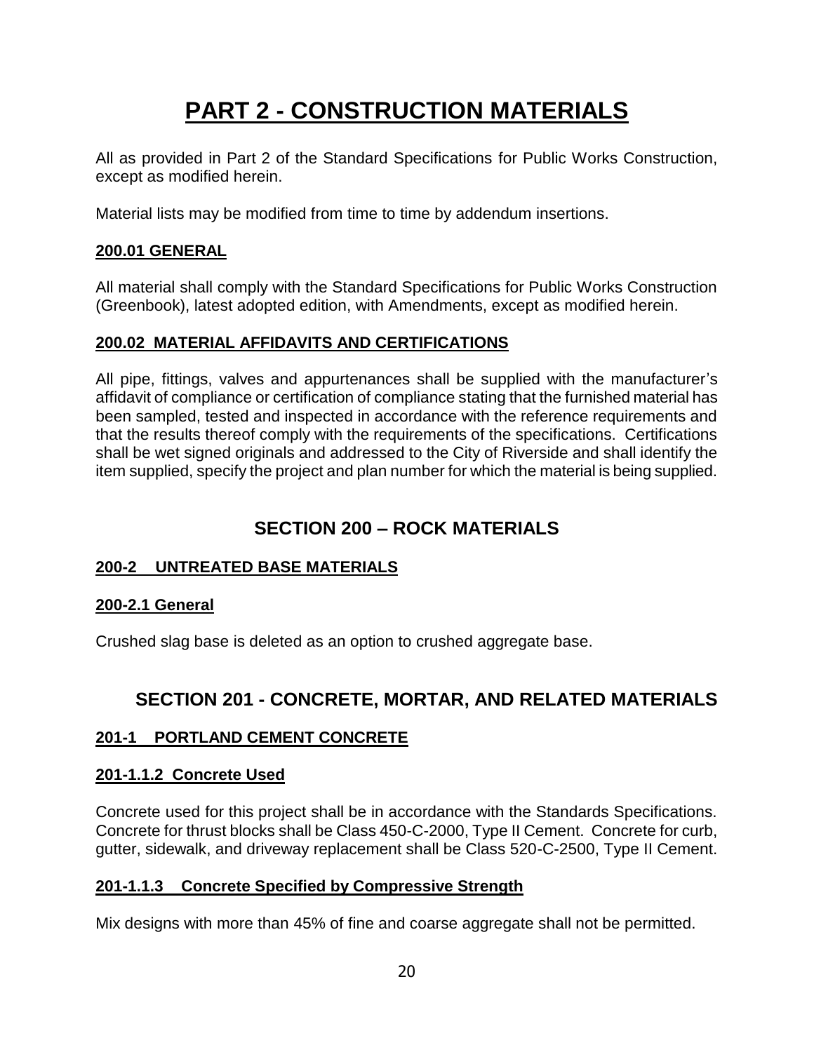# PART 2 - CONSTRUCTION MATERIALS

All as provided in Part 2 of the Standard Specifications for Public Works Construction, except as modified herein.

Material lists may be modified from time to time by addendum insertions.

### 200.01 GENERAL

All material shall comply with the Standard Specifications for Public Works Construction (Greenbook), latest adopted edition, with Amendments, except as modified herein.

### 200.02 MATERIAL AFFIDAVITS AND CERTIFICATIONS

All pipe, fittings, valves and appurtenances shall be supplied with the manufacturer's affidavit of compliance or certification of compliance stating that the furnished material has been sampled, tested and inspected in accordance with the reference requirements and that the results thereof comply with the requirements of the specifications. Certifications shall be wet signed originals and addressed to the City of Riverside and shall identify the item supplied, specify the project and plan number for which the material is being supplied.

## SECTION 200 – ROCK MATERIALS

### 200-2 UNTREATED BASE MATERIALS

### 200-2.1 General

Crushed slag base is deleted as an option to crushed aggregate base.

## SECTION 201 - CONCRETE, MORTAR, AND RELATED MATERIALS

### 201-1 PORTLAND CEMENT CONCRETE

### 201-1.1.2 Concrete Used

Concrete used for this project shall be in accordance with the Standards Specifications. Concrete for thrust blocks shall be Class 450-C-2000, Type II Cement. Concrete for curb, gutter, sidewalk, and driveway replacement shall be Class 520-C-2500, Type II Cement.

### 201-1.1.3 Concrete Specified by Compressive Strength

Mix designs with more than 45% of fine and coarse aggregate shall not be permitted.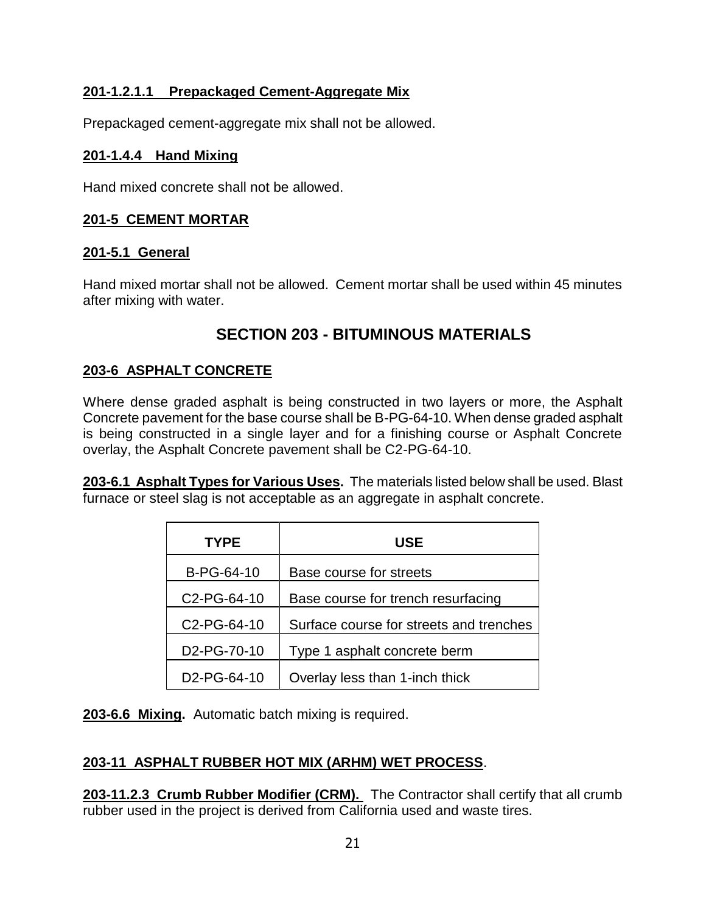**201-1.2.1.1 Prepackaged Cement-Aggregate Mix**

Prepackaged cement-aggregate mix shall not be allowed.

**201-1.4.4 Hand Mixing**

Hand mixed concrete shall not be allowed.

**201-5 CEMENT MORTAR**

**201-5.1 General**

Hand mixed mortar shall not be allowed. Cement mortar shall be used within 45 minutes after mixing with water.

## SECTION 203 - BITUMINOUS MATERIALS

**203-6 ASPHALT CONCRETE**

Where dense graded asphalt is being constructed in two layers or more, the Asphalt Concrete pavement for the base course shall be B-PG-64-10. When dense graded asphalt is being constructed in a single layer and for a finishing course or Asphalt Concrete overlay, the Asphalt Concrete pavement shall be C2-PG-64-10.

**203-6.1 Asphalt Types for Various Uses.** The materials listed below shall be used. Blast furnace or steel slag is not acceptable as an aggregate in asphalt concrete.

| TYPE | USE |
|---|---|
| B-PG-64-10 | Base course for streets |
| C2-PG-64-10 | Base course for trench resurfacing |
| C2-PG-64-10 | Surface course for streets and trenches |
| D2-PG-70-10 | Type 1 asphalt concrete berm |
| D2-PG-64-10 | Overlay less than 1-inch thick |

**203-6.6 Mixing.** Automatic batch mixing is required.

**203-11 ASPHALT RUBBER HOT MIX (ARHM) WET PROCESS**.

**203-11.2.3 Crumb Rubber Modifier (CRM).** The Contractor shall certify that all crumb rubber used in the project is derived from California used and waste tires.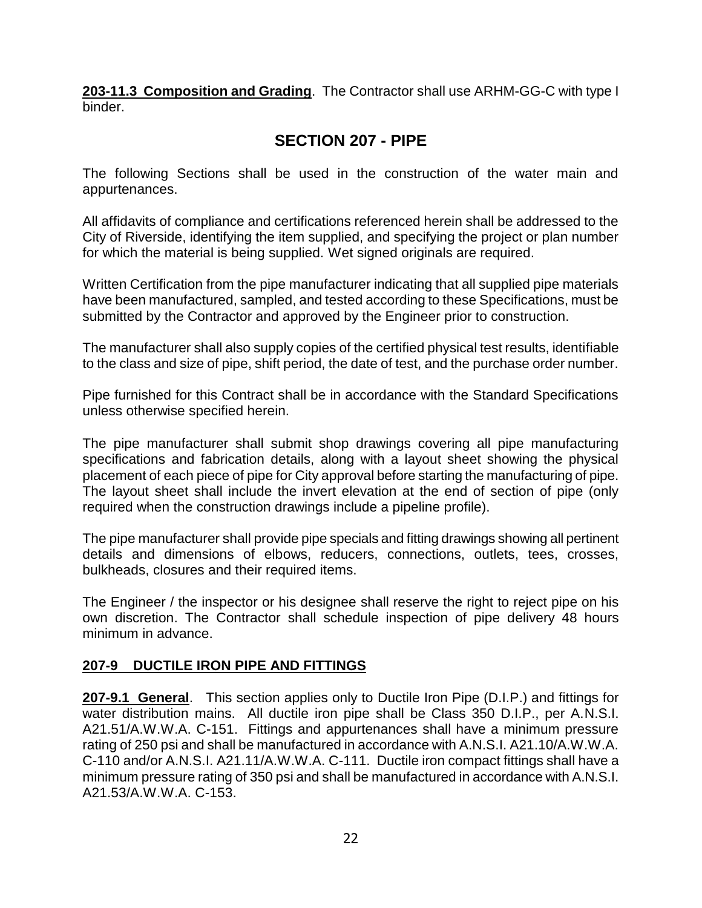**203-11.3 Composition and Grading**. The Contractor shall use ARHM-GG-C with type I binder.

# SECTION 207 - PIPE

The following Sections shall be used in the construction of the water main and appurtenances.

All affidavits of compliance and certifications referenced herein shall be addressed to the City of Riverside, identifying the item supplied, and specifying the project or plan number for which the material is being supplied. Wet signed originals are required.

Written Certification from the pipe manufacturer indicating that all supplied pipe materials have been manufactured, sampled, and tested according to these Specifications, must be submitted by the Contractor and approved by the Engineer prior to construction.

The manufacturer shall also supply copies of the certified physical test results, identifiable to the class and size of pipe, shift period, the date of test, and the purchase order number.

Pipe furnished for this Contract shall be in accordance with the Standard Specifications unless otherwise specified herein.

The pipe manufacturer shall submit shop drawings covering all pipe manufacturing specifications and fabrication details, along with a layout sheet showing the physical placement of each piece of pipe for City approval before starting the manufacturing of pipe. The layout sheet shall include the invert elevation at the end of section of pipe (only required when the construction drawings include a pipeline profile).

The pipe manufacturer shall provide pipe specials and fitting drawings showing all pertinent details and dimensions of elbows, reducers, connections, outlets, tees, crosses, bulkheads, closures and their required items.

The Engineer / the inspector or his designee shall reserve the right to reject pipe on his own discretion. The Contractor shall schedule inspection of pipe delivery 48 hours minimum in advance.

## 207-9 DUCTILE IRON PIPE AND FITTINGS

**207-9.1 General**. This section applies only to Ductile Iron Pipe (D.I.P.) and fittings for water distribution mains. All ductile iron pipe shall be Class 350 D.I.P., per A.N.S.I. A21.51/A.W.W.A. C-151. Fittings and appurtenances shall have a minimum pressure rating of 250 psi and shall be manufactured in accordance with A.N.S.I. A21.10/A.W.W.A. C-110 and/or A.N.S.I. A21.11/A.W.W.A. C-111. Ductile iron compact fittings shall have a minimum pressure rating of 350 psi and shall be manufactured in accordance with A.N.S.I. A21.53/A.W.W.A. C-153.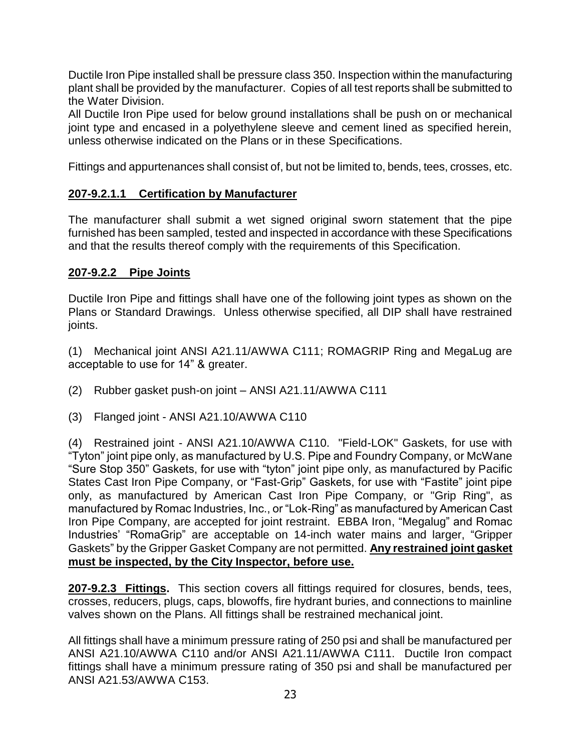Ductile Iron Pipe installed shall be pressure class 350. Inspection within the manufacturing plant shall be provided by the manufacturer. Copies of all test reports shall be submitted to the Water Division.
All Ductile Iron Pipe used for below ground installations shall be push on or mechanical joint type and encased in a polyethylene sleeve and cement lined as specified herein, unless otherwise indicated on the Plans or in these Specifications.

Fittings and appurtenances shall consist of, but not be limited to, bends, tees, crosses, etc.

**207-9.2.1.1 Certification by Manufacturer**

The manufacturer shall submit a wet signed original sworn statement that the pipe furnished has been sampled, tested and inspected in accordance with these Specifications and that the results thereof comply with the requirements of this Specification.

**207-9.2.2 Pipe Joints**

Ductile Iron Pipe and fittings shall have one of the following joint types as shown on the Plans or Standard Drawings. Unless otherwise specified, all DIP shall have restrained joints.

(1) Mechanical joint ANSI A21.11/AWWA C111; ROMAGRIP Ring and MegaLug are acceptable to use for 14" & greater.

(2) Rubber gasket push-on joint – ANSI A21.11/AWWA C111

(3) Flanged joint - ANSI A21.10/AWWA C110

(4) Restrained joint - ANSI A21.10/AWWA C110. "Field-LOK" Gaskets, for use with "Tyton" joint pipe only, as manufactured by U.S. Pipe and Foundry Company, or McWane "Sure Stop 350" Gaskets, for use with "tyton" joint pipe only, as manufactured by Pacific States Cast Iron Pipe Company, or "Fast-Grip" Gaskets, for use with "Fastite" joint pipe only, as manufactured by American Cast Iron Pipe Company, or "Grip Ring", as manufactured by Romac Industries, Inc., or "Lok-Ring" as manufactured by American Cast Iron Pipe Company, are accepted for joint restraint. EBBA Iron, "Megalug" and Romac Industries' "RomaGrip" are acceptable on 14-inch water mains and larger, "Gripper Gaskets" by the Gripper Gasket Company are not permitted. **Any restrained joint gasket must be inspected, by the City Inspector, before use.**

**207-9.2.3 Fittings.** This section covers all fittings required for closures, bends, tees, crosses, reducers, plugs, caps, blowoffs, fire hydrant buries, and connections to mainline valves shown on the Plans. All fittings shall be restrained mechanical joint.

All fittings shall have a minimum pressure rating of 250 psi and shall be manufactured per ANSI A21.10/AWWA C110 and/or ANSI A21.11/AWWA C111. Ductile Iron compact fittings shall have a minimum pressure rating of 350 psi and shall be manufactured per ANSI A21.53/AWWA C153.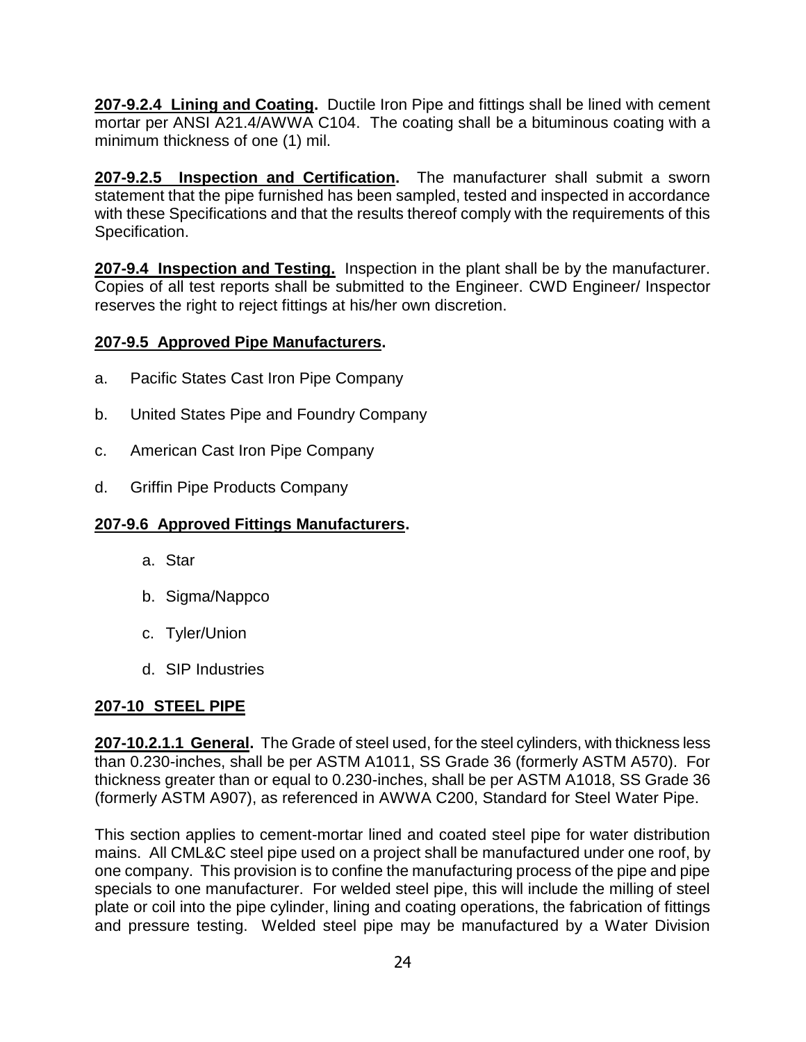**207-9.2.4 Lining and Coating.** Ductile Iron Pipe and fittings shall be lined with cement mortar per ANSI A21.4/AWWA C104. The coating shall be a bituminous coating with a minimum thickness of one (1) mil.

**207-9.2.5 Inspection and Certification.** The manufacturer shall submit a sworn statement that the pipe furnished has been sampled, tested and inspected in accordance with these Specifications and that the results thereof comply with the requirements of this Specification.

**207-9.4 Inspection and Testing.** Inspection in the plant shall be by the manufacturer. Copies of all test reports shall be submitted to the Engineer. CWD Engineer/ Inspector reserves the right to reject fittings at his/her own discretion.

**207-9.5 Approved Pipe Manufacturers.**

a. Pacific States Cast Iron Pipe Company

b. United States Pipe and Foundry Company

c. American Cast Iron Pipe Company

d. Griffin Pipe Products Company

**207-9.6 Approved Fittings Manufacturers.**

a. Star

b. Sigma/Nappco

c. Tyler/Union

d. SIP Industries

## 207-10 STEEL PIPE

**207-10.2.1.1 General.** The Grade of steel used, for the steel cylinders, with thickness less than 0.230-inches, shall be per ASTM A1011, SS Grade 36 (formerly ASTM A570). For thickness greater than or equal to 0.230-inches, shall be per ASTM A1018, SS Grade 36 (formerly ASTM A907), as referenced in AWWA C200, Standard for Steel Water Pipe.

This section applies to cement-mortar lined and coated steel pipe for water distribution mains. All CML&C steel pipe used on a project shall be manufactured under one roof, by one company. This provision is to confine the manufacturing process of the pipe and pipe specials to one manufacturer. For welded steel pipe, this will include the milling of steel plate or coil into the pipe cylinder, lining and coating operations, the fabrication of fittings and pressure testing. Welded steel pipe may be manufactured by a Water Division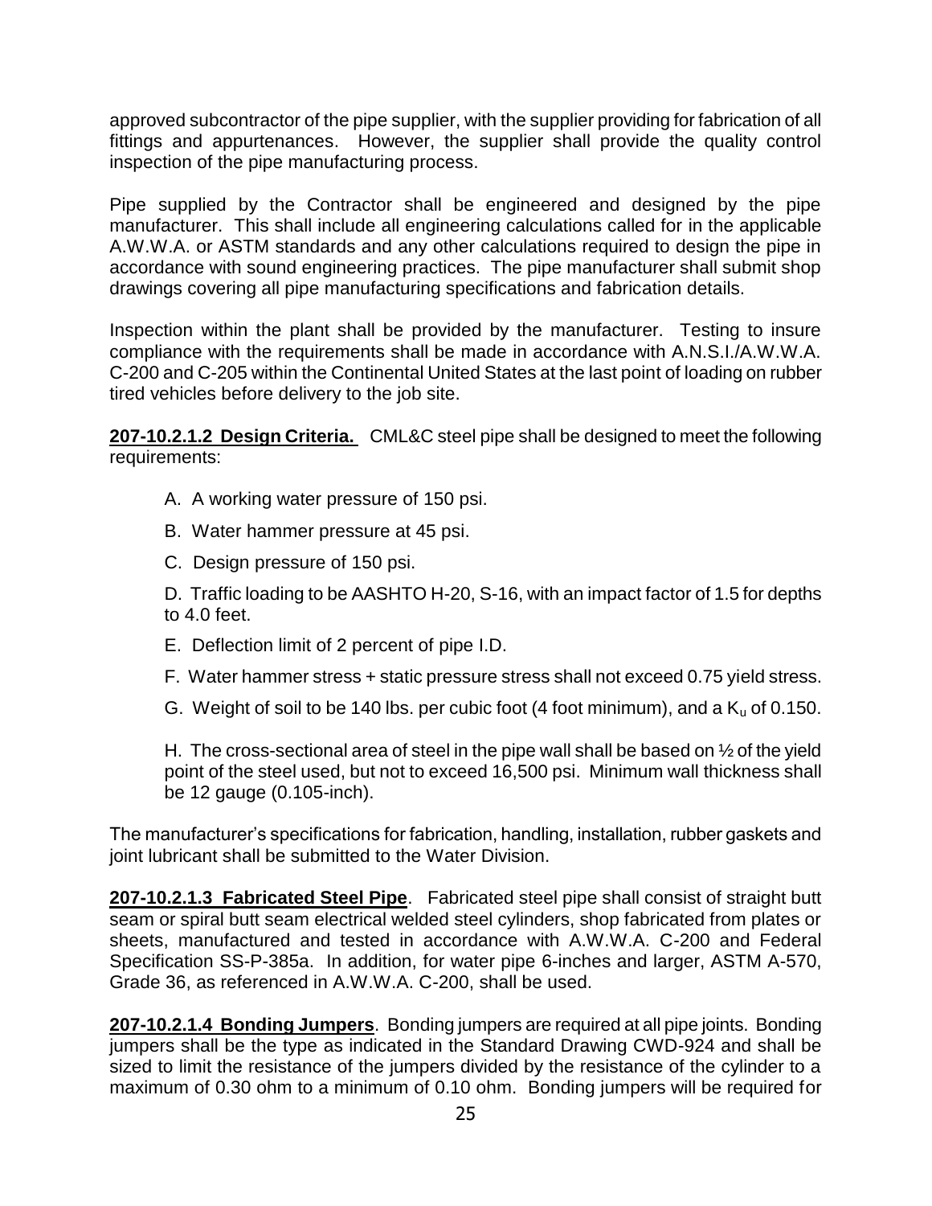approved subcontractor of the pipe supplier, with the supplier providing for fabrication of all fittings and appurtenances. However, the supplier shall provide the quality control inspection of the pipe manufacturing process.

Pipe supplied by the Contractor shall be engineered and designed by the pipe manufacturer. This shall include all engineering calculations called for in the applicable A.W.W.A. or ASTM standards and any other calculations required to design the pipe in accordance with sound engineering practices. The pipe manufacturer shall submit shop drawings covering all pipe manufacturing specifications and fabrication details.

Inspection within the plant shall be provided by the manufacturer. Testing to insure compliance with the requirements shall be made in accordance with A.N.S.I./A.W.W.A. C-200 and C-205 within the Continental United States at the last point of loading on rubber tired vehicles before delivery to the job site.

**207-10.2.1.2 Design Criteria.** CML&C steel pipe shall be designed to meet the following requirements:

A. A working water pressure of 150 psi.

B. Water hammer pressure at 45 psi.

C. Design pressure of 150 psi.

D. Traffic loading to be AASHTO H-20, S-16, with an impact factor of 1.5 for depths to 4.0 feet.

E. Deflection limit of 2 percent of pipe I.D.

F. Water hammer stress + static pressure stress shall not exceed 0.75 yield stress.

G. Weight of soil to be 140 lbs. per cubic foot (4 foot minimum), and a $K_u$ of 0.150.

H. The cross-sectional area of steel in the pipe wall shall be based on ½ of the yield point of the steel used, but not to exceed 16,500 psi. Minimum wall thickness shall be 12 gauge (0.105-inch).

The manufacturer's specifications for fabrication, handling, installation, rubber gaskets and joint lubricant shall be submitted to the Water Division.

**207-10.2.1.3 Fabricated Steel Pipe**. Fabricated steel pipe shall consist of straight butt seam or spiral butt seam electrical welded steel cylinders, shop fabricated from plates or sheets, manufactured and tested in accordance with A.W.W.A. C-200 and Federal Specification SS-P-385a. In addition, for water pipe 6-inches and larger, ASTM A-570, Grade 36, as referenced in A.W.W.A. C-200, shall be used.

**207-10.2.1.4 Bonding Jumpers**. Bonding jumpers are required at all pipe joints. Bonding jumpers shall be the type as indicated in the Standard Drawing CWD-924 and shall be sized to limit the resistance of the jumpers divided by the resistance of the cylinder to a maximum of 0.30 ohm to a minimum of 0.10 ohm. Bonding jumpers will be required for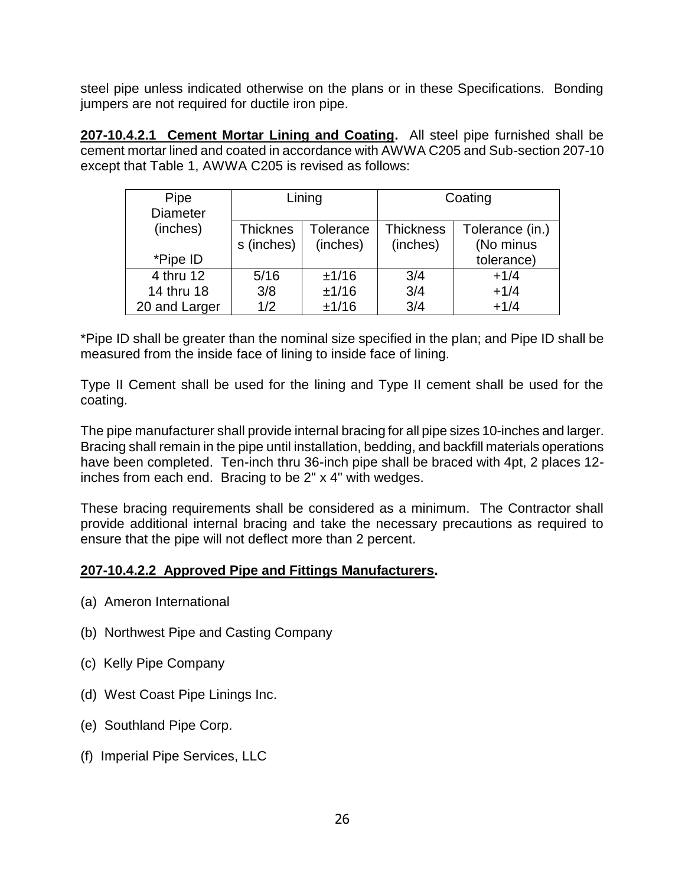steel pipe unless indicated otherwise on the plans or in these Specifications. Bonding jumpers are not required for ductile iron pipe.

**207-10.4.2.1 Cement Mortar Lining and Coating.** All steel pipe furnished shall be cement mortar lined and coated in accordance with AWWA C205 and Sub-section 207-10 except that Table 1, AWWA C205 is revised as follows:

| Pipe Diameter (inches) *Pipe ID | Lining | | Coating | |
|---|---|---|---|---|
| | Thickness (inches) | Tolerance (inches) | Thickness (inches) | Tolerance (in.) (No minus tolerance) |
| 4 thru 12 | 5/16 | ±1/16 | 3/4 | +1/4 |
| 14 thru 18 | 3/8 | ±1/16 | 3/4 | +1/4 |
| 20 and Larger | 1/2 | ±1/16 | 3/4 | +1/4 |

*Pipe ID shall be greater than the nominal size specified in the plan; and Pipe ID shall be measured from the inside face of lining to inside face of lining.

Type II Cement shall be used for the lining and Type II cement shall be used for the coating.

The pipe manufacturer shall provide internal bracing for all pipe sizes 10-inches and larger. Bracing shall remain in the pipe until installation, bedding, and backfill materials operations have been completed. Ten-inch thru 36-inch pipe shall be braced with 4pt, 2 places 12-inches from each end. Bracing to be 2" x 4" with wedges.

These bracing requirements shall be considered as a minimum. The Contractor shall provide additional internal bracing and take the necessary precautions as required to ensure that the pipe will not deflect more than 2 percent.

**207-10.4.2.2 Approved Pipe and Fittings Manufacturers.**

(a) Ameron International

(b) Northwest Pipe and Casting Company

(c) Kelly Pipe Company

(d) West Coast Pipe Linings Inc.

(e) Southland Pipe Corp.

(f) Imperial Pipe Services, LLC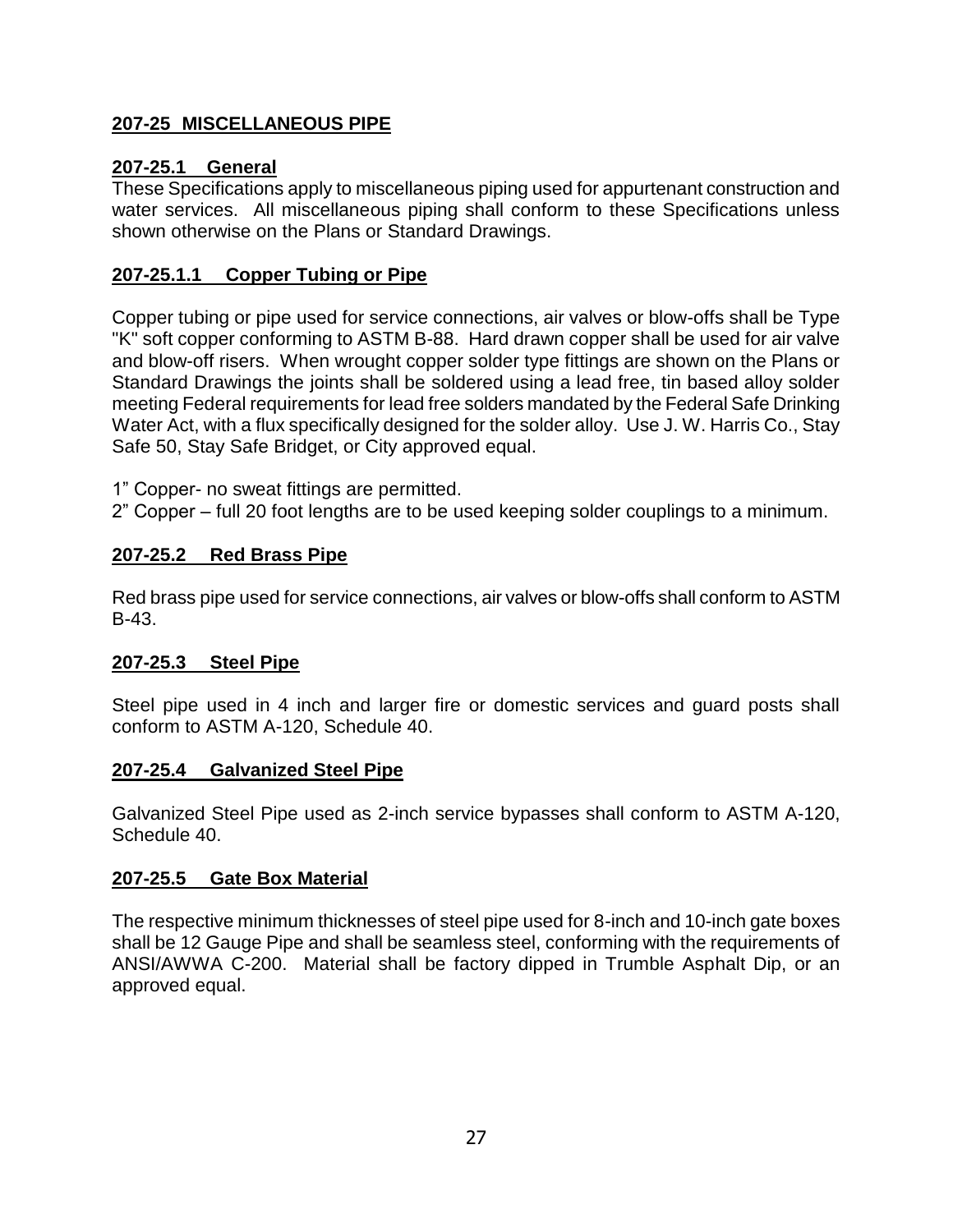## 207-25 MISCELLANEOUS PIPE

### 207-25.1 General

These Specifications apply to miscellaneous piping used for appurtenant construction and water services. All miscellaneous piping shall conform to these Specifications unless shown otherwise on the Plans or Standard Drawings.

#### 207-25.1.1 Copper Tubing or Pipe

Copper tubing or pipe used for service connections, air valves or blow-offs shall be Type "K" soft copper conforming to ASTM B-88. Hard drawn copper shall be used for air valve and blow-off risers. When wrought copper solder type fittings are shown on the Plans or Standard Drawings the joints shall be soldered using a lead free, tin based alloy solder meeting Federal requirements for lead free solders mandated by the Federal Safe Drinking Water Act, with a flux specifically designed for the solder alloy. Use J. W. Harris Co., Stay Safe 50, Stay Safe Bridget, or City approved equal.

1" Copper- no sweat fittings are permitted.
2" Copper – full 20 foot lengths are to be used keeping solder couplings to a minimum.

### 207-25.2 Red Brass Pipe

Red brass pipe used for service connections, air valves or blow-offs shall conform to ASTM B-43.

### 207-25.3 Steel Pipe

Steel pipe used in 4 inch and larger fire or domestic services and guard posts shall conform to ASTM A-120, Schedule 40.

### 207-25.4 Galvanized Steel Pipe

Galvanized Steel Pipe used as 2-inch service bypasses shall conform to ASTM A-120, Schedule 40.

### 207-25.5 Gate Box Material

The respective minimum thicknesses of steel pipe used for 8-inch and 10-inch gate boxes shall be 12 Gauge Pipe and shall be seamless steel, conforming with the requirements of ANSI/AWWA C-200. Material shall be factory dipped in Trumble Asphalt Dip, or an approved equal.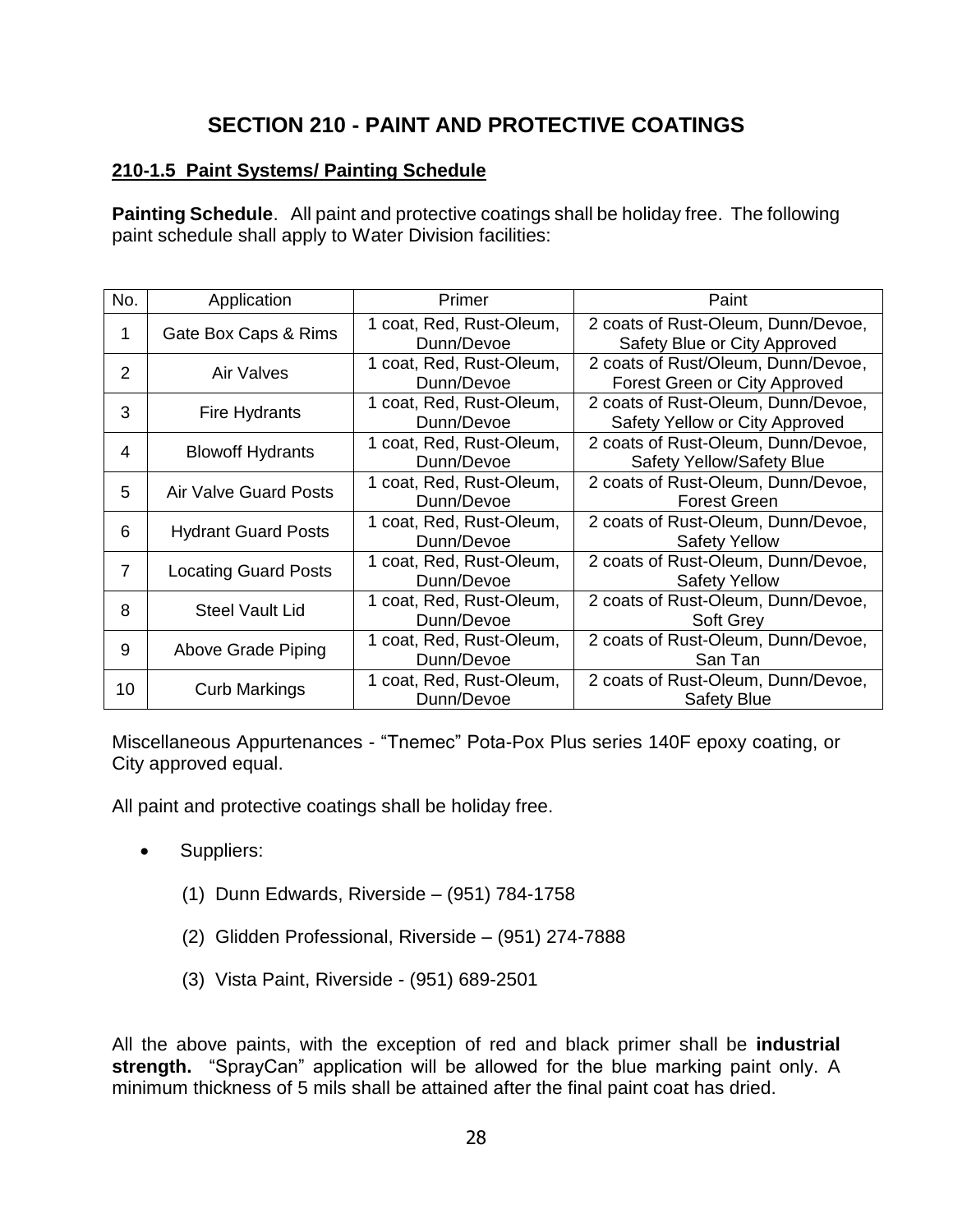# SECTION 210 - PAINT AND PROTECTIVE COATINGS

## 210-1.5 Paint Systems/ Painting Schedule

**Painting Schedule**. All paint and protective coatings shall be holiday free. The following paint schedule shall apply to Water Division facilities:

| No. | Application | Primer | Paint |
|---|---|---|---|
| 1 | Gate Box Caps & Rims | 1 coat, Red, Rust-Oleum, Dunn/Devoe | 2 coats of Rust-Oleum, Dunn/Devoe, Safety Blue or City Approved |
| 2 | Air Valves | 1 coat, Red, Rust-Oleum, Dunn/Devoe | 2 coats of Rust/Oleum, Dunn/Devoe, Forest Green or City Approved |
| 3 | Fire Hydrants | 1 coat, Red, Rust-Oleum, Dunn/Devoe | 2 coats of Rust-Oleum, Dunn/Devoe, Safety Yellow or City Approved |
| 4 | Blowoff Hydrants | 1 coat, Red, Rust-Oleum, Dunn/Devoe | 2 coats of Rust-Oleum, Dunn/Devoe, Safety Yellow/Safety Blue |
| 5 | Air Valve Guard Posts | 1 coat, Red, Rust-Oleum, Dunn/Devoe | 2 coats of Rust-Oleum, Dunn/Devoe, Forest Green |
| 6 | Hydrant Guard Posts | 1 coat, Red, Rust-Oleum, Dunn/Devoe | 2 coats of Rust-Oleum, Dunn/Devoe, Safety Yellow |
| 7 | Locating Guard Posts | 1 coat, Red, Rust-Oleum, Dunn/Devoe | 2 coats of Rust-Oleum, Dunn/Devoe, Safety Yellow |
| 8 | Steel Vault Lid | 1 coat, Red, Rust-Oleum, Dunn/Devoe | 2 coats of Rust-Oleum, Dunn/Devoe, Soft Grey |
| 9 | Above Grade Piping | 1 coat, Red, Rust-Oleum, Dunn/Devoe | 2 coats of Rust-Oleum, Dunn/Devoe, San Tan |
| 10 | Curb Markings | 1 coat, Red, Rust-Oleum, Dunn/Devoe | 2 coats of Rust-Oleum, Dunn/Devoe, Safety Blue |

Miscellaneous Appurtenances - "Tnemec" Pota-Pox Plus series 140F epoxy coating, or City approved equal.

All paint and protective coatings shall be holiday free.

- Suppliers:
  - (1) Dunn Edwards, Riverside – (951) 784-1758
  - (2) Glidden Professional, Riverside – (951) 274-7888
  - (3) Vista Paint, Riverside - (951) 689-2501

All the above paints, with the exception of red and black primer shall be **industrial strength.** "SprayCan" application will be allowed for the blue marking paint only. A minimum thickness of 5 mils shall be attained after the final paint coat has dried.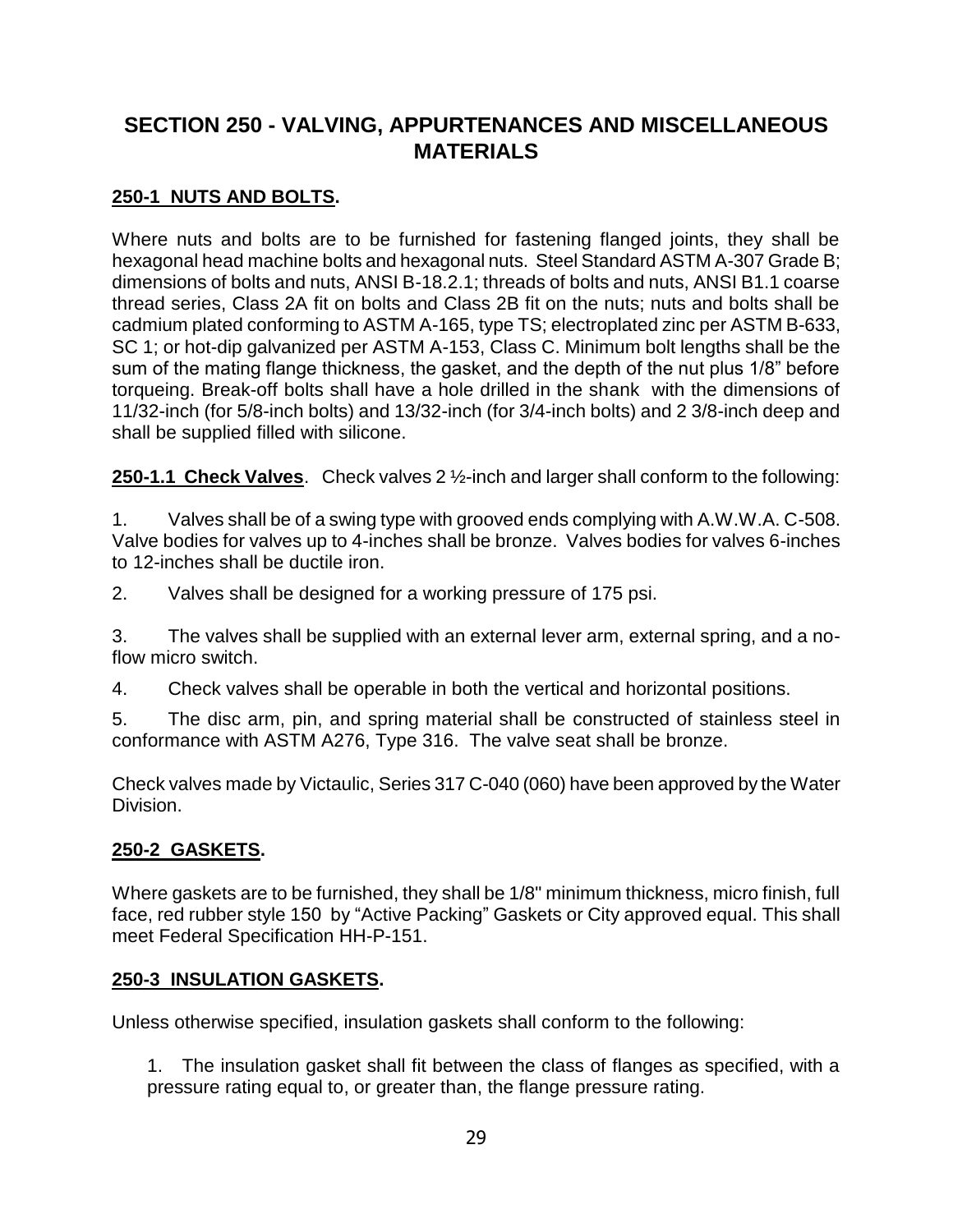# SECTION 250 - VALVING, APPURTENANCES AND MISCELLANEOUS MATERIALS

## 250-1 NUTS AND BOLTS.

Where nuts and bolts are to be furnished for fastening flanged joints, they shall be hexagonal head machine bolts and hexagonal nuts. Steel Standard ASTM A-307 Grade B; dimensions of bolts and nuts, ANSI B-18.2.1; threads of bolts and nuts, ANSI B1.1 coarse thread series, Class 2A fit on bolts and Class 2B fit on the nuts; nuts and bolts shall be cadmium plated conforming to ASTM A-165, type TS; electroplated zinc per ASTM B-633, SC 1; or hot-dip galvanized per ASTM A-153, Class C. Minimum bolt lengths shall be the sum of the mating flange thickness, the gasket, and the depth of the nut plus 1/8" before torqueing. Break-off bolts shall have a hole drilled in the shank with the dimensions of 11/32-inch (for 5/8-inch bolts) and 13/32-inch (for 3/4-inch bolts) and 2 3/8-inch deep and shall be supplied filled with silicone.

**250-1.1 Check Valves**. Check valves 2 ½-inch and larger shall conform to the following:

1. Valves shall be of a swing type with grooved ends complying with A.W.W.A. C-508. Valve bodies for valves up to 4-inches shall be bronze. Valves bodies for valves 6-inches to 12-inches shall be ductile iron.

2. Valves shall be designed for a working pressure of 175 psi.

3. The valves shall be supplied with an external lever arm, external spring, and a no-flow micro switch.

4. Check valves shall be operable in both the vertical and horizontal positions.

5. The disc arm, pin, and spring material shall be constructed of stainless steel in conformance with ASTM A276, Type 316. The valve seat shall be bronze.

Check valves made by Victaulic, Series 317 C-040 (060) have been approved by the Water Division.

## 250-2 GASKETS.

Where gaskets are to be furnished, they shall be 1/8" minimum thickness, micro finish, full face, red rubber style 150 by "Active Packing" Gaskets or City approved equal. This shall meet Federal Specification HH-P-151.

## 250-3 INSULATION GASKETS.

Unless otherwise specified, insulation gaskets shall conform to the following:

1. The insulation gasket shall fit between the class of flanges as specified, with a pressure rating equal to, or greater than, the flange pressure rating.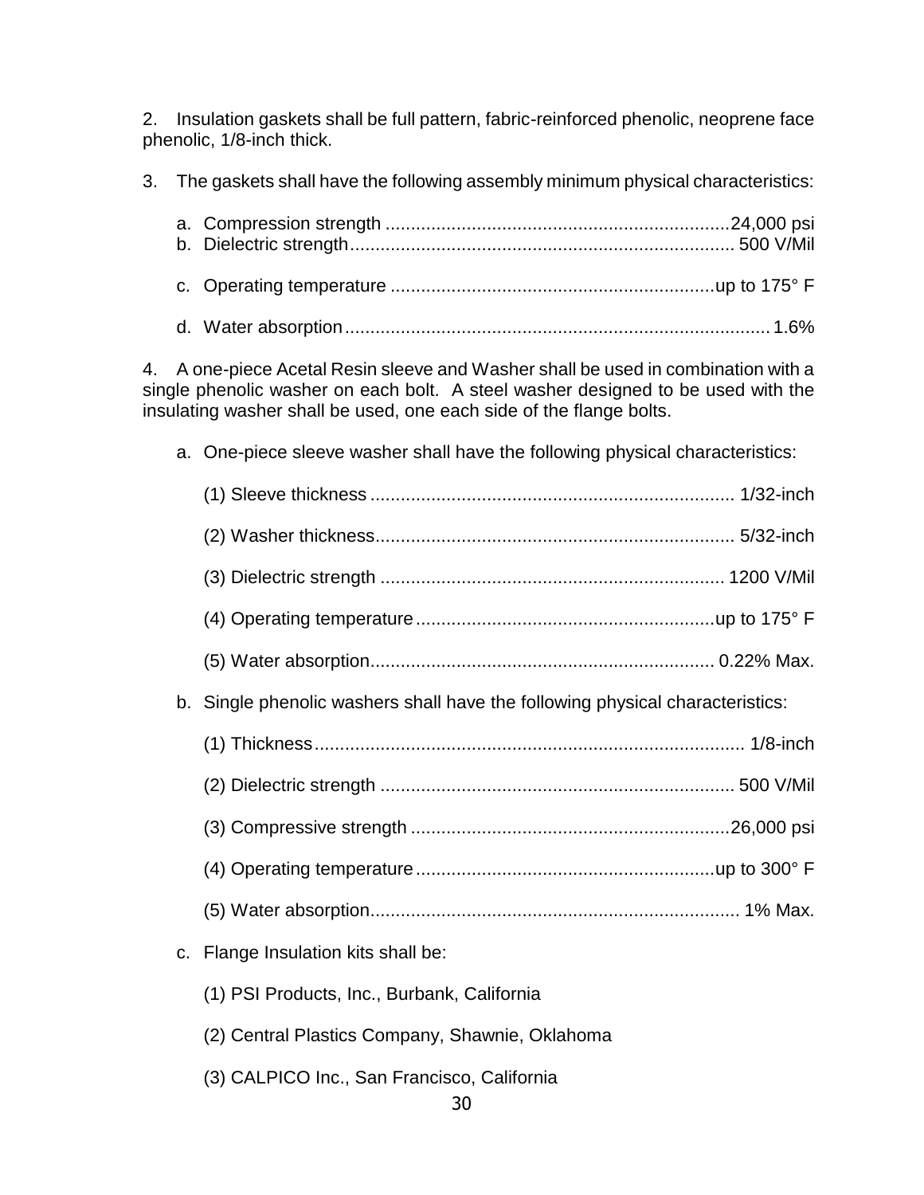2. Insulation gaskets shall be full pattern, fabric-reinforced phenolic, neoprene face phenolic, 1/8-inch thick.

3. The gaskets shall have the following assembly minimum physical characteristics:

   a. Compression strength ...................................................................24,000 psi
   b. Dielectric strength........................................................................... 500 V/Mil

   c. Operating temperature ...............................................................up to 175° F

   d. Water absorption.................................................................................. 1.6%

4. A one-piece Acetal Resin sleeve and Washer shall be used in combination with a single phenolic washer on each bolt. A steel washer designed to be used with the insulating washer shall be used, one each side of the flange bolts.

   a. One-piece sleeve washer shall have the following physical characteristics:

      (1) Sleeve thickness ...................................................................... 1/32-inch

      (2) Washer thickness...................................................................... 5/32-inch

      (3) Dielectric strength ................................................................... 1200 V/Mil

      (4) Operating temperature ..........................................................up to 175° F

      (5) Water absorption................................................................... 0.22% Max.

   b. Single phenolic washers shall have the following physical characteristics:

      (1) Thickness.................................................................................... 1/8-inch

      (2) Dielectric strength ..................................................................... 500 V/Mil

      (3) Compressive strength ..............................................................26,000 psi

      (4) Operating temperature ..........................................................up to 300° F

      (5) Water absorption........................................................................ 1% Max.

   c. Flange Insulation kits shall be:

      (1) PSI Products, Inc., Burbank, California

      (2) Central Plastics Company, Shawnie, Oklahoma

      (3) CALPICO Inc., San Francisco, California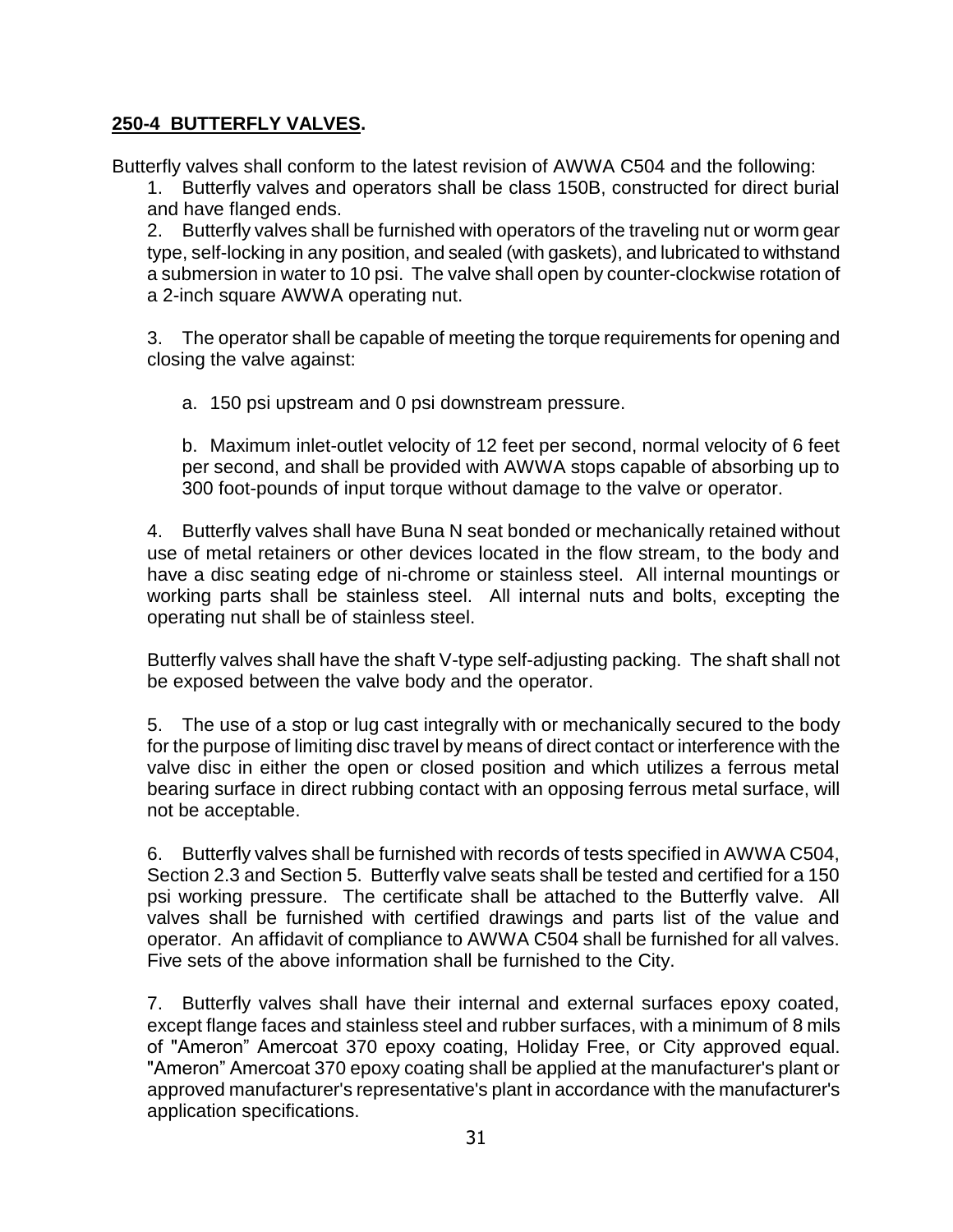## **250-4 BUTTERFLY VALVES.**

Butterfly valves shall conform to the latest revision of AWWA C504 and the following:

1. Butterfly valves and operators shall be class 150B, constructed for direct burial and have flanged ends.
2. Butterfly valves shall be furnished with operators of the traveling nut or worm gear type, self-locking in any position, and sealed (with gaskets), and lubricated to withstand a submersion in water to 10 psi. The valve shall open by counter-clockwise rotation of a 2-inch square AWWA operating nut.
3. The operator shall be capable of meeting the torque requirements for opening and closing the valve against:

   a. 150 psi upstream and 0 psi downstream pressure.

   b. Maximum inlet-outlet velocity of 12 feet per second, normal velocity of 6 feet per second, and shall be provided with AWWA stops capable of absorbing up to 300 foot-pounds of input torque without damage to the valve or operator.

4. Butterfly valves shall have Buna N seat bonded or mechanically retained without use of metal retainers or other devices located in the flow stream, to the body and have a disc seating edge of ni-chrome or stainless steel. All internal mountings or working parts shall be stainless steel. All internal nuts and bolts, excepting the operating nut shall be of stainless steel.

   Butterfly valves shall have the shaft V-type self-adjusting packing. The shaft shall not be exposed between the valve body and the operator.

5. The use of a stop or lug cast integrally with or mechanically secured to the body for the purpose of limiting disc travel by means of direct contact or interference with the valve disc in either the open or closed position and which utilizes a ferrous metal bearing surface in direct rubbing contact with an opposing ferrous metal surface, will not be acceptable.

6. Butterfly valves shall be furnished with records of tests specified in AWWA C504, Section 2.3 and Section 5. Butterfly valve seats shall be tested and certified for a 150 psi working pressure. The certificate shall be attached to the Butterfly valve. All valves shall be furnished with certified drawings and parts list of the value and operator. An affidavit of compliance to AWWA C504 shall be furnished for all valves. Five sets of the above information shall be furnished to the City.

7. Butterfly valves shall have their internal and external surfaces epoxy coated, except flange faces and stainless steel and rubber surfaces, with a minimum of 8 mils of "Ameron" Amercoat 370 epoxy coating, Holiday Free, or City approved equal. "Ameron" Amercoat 370 epoxy coating shall be applied at the manufacturer's plant or approved manufacturer's representative's plant in accordance with the manufacturer's application specifications.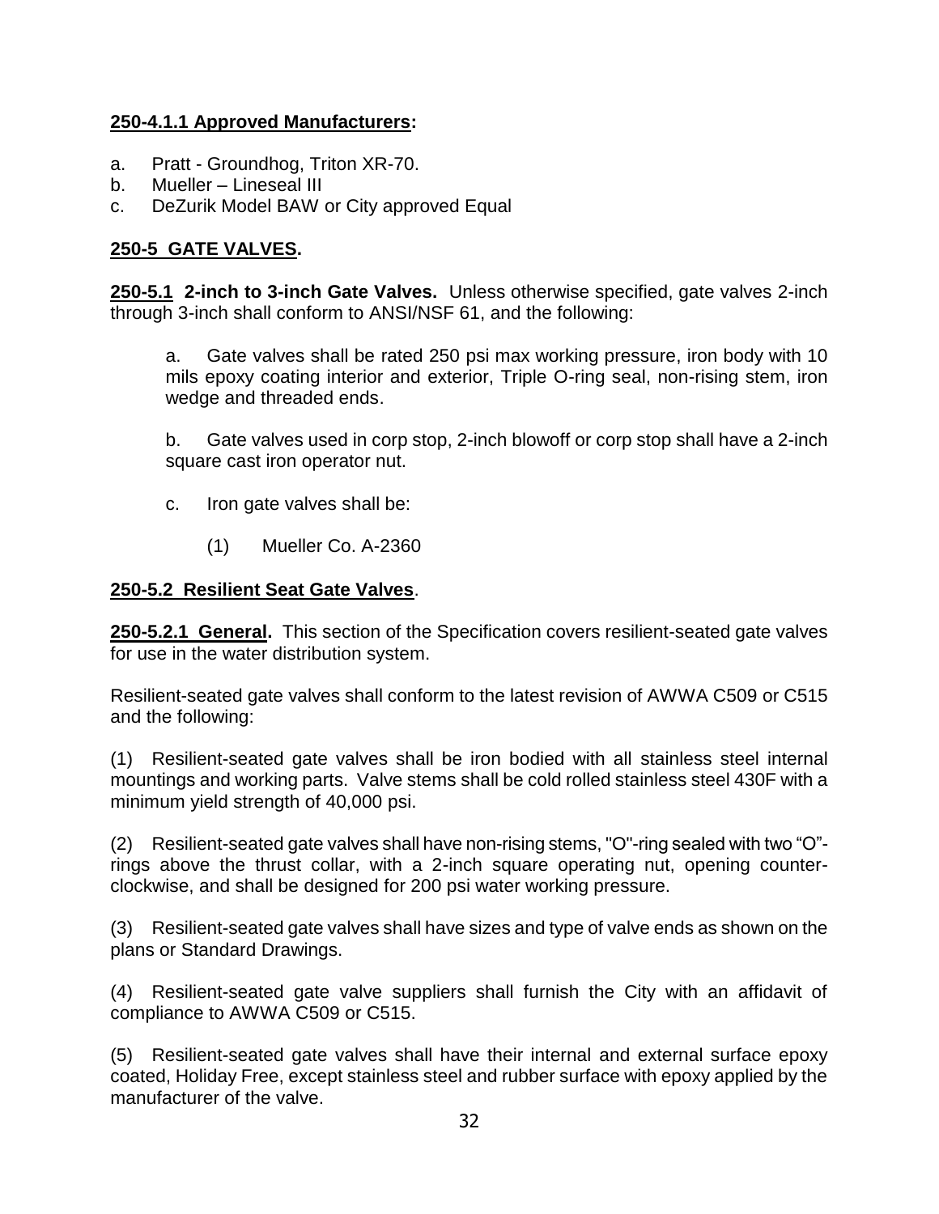**250-4.1.1 Approved Manufacturers:**

a. Pratt - Groundhog, Triton XR-70.
b. Mueller – Lineseal III
c. DeZurik Model BAW or City approved Equal

**250-5 GATE VALVES.**

**250-5.1 2-inch to 3-inch Gate Valves.** Unless otherwise specified, gate valves 2-inch through 3-inch shall conform to ANSI/NSF 61, and the following:

> a. Gate valves shall be rated 250 psi max working pressure, iron body with 10 mils epoxy coating interior and exterior, Triple O-ring seal, non-rising stem, iron wedge and threaded ends.
>
> b. Gate valves used in corp stop, 2-inch blowoff or corp stop shall have a 2-inch square cast iron operator nut.
>
> c. Iron gate valves shall be:
>
> (1) Mueller Co. A-2360

**250-5.2 Resilient Seat Gate Valves.**

**250-5.2.1 General.** This section of the Specification covers resilient-seated gate valves for use in the water distribution system.

Resilient-seated gate valves shall conform to the latest revision of AWWA C509 or C515 and the following:

(1) Resilient-seated gate valves shall be iron bodied with all stainless steel internal mountings and working parts. Valve stems shall be cold rolled stainless steel 430F with a minimum yield strength of 40,000 psi.

(2) Resilient-seated gate valves shall have non-rising stems, "O"-ring sealed with two "O"-rings above the thrust collar, with a 2-inch square operating nut, opening counter-clockwise, and shall be designed for 200 psi water working pressure.

(3) Resilient-seated gate valves shall have sizes and type of valve ends as shown on the plans or Standard Drawings.

(4) Resilient-seated gate valve suppliers shall furnish the City with an affidavit of compliance to AWWA C509 or C515.

(5) Resilient-seated gate valves shall have their internal and external surface epoxy coated, Holiday Free, except stainless steel and rubber surface with epoxy applied by the manufacturer of the valve.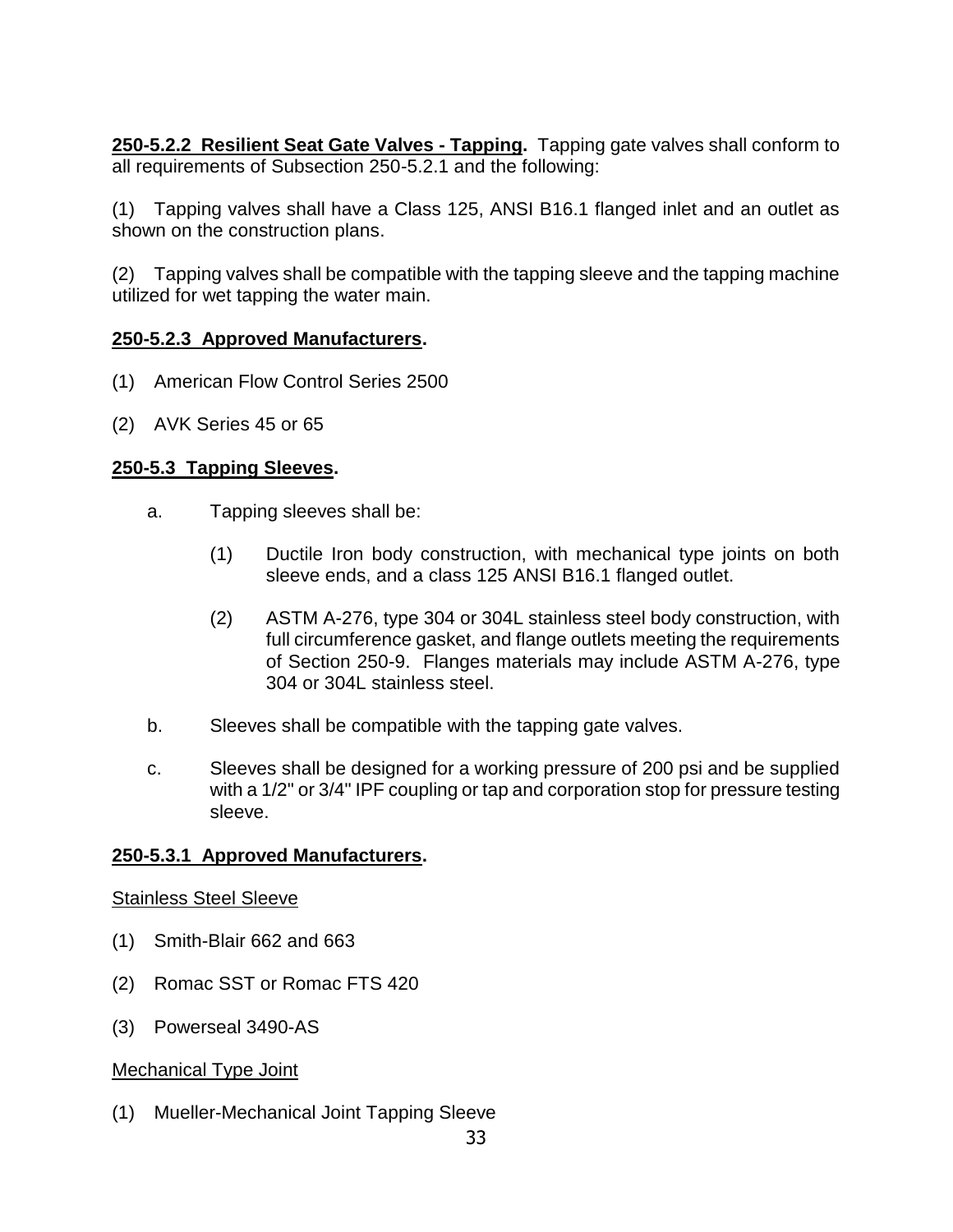**250-5.2.2 Resilient Seat Gate Valves - Tapping.** Tapping gate valves shall conform to all requirements of Subsection 250-5.2.1 and the following:

(1) Tapping valves shall have a Class 125, ANSI B16.1 flanged inlet and an outlet as shown on the construction plans.

(2) Tapping valves shall be compatible with the tapping sleeve and the tapping machine utilized for wet tapping the water main.

**250-5.2.3 Approved Manufacturers.**

(1) American Flow Control Series 2500

(2) AVK Series 45 or 65

**250-5.3 Tapping Sleeves.**

a. Tapping sleeves shall be:

   (1) Ductile Iron body construction, with mechanical type joints on both sleeve ends, and a class 125 ANSI B16.1 flanged outlet.

   (2) ASTM A-276, type 304 or 304L stainless steel body construction, with full circumference gasket, and flange outlets meeting the requirements of Section 250-9. Flanges materials may include ASTM A-276, type 304 or 304L stainless steel.

b. Sleeves shall be compatible with the tapping gate valves.

c. Sleeves shall be designed for a working pressure of 200 psi and be supplied with a 1/2" or 3/4" IPF coupling or tap and corporation stop for pressure testing sleeve.

**250-5.3.1 Approved Manufacturers.**

Stainless Steel Sleeve

(1) Smith-Blair 662 and 663

(2) Romac SST or Romac FTS 420

(3) Powerseal 3490-AS

Mechanical Type Joint

(1) Mueller-Mechanical Joint Tapping Sleeve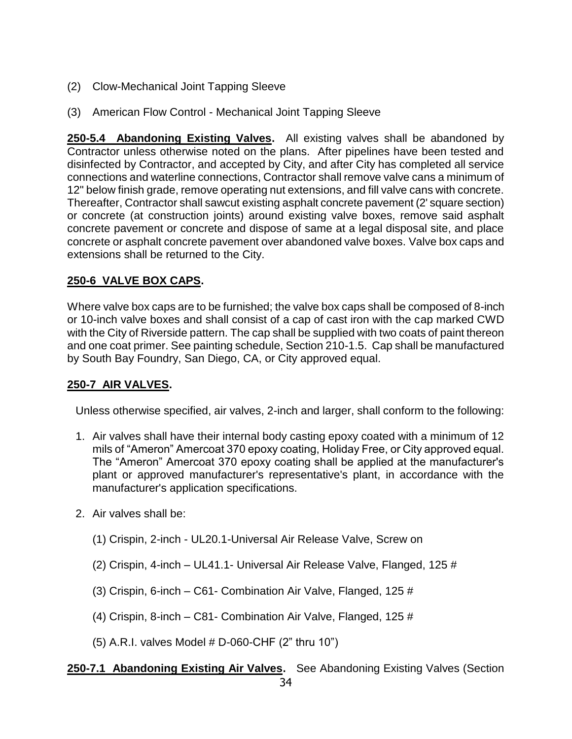(2) Clow-Mechanical Joint Tapping Sleeve

(3) American Flow Control - Mechanical Joint Tapping Sleeve

**250-5.4 Abandoning Existing Valves.** All existing valves shall be abandoned by Contractor unless otherwise noted on the plans. After pipelines have been tested and disinfected by Contractor, and accepted by City, and after City has completed all service connections and waterline connections, Contractor shall remove valve cans a minimum of 12" below finish grade, remove operating nut extensions, and fill valve cans with concrete. Thereafter, Contractor shall sawcut existing asphalt concrete pavement (2' square section) or concrete (at construction joints) around existing valve boxes, remove said asphalt concrete pavement or concrete and dispose of same at a legal disposal site, and place concrete or asphalt concrete pavement over abandoned valve boxes. Valve box caps and extensions shall be returned to the City.

## 250-6 VALVE BOX CAPS.

Where valve box caps are to be furnished; the valve box caps shall be composed of 8-inch or 10-inch valve boxes and shall consist of a cap of cast iron with the cap marked CWD with the City of Riverside pattern. The cap shall be supplied with two coats of paint thereon and one coat primer. See painting schedule, Section 210-1.5. Cap shall be manufactured by South Bay Foundry, San Diego, CA, or City approved equal.

## 250-7 AIR VALVES.

Unless otherwise specified, air valves, 2-inch and larger, shall conform to the following:

1. Air valves shall have their internal body casting epoxy coated with a minimum of 12 mils of "Ameron" Amercoat 370 epoxy coating, Holiday Free, or City approved equal. The "Ameron" Amercoat 370 epoxy coating shall be applied at the manufacturer's plant or approved manufacturer's representative's plant, in accordance with the manufacturer's application specifications.

2. Air valves shall be:

   (1) Crispin, 2-inch - UL20.1-Universal Air Release Valve, Screw on

   (2) Crispin, 4-inch – UL41.1- Universal Air Release Valve, Flanged, 125 #

   (3) Crispin, 6-inch – C61- Combination Air Valve, Flanged, 125 #

   (4) Crispin, 8-inch – C81- Combination Air Valve, Flanged, 125 #

   (5) A.R.I. valves Model # D-060-CHF (2" thru 10")

**250-7.1 Abandoning Existing Air Valves.** See Abandoning Existing Valves (Section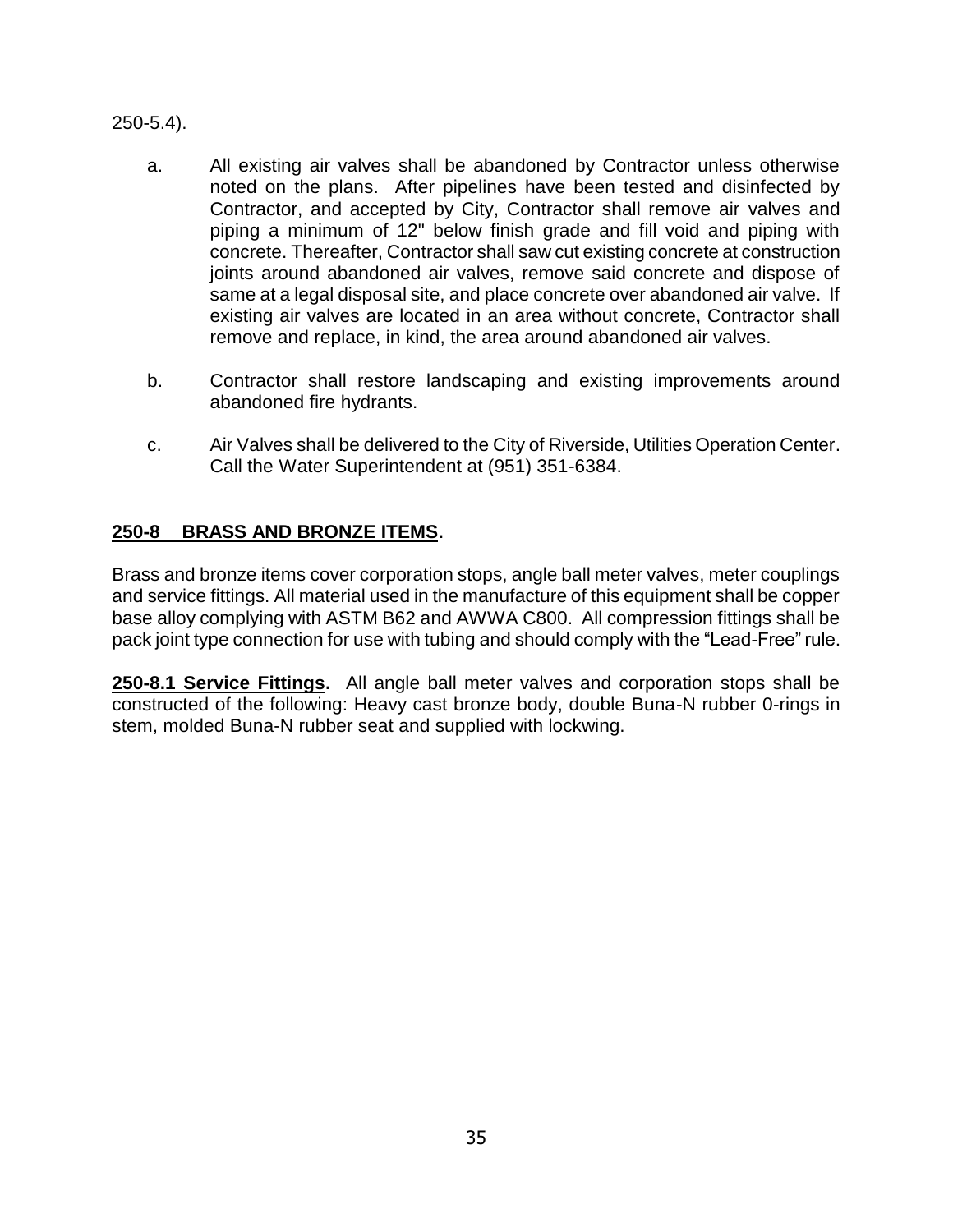250-5.4).

a. All existing air valves shall be abandoned by Contractor unless otherwise noted on the plans. After pipelines have been tested and disinfected by Contractor, and accepted by City, Contractor shall remove air valves and piping a minimum of 12" below finish grade and fill void and piping with concrete. Thereafter, Contractor shall saw cut existing concrete at construction joints around abandoned air valves, remove said concrete and dispose of same at a legal disposal site, and place concrete over abandoned air valve. If existing air valves are located in an area without concrete, Contractor shall remove and replace, in kind, the area around abandoned air valves.

b. Contractor shall restore landscaping and existing improvements around abandoned fire hydrants.

c. Air Valves shall be delivered to the City of Riverside, Utilities Operation Center. Call the Water Superintendent at (951) 351-6384.

## **250-8 BRASS AND BRONZE ITEMS.**

Brass and bronze items cover corporation stops, angle ball meter valves, meter couplings and service fittings. All material used in the manufacture of this equipment shall be copper base alloy complying with ASTM B62 and AWWA C800. All compression fittings shall be pack joint type connection for use with tubing and should comply with the “Lead-Free” rule.

**250-8.1 Service Fittings.** All angle ball meter valves and corporation stops shall be constructed of the following: Heavy cast bronze body, double Buna-N rubber 0-rings in stem, molded Buna-N rubber seat and supplied with lockwing.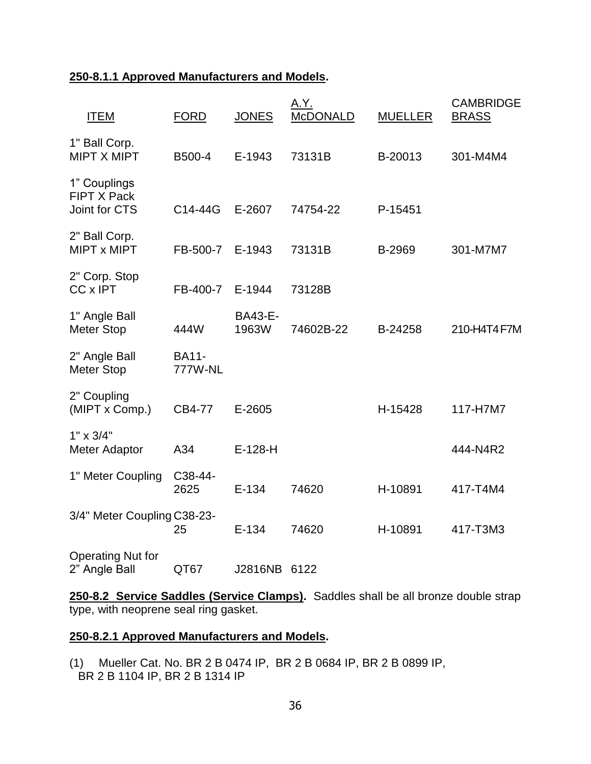**250-8.1.1 Approved Manufacturers and Models.**

| ITEM | FORD | JONES | A.Y. McDONALD | MUELLER | CAMBRIDGE BRASS |
|---|---|---|---|---|---|
| 1" Ball Corp. MIPT X MIPT | B500-4 | E-1943 | 73131B | B-20013 | 301-M4M4 |
| 1" Couplings FIPT X Pack Joint for CTS | C14-44G | E-2607 | 74754-22 | P-15451 | |
| 2" Ball Corp. MIPT x MIPT | FB-500-7 | E-1943 | 73131B | B-2969 | 301-M7M7 |
| 2" Corp. Stop CC x IPT | FB-400-7 | E-1944 | 73128B | | |
| 1" Angle Ball Meter Stop | 444W | BA43-E-1963W | 74602B-22 | B-24258 | 210-H4T4F7M |
| 2" Angle Ball Meter Stop | BA11-777W-NL | | | | |
| 2" Coupling (MIPT x Comp.) | CB4-77 | E-2605 | | H-15428 | 117-H7M7 |
| 1" x 3/4" Meter Adaptor | A34 | E-128-H | | | 444-N4R2 |
| 1" Meter Coupling | C38-44-2625 | E-134 | 74620 | H-10891 | 417-T4M4 |
| 3/4" Meter Coupling | C38-23-25 | E-134 | 74620 | H-10891 | 417-T3M3 |
| Operating Nut for 2" Angle Ball | QT67 | J2816NB | 6122 | | |

**250-8.2 Service Saddles (Service Clamps).** Saddles shall be all bronze double strap type, with neoprene seal ring gasket.

**250-8.2.1 Approved Manufacturers and Models.**

(1) Mueller Cat. No. BR 2 B 0474 IP, BR 2 B 0684 IP, BR 2 B 0899 IP, BR 2 B 1104 IP, BR 2 B 1314 IP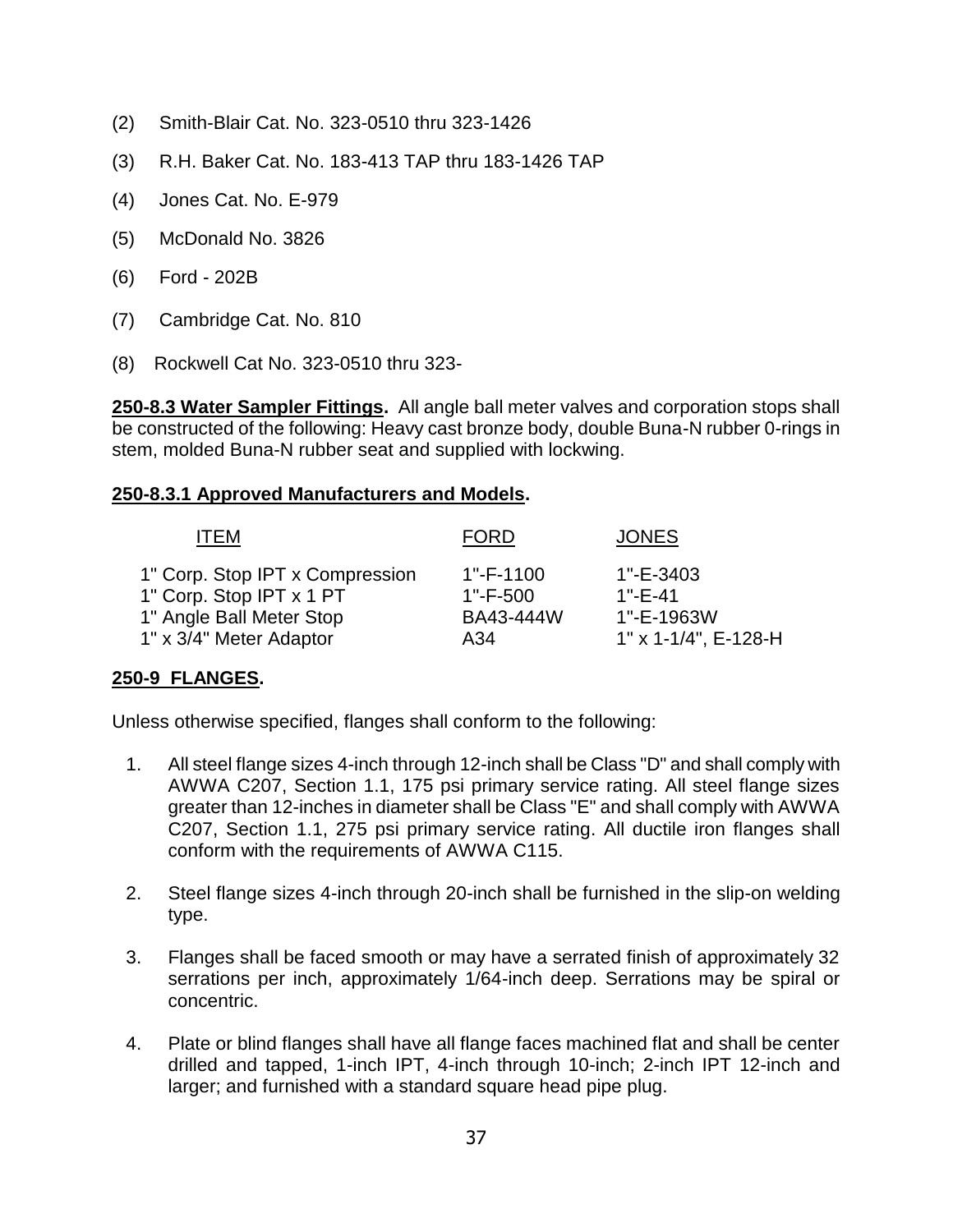(2) Smith-Blair Cat. No. 323-0510 thru 323-1426

(3) R.H. Baker Cat. No. 183-413 TAP thru 183-1426 TAP

(4) Jones Cat. No. E-979

(5) McDonald No. 3826

(6) Ford - 202B

(7) Cambridge Cat. No. 810

(8) Rockwell Cat No. 323-0510 thru 323-

**250-8.3 Water Sampler Fittings.** All angle ball meter valves and corporation stops shall be constructed of the following: Heavy cast bronze body, double Buna-N rubber 0-rings in stem, molded Buna-N rubber seat and supplied with lockwing.

**250-8.3.1 Approved Manufacturers and Models.**

| ITEM | FORD | JONES |
|---|---|---|
| 1" Corp. Stop IPT x Compression | 1"-F-1100 | 1"-E-3403 |
| 1" Corp. Stop IPT x 1 PT | 1"-F-500 | 1"-E-41 |
| 1" Angle Ball Meter Stop | BA43-444W | 1"-E-1963W |
| 1" x 3/4" Meter Adaptor | A34 | 1" x 1-1/4", E-128-H |

**250-9 FLANGES.**

Unless otherwise specified, flanges shall conform to the following:

1. All steel flange sizes 4-inch through 12-inch shall be Class "D" and shall comply with AWWA C207, Section 1.1, 175 psi primary service rating. All steel flange sizes greater than 12-inches in diameter shall be Class "E" and shall comply with AWWA C207, Section 1.1, 275 psi primary service rating. All ductile iron flanges shall conform with the requirements of AWWA C115.

2. Steel flange sizes 4-inch through 20-inch shall be furnished in the slip-on welding type.

3. Flanges shall be faced smooth or may have a serrated finish of approximately 32 serrations per inch, approximately 1/64-inch deep. Serrations may be spiral or concentric.

4. Plate or blind flanges shall have all flange faces machined flat and shall be center drilled and tapped, 1-inch IPT, 4-inch through 10-inch; 2-inch IPT 12-inch and larger; and furnished with a standard square head pipe plug.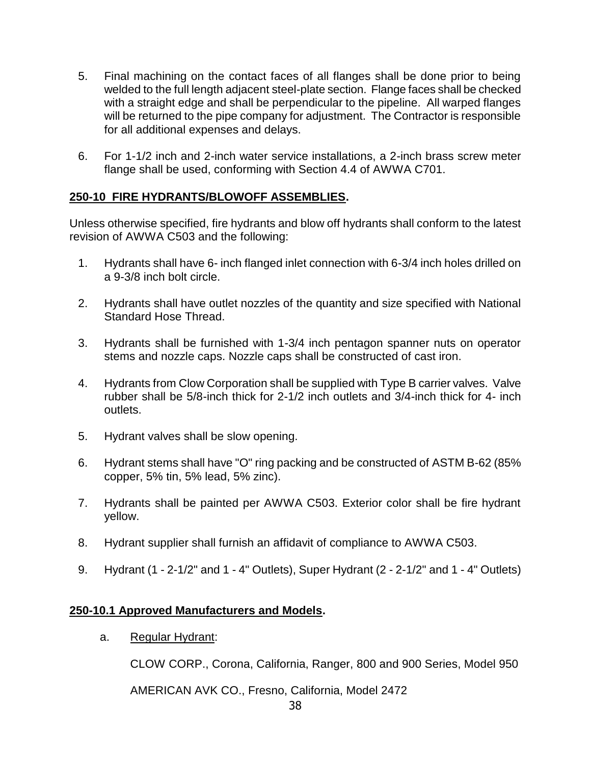5. Final machining on the contact faces of all flanges shall be done prior to being welded to the full length adjacent steel-plate section. Flange faces shall be checked with a straight edge and shall be perpendicular to the pipeline. All warped flanges will be returned to the pipe company for adjustment. The Contractor is responsible for all additional expenses and delays.

6. For 1-1/2 inch and 2-inch water service installations, a 2-inch brass screw meter flange shall be used, conforming with Section 4.4 of AWWA C701.

## **250-10 FIRE HYDRANTS/BLOWOFF ASSEMBLIES.**

Unless otherwise specified, fire hydrants and blow off hydrants shall conform to the latest revision of AWWA C503 and the following:

1. Hydrants shall have 6- inch flanged inlet connection with 6-3/4 inch holes drilled on a 9-3/8 inch bolt circle.

2. Hydrants shall have outlet nozzles of the quantity and size specified with National Standard Hose Thread.

3. Hydrants shall be furnished with 1-3/4 inch pentagon spanner nuts on operator stems and nozzle caps. Nozzle caps shall be constructed of cast iron.

4. Hydrants from Clow Corporation shall be supplied with Type B carrier valves. Valve rubber shall be 5/8-inch thick for 2-1/2 inch outlets and 3/4-inch thick for 4- inch outlets.

5. Hydrant valves shall be slow opening.

6. Hydrant stems shall have "O" ring packing and be constructed of ASTM B-62 (85% copper, 5% tin, 5% lead, 5% zinc).

7. Hydrants shall be painted per AWWA C503. Exterior color shall be fire hydrant yellow.

8. Hydrant supplier shall furnish an affidavit of compliance to AWWA C503.

9. Hydrant (1 - 2-1/2" and 1 - 4" Outlets), Super Hydrant (2 - 2-1/2" and 1 - 4" Outlets)

### **250-10.1 Approved Manufacturers and Models.**

a. Regular Hydrant:

   CLOW CORP., Corona, California, Ranger, 800 and 900 Series, Model 950

   AMERICAN AVK CO., Fresno, California, Model 2472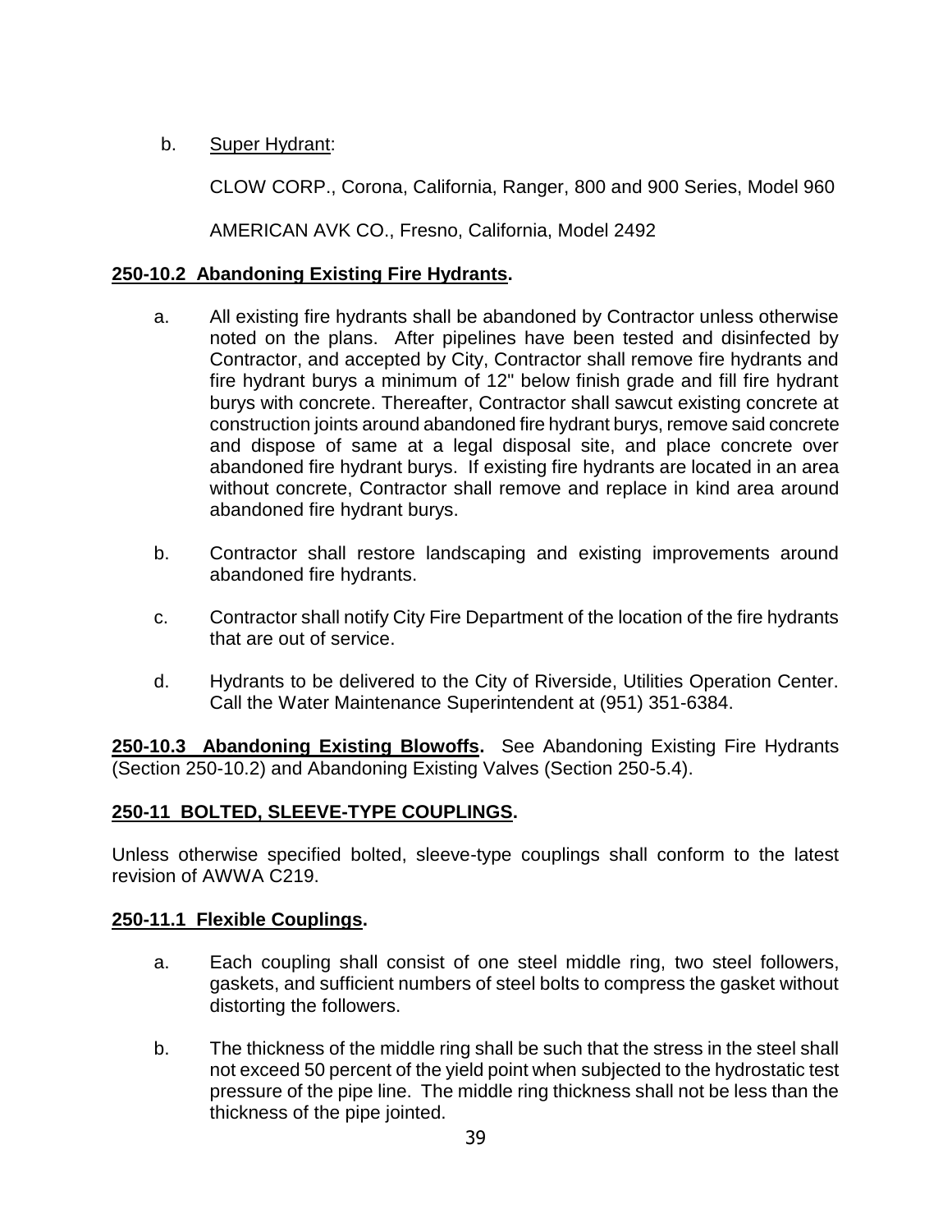b. Super Hydrant:

CLOW CORP., Corona, California, Ranger, 800 and 900 Series, Model 960

AMERICAN AVK CO., Fresno, California, Model 2492

**250-10.2 Abandoning Existing Fire Hydrants.**

a. All existing fire hydrants shall be abandoned by Contractor unless otherwise noted on the plans. After pipelines have been tested and disinfected by Contractor, and accepted by City, Contractor shall remove fire hydrants and fire hydrant burys a minimum of 12" below finish grade and fill fire hydrant burys with concrete. Thereafter, Contractor shall sawcut existing concrete at construction joints around abandoned fire hydrant burys, remove said concrete and dispose of same at a legal disposal site, and place concrete over abandoned fire hydrant burys. If existing fire hydrants are located in an area without concrete, Contractor shall remove and replace in kind area around abandoned fire hydrant burys.

b. Contractor shall restore landscaping and existing improvements around abandoned fire hydrants.

c. Contractor shall notify City Fire Department of the location of the fire hydrants that are out of service.

d. Hydrants to be delivered to the City of Riverside, Utilities Operation Center. Call the Water Maintenance Superintendent at (951) 351-6384.

**250-10.3 Abandoning Existing Blowoffs.** See Abandoning Existing Fire Hydrants (Section 250-10.2) and Abandoning Existing Valves (Section 250-5.4).

## 250-11 BOLTED, SLEEVE-TYPE COUPLINGS.

Unless otherwise specified bolted, sleeve-type couplings shall conform to the latest revision of AWWA C219.

**250-11.1 Flexible Couplings.**

a. Each coupling shall consist of one steel middle ring, two steel followers, gaskets, and sufficient numbers of steel bolts to compress the gasket without distorting the followers.

b. The thickness of the middle ring shall be such that the stress in the steel shall not exceed 50 percent of the yield point when subjected to the hydrostatic test pressure of the pipe line. The middle ring thickness shall not be less than the thickness of the pipe jointed.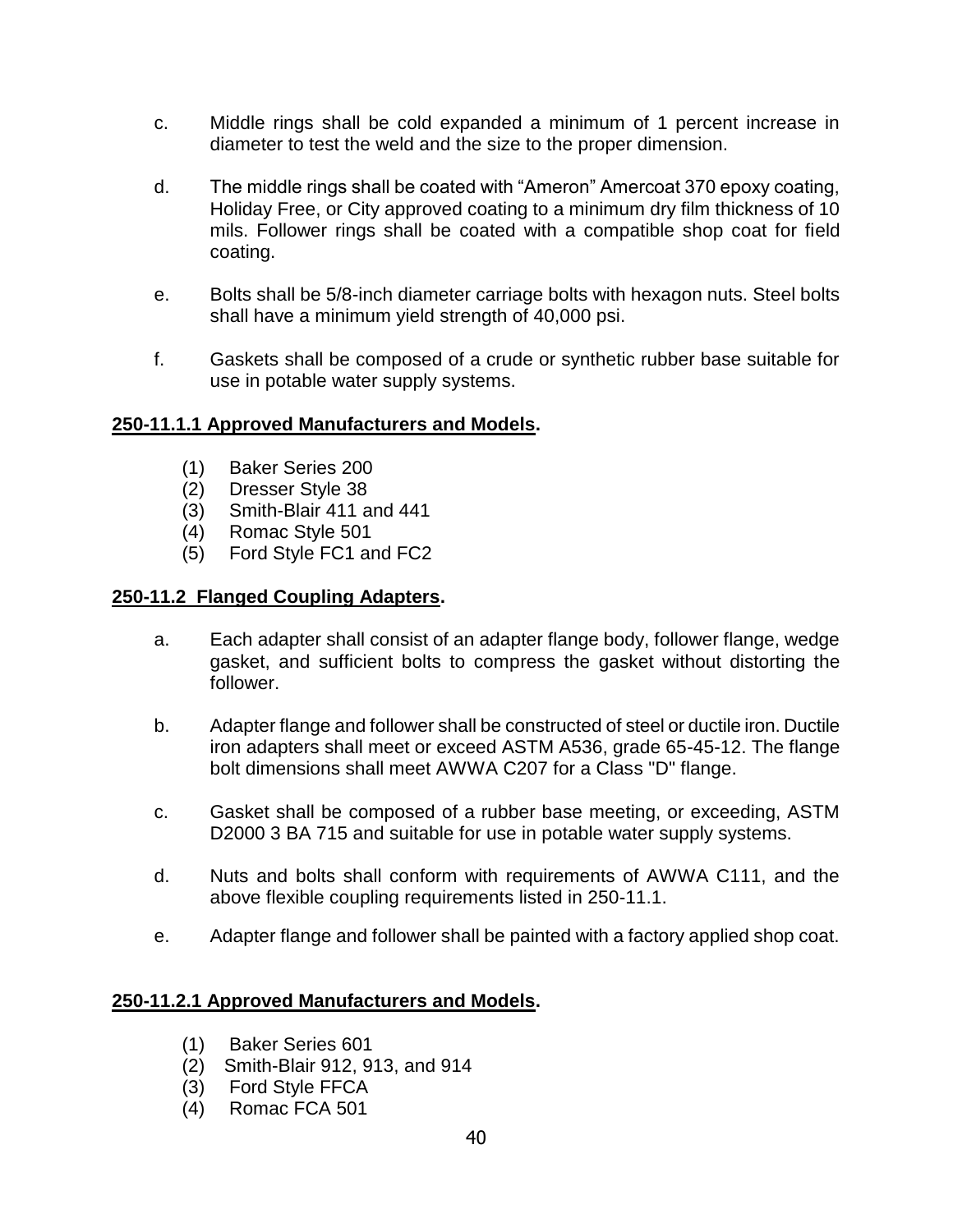c. Middle rings shall be cold expanded a minimum of 1 percent increase in diameter to test the weld and the size to the proper dimension.

d. The middle rings shall be coated with "Ameron" Amercoat 370 epoxy coating, Holiday Free, or City approved coating to a minimum dry film thickness of 10 mils. Follower rings shall be coated with a compatible shop coat for field coating.

e. Bolts shall be 5/8-inch diameter carriage bolts with hexagon nuts. Steel bolts shall have a minimum yield strength of 40,000 psi.

f. Gaskets shall be composed of a crude or synthetic rubber base suitable for use in potable water supply systems.

**250-11.1.1 Approved Manufacturers and Models.**

(1) Baker Series 200
(2) Dresser Style 38
(3) Smith-Blair 411 and 441
(4) Romac Style 501
(5) Ford Style FC1 and FC2

**250-11.2 Flanged Coupling Adapters.**

a. Each adapter shall consist of an adapter flange body, follower flange, wedge gasket, and sufficient bolts to compress the gasket without distorting the follower.

b. Adapter flange and follower shall be constructed of steel or ductile iron. Ductile iron adapters shall meet or exceed ASTM A536, grade 65-45-12. The flange bolt dimensions shall meet AWWA C207 for a Class "D" flange.

c. Gasket shall be composed of a rubber base meeting, or exceeding, ASTM D2000 3 BA 715 and suitable for use in potable water supply systems.

d. Nuts and bolts shall conform with requirements of AWWA C111, and the above flexible coupling requirements listed in 250-11.1.

e. Adapter flange and follower shall be painted with a factory applied shop coat.

**250-11.2.1 Approved Manufacturers and Models.**

(1) Baker Series 601
(2) Smith-Blair 912, 913, and 914
(3) Ford Style FFCA
(4) Romac FCA 501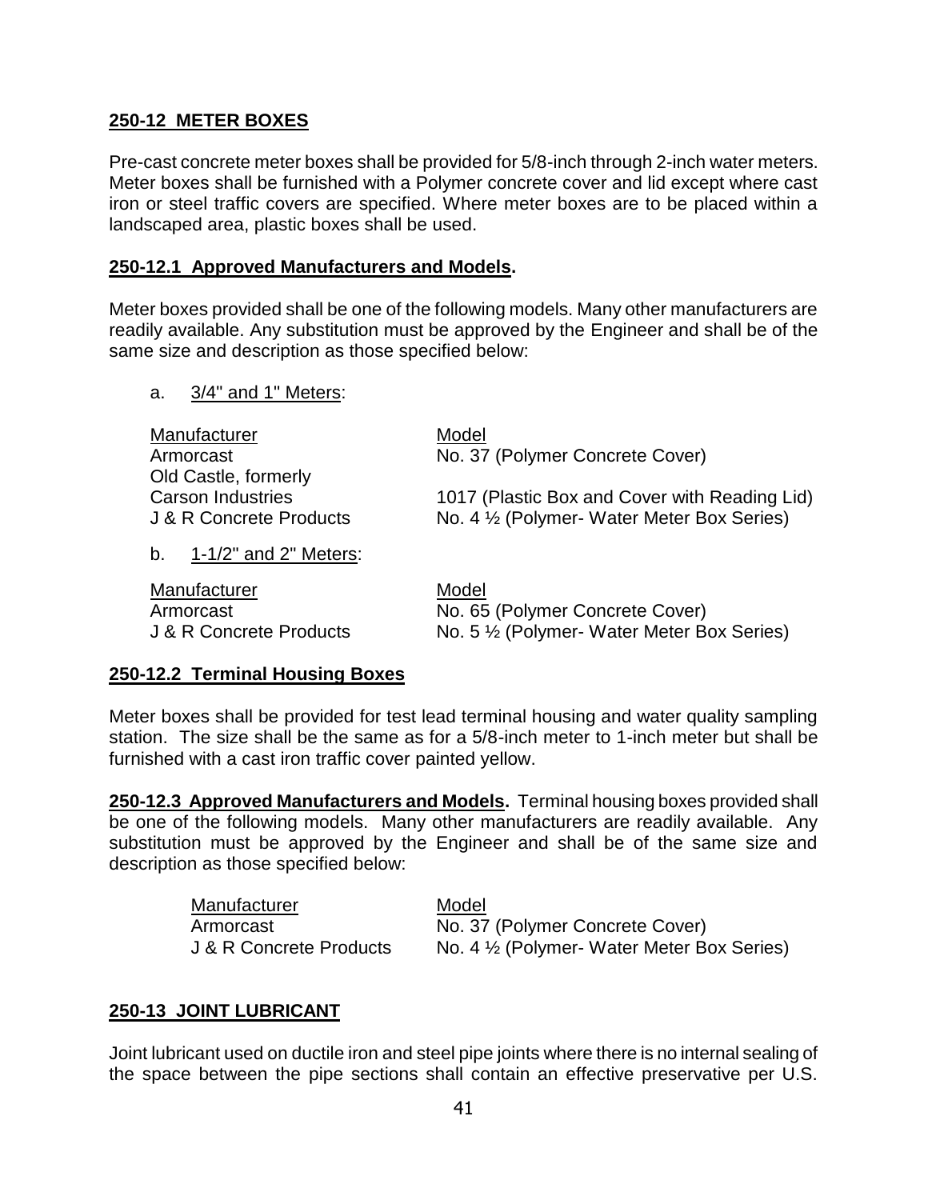## 250-12 METER BOXES

Pre-cast concrete meter boxes shall be provided for 5/8-inch through 2-inch water meters. Meter boxes shall be furnished with a Polymer concrete cover and lid except where cast iron or steel traffic covers are specified. Where meter boxes are to be placed within a landscaped area, plastic boxes shall be used.

### 250-12.1 Approved Manufacturers and Models.

Meter boxes provided shall be one of the following models. Many other manufacturers are readily available. Any substitution must be approved by the Engineer and shall be of the same size and description as those specified below:

a. 3/4" and 1" Meters:

| Manufacturer | Model |
|---|---|
| Armorcast | No. 37 (Polymer Concrete Cover) |
| Old Castle, formerly Carson Industries | 1017 (Plastic Box and Cover with Reading Lid) |
| J & R Concrete Products | No. 4 ½ (Polymer- Water Meter Box Series) |

b. 1-1/2" and 2" Meters:

| Manufacturer | Model |
|---|---|
| Armorcast | No. 65 (Polymer Concrete Cover) |
| J & R Concrete Products | No. 5 ½ (Polymer- Water Meter Box Series) |

### 250-12.2 Terminal Housing Boxes

Meter boxes shall be provided for test lead terminal housing and water quality sampling station. The size shall be the same as for a 5/8-inch meter to 1-inch meter but shall be furnished with a cast iron traffic cover painted yellow.

**250-12.3 Approved Manufacturers and Models.** Terminal housing boxes provided shall be one of the following models. Many other manufacturers are readily available. Any substitution must be approved by the Engineer and shall be of the same size and description as those specified below:

| Manufacturer | Model |
|---|---|
| Armorcast | No. 37 (Polymer Concrete Cover) |
| J & R Concrete Products | No. 4 ½ (Polymer- Water Meter Box Series) |

## 250-13 JOINT LUBRICANT

Joint lubricant used on ductile iron and steel pipe joints where there is no internal sealing of the space between the pipe sections shall contain an effective preservative per U.S.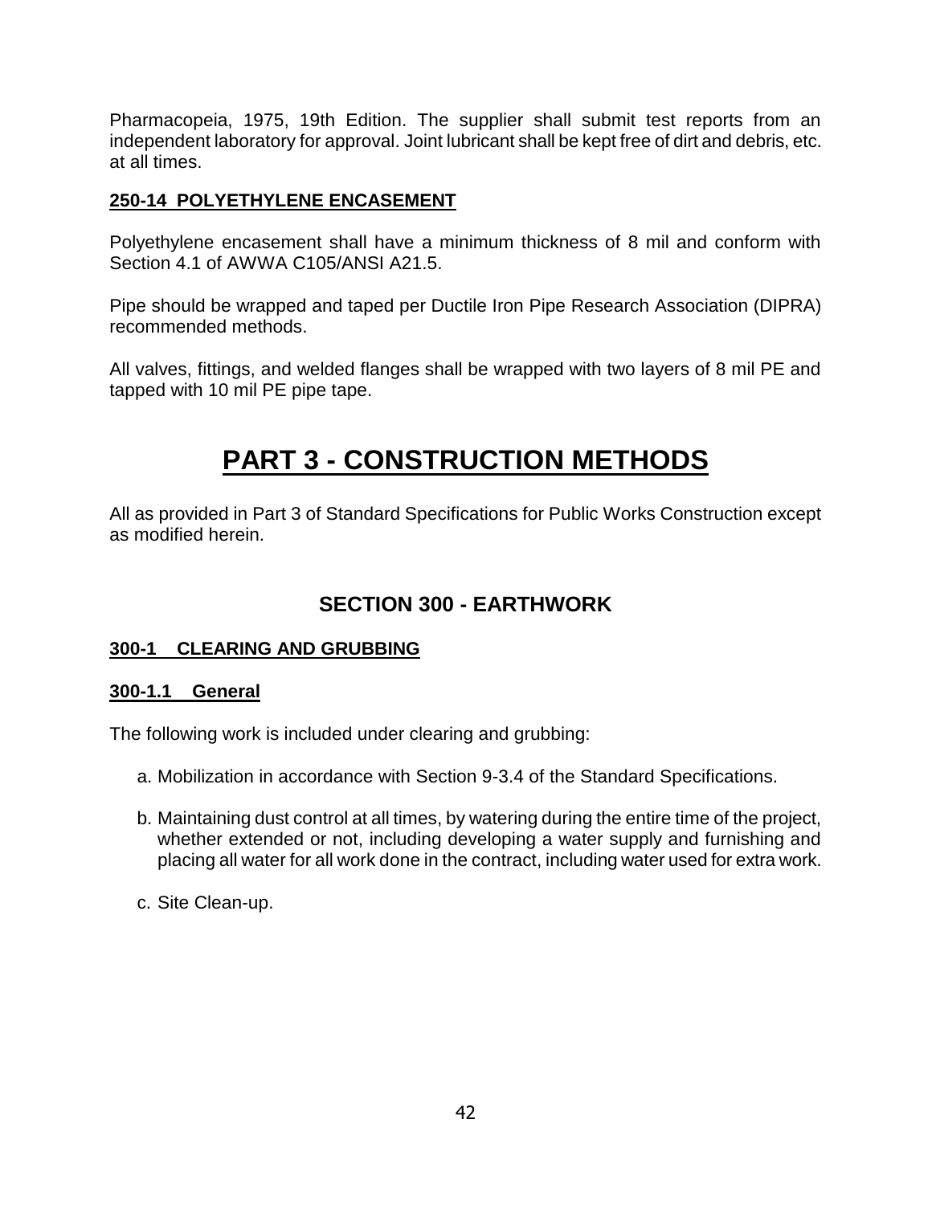Pharmacopeia, 1975, 19th Edition. The supplier shall submit test reports from an independent laboratory for approval. Joint lubricant shall be kept free of dirt and debris, etc. at all times.

### 250-14 POLYETHYLENE ENCASEMENT

Polyethylene encasement shall have a minimum thickness of 8 mil and conform with Section 4.1 of AWWA C105/ANSI A21.5.

Pipe should be wrapped and taped per Ductile Iron Pipe Research Association (DIPRA) recommended methods.

All valves, fittings, and welded flanges shall be wrapped with two layers of 8 mil PE and tapped with 10 mil PE pipe tape.

# PART 3 - CONSTRUCTION METHODS

All as provided in Part 3 of Standard Specifications for Public Works Construction except as modified herein.

## SECTION 300 - EARTHWORK

### 300-1 CLEARING AND GRUBBING

#### 300-1.1 General

The following work is included under clearing and grubbing:

a. Mobilization in accordance with Section 9-3.4 of the Standard Specifications.

b. Maintaining dust control at all times, by watering during the entire time of the project, whether extended or not, including developing a water supply and furnishing and placing all water for all work done in the contract, including water used for extra work.

c. Site Clean-up.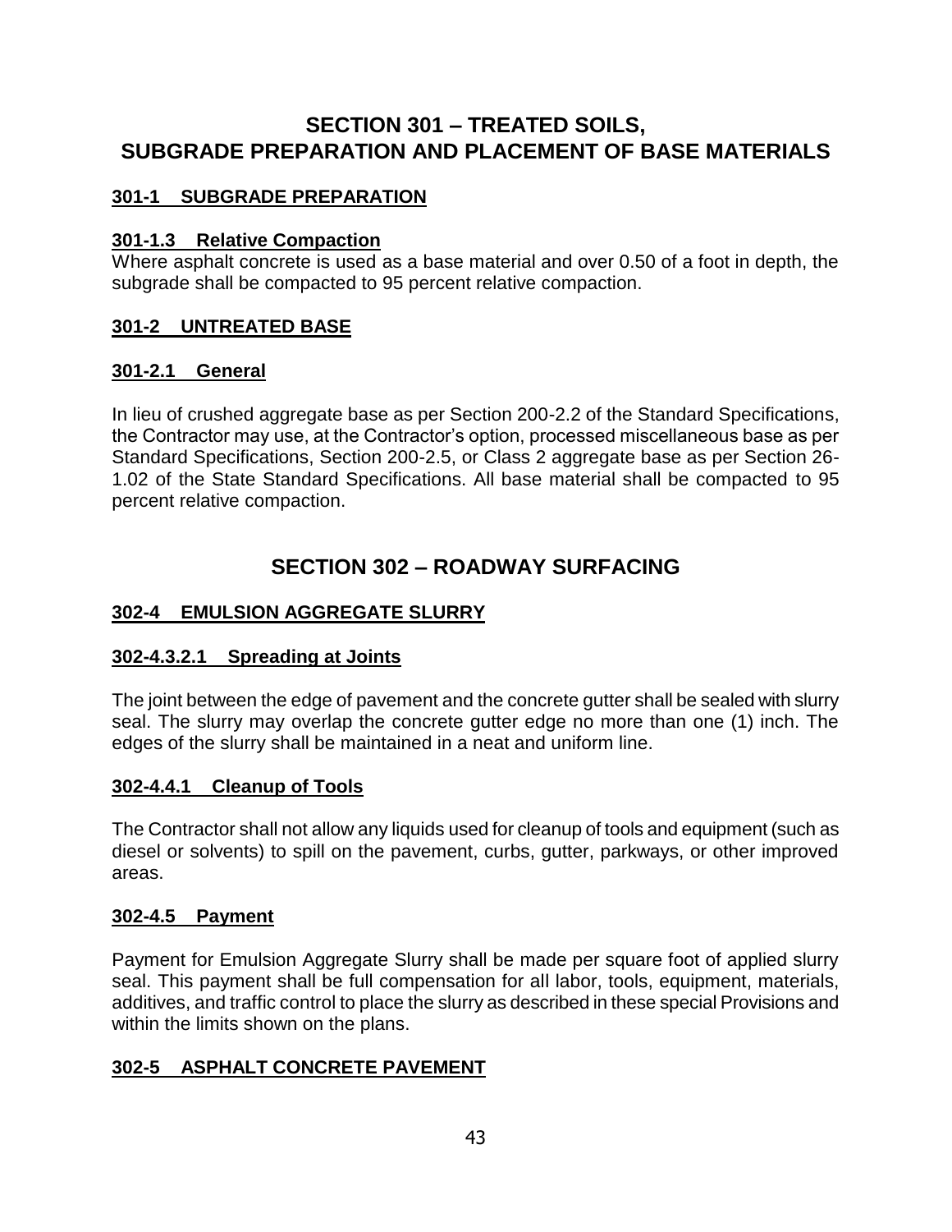# SECTION 301 – TREATED SOILS, SUBGRADE PREPARATION AND PLACEMENT OF BASE MATERIALS

## 301-1 SUBGRADE PREPARATION

### 301-1.3 Relative Compaction

Where asphalt concrete is used as a base material and over 0.50 of a foot in depth, the subgrade shall be compacted to 95 percent relative compaction.

## 301-2 UNTREATED BASE

### 301-2.1 General

In lieu of crushed aggregate base as per Section 200-2.2 of the Standard Specifications, the Contractor may use, at the Contractor's option, processed miscellaneous base as per Standard Specifications, Section 200-2.5, or Class 2 aggregate base as per Section 26-1.02 of the State Standard Specifications. All base material shall be compacted to 95 percent relative compaction.

# SECTION 302 – ROADWAY SURFACING

## 302-4 EMULSION AGGREGATE SLURRY

### 302-4.3.2.1 Spreading at Joints

The joint between the edge of pavement and the concrete gutter shall be sealed with slurry seal. The slurry may overlap the concrete gutter edge no more than one (1) inch. The edges of the slurry shall be maintained in a neat and uniform line.

### 302-4.4.1 Cleanup of Tools

The Contractor shall not allow any liquids used for cleanup of tools and equipment (such as diesel or solvents) to spill on the pavement, curbs, gutter, parkways, or other improved areas.

### 302-4.5 Payment

Payment for Emulsion Aggregate Slurry shall be made per square foot of applied slurry seal. This payment shall be full compensation for all labor, tools, equipment, materials, additives, and traffic control to place the slurry as described in these special Provisions and within the limits shown on the plans.

## 302-5 ASPHALT CONCRETE PAVEMENT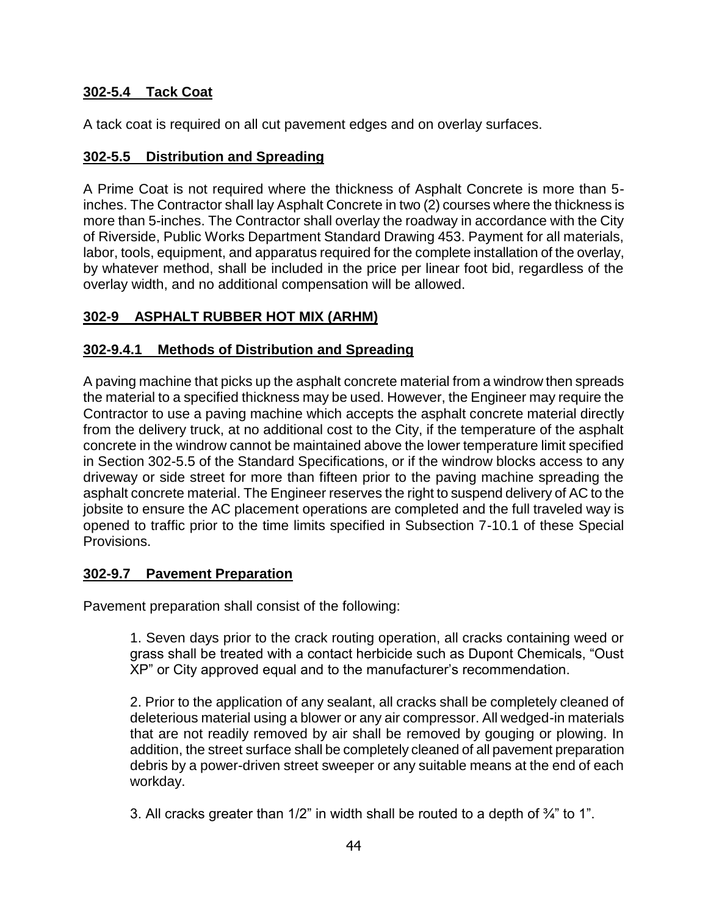## 302-5.4 Tack Coat

A tack coat is required on all cut pavement edges and on overlay surfaces.

## 302-5.5 Distribution and Spreading

A Prime Coat is not required where the thickness of Asphalt Concrete is more than 5-inches. The Contractor shall lay Asphalt Concrete in two (2) courses where the thickness is more than 5-inches. The Contractor shall overlay the roadway in accordance with the City of Riverside, Public Works Department Standard Drawing 453. Payment for all materials, labor, tools, equipment, and apparatus required for the complete installation of the overlay, by whatever method, shall be included in the price per linear foot bid, regardless of the overlay width, and no additional compensation will be allowed.

## 302-9 ASPHALT RUBBER HOT MIX (ARHM)

## 302-9.4.1 Methods of Distribution and Spreading

A paving machine that picks up the asphalt concrete material from a windrow then spreads the material to a specified thickness may be used. However, the Engineer may require the Contractor to use a paving machine which accepts the asphalt concrete material directly from the delivery truck, at no additional cost to the City, if the temperature of the asphalt concrete in the windrow cannot be maintained above the lower temperature limit specified in Section 302-5.5 of the Standard Specifications, or if the windrow blocks access to any driveway or side street for more than fifteen prior to the paving machine spreading the asphalt concrete material. The Engineer reserves the right to suspend delivery of AC to the jobsite to ensure the AC placement operations are completed and the full traveled way is opened to traffic prior to the time limits specified in Subsection 7-10.1 of these Special Provisions.

## 302-9.7 Pavement Preparation

Pavement preparation shall consist of the following:

1. Seven days prior to the crack routing operation, all cracks containing weed or grass shall be treated with a contact herbicide such as Dupont Chemicals, "Oust XP" or City approved equal and to the manufacturer's recommendation.

2. Prior to the application of any sealant, all cracks shall be completely cleaned of deleterious material using a blower or any air compressor. All wedged-in materials that are not readily removed by air shall be removed by gouging or plowing. In addition, the street surface shall be completely cleaned of all pavement preparation debris by a power-driven street sweeper or any suitable means at the end of each workday.

3. All cracks greater than 1/2" in width shall be routed to a depth of ¾" to 1".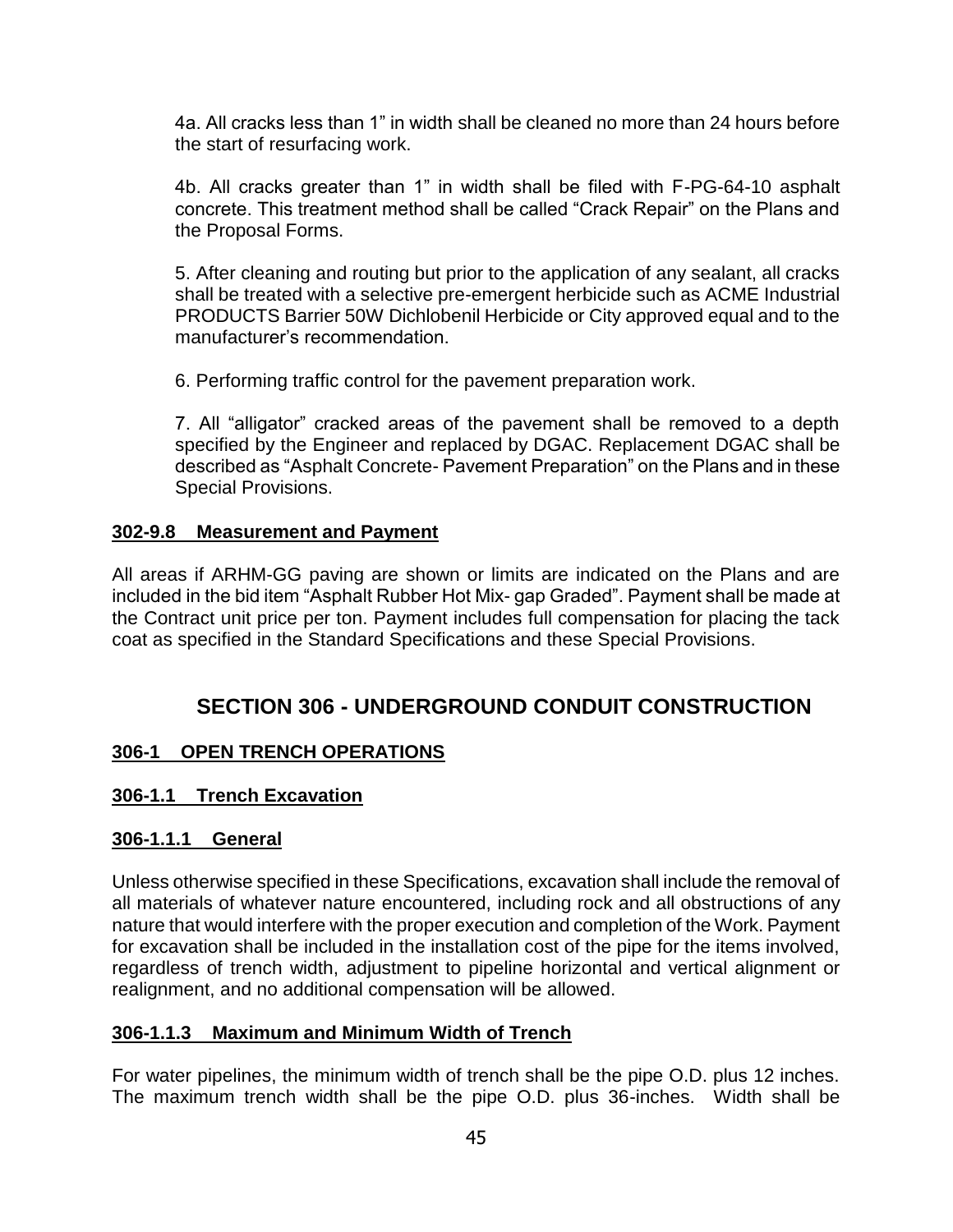4a. All cracks less than 1" in width shall be cleaned no more than 24 hours before the start of resurfacing work.

4b. All cracks greater than 1" in width shall be filed with F-PG-64-10 asphalt concrete. This treatment method shall be called "Crack Repair" on the Plans and the Proposal Forms.

5. After cleaning and routing but prior to the application of any sealant, all cracks shall be treated with a selective pre-emergent herbicide such as ACME Industrial PRODUCTS Barrier 50W Dichlobenil Herbicide or City approved equal and to the manufacturer's recommendation.

6. Performing traffic control for the pavement preparation work.

7. All "alligator" cracked areas of the pavement shall be removed to a depth specified by the Engineer and replaced by DGAC. Replacement DGAC shall be described as "Asphalt Concrete- Pavement Preparation" on the Plans and in these Special Provisions.

**302-9.8 Measurement and Payment**

All areas if ARHM-GG paving are shown or limits are indicated on the Plans and are included in the bid item "Asphalt Rubber Hot Mix- gap Graded". Payment shall be made at the Contract unit price per ton. Payment includes full compensation for placing the tack coat as specified in the Standard Specifications and these Special Provisions.

## SECTION 306 - UNDERGROUND CONDUIT CONSTRUCTION

**306-1 OPEN TRENCH OPERATIONS**

**306-1.1 Trench Excavation**

**306-1.1.1 General**

Unless otherwise specified in these Specifications, excavation shall include the removal of all materials of whatever nature encountered, including rock and all obstructions of any nature that would interfere with the proper execution and completion of the Work. Payment for excavation shall be included in the installation cost of the pipe for the items involved, regardless of trench width, adjustment to pipeline horizontal and vertical alignment or realignment, and no additional compensation will be allowed.

**306-1.1.3 Maximum and Minimum Width of Trench**

For water pipelines, the minimum width of trench shall be the pipe O.D. plus 12 inches. The maximum trench width shall be the pipe O.D. plus 36-inches. Width shall be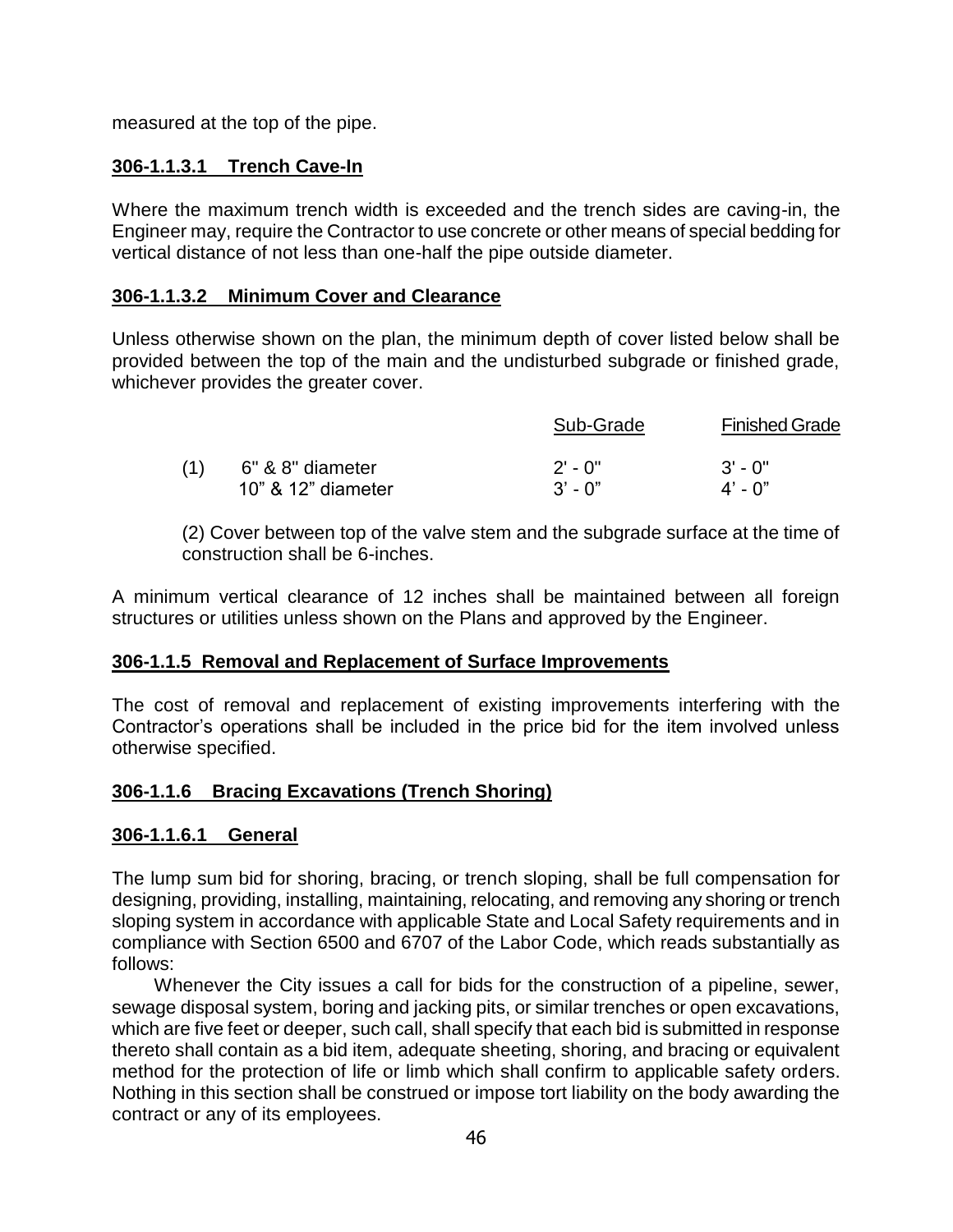measured at the top of the pipe.

**306-1.1.3.1 Trench Cave-In**

Where the maximum trench width is exceeded and the trench sides are caving-in, the Engineer may, require the Contractor to use concrete or other means of special bedding for vertical distance of not less than one-half the pipe outside diameter.

**306-1.1.3.2 Minimum Cover and Clearance**

Unless otherwise shown on the plan, the minimum depth of cover listed below shall be provided between the top of the main and the undisturbed subgrade or finished grade, whichever provides the greater cover.

| | | Sub-Grade | Finished Grade |
|---|---|---|---|
| (1) | 6" & 8" diameter | 2' - 0" | 3' - 0" |
| | 10" & 12" diameter | 3' - 0" | 4' - 0" |

(2) Cover between top of the valve stem and the subgrade surface at the time of construction shall be 6-inches.

A minimum vertical clearance of 12 inches shall be maintained between all foreign structures or utilities unless shown on the Plans and approved by the Engineer.

**306-1.1.5 Removal and Replacement of Surface Improvements**

The cost of removal and replacement of existing improvements interfering with the Contractor's operations shall be included in the price bid for the item involved unless otherwise specified.

**306-1.1.6 Bracing Excavations (Trench Shoring)**

**306-1.1.6.1 General**

The lump sum bid for shoring, bracing, or trench sloping, shall be full compensation for designing, providing, installing, maintaining, relocating, and removing any shoring or trench sloping system in accordance with applicable State and Local Safety requirements and in compliance with Section 6500 and 6707 of the Labor Code, which reads substantially as follows:

Whenever the City issues a call for bids for the construction of a pipeline, sewer, sewage disposal system, boring and jacking pits, or similar trenches or open excavations, which are five feet or deeper, such call, shall specify that each bid is submitted in response thereto shall contain as a bid item, adequate sheeting, shoring, and bracing or equivalent method for the protection of life or limb which shall confirm to applicable safety orders. Nothing in this section shall be construed or impose tort liability on the body awarding the contract or any of its employees.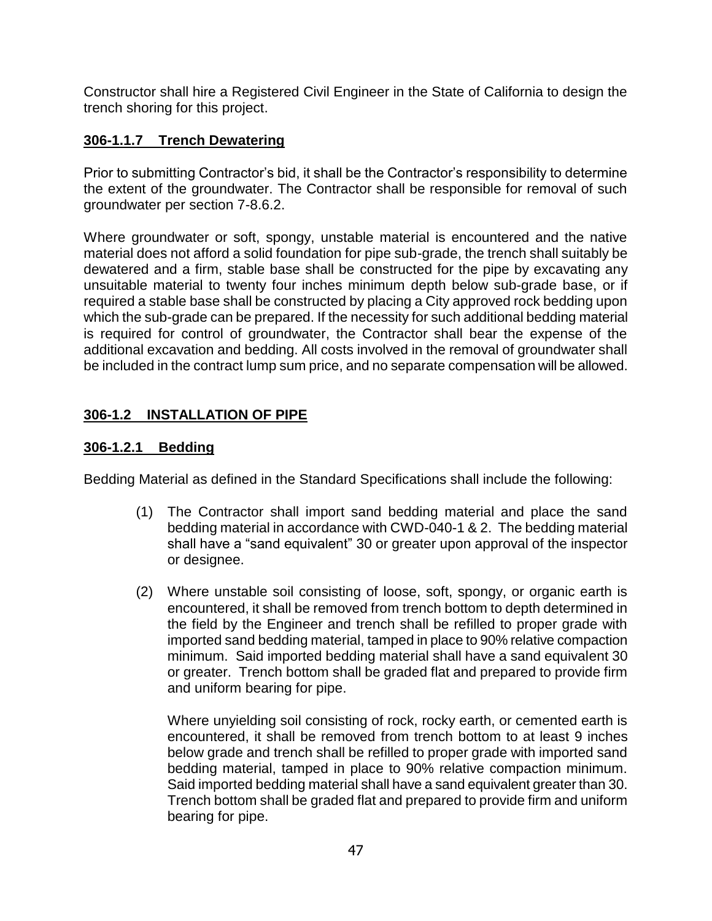Constructor shall hire a Registered Civil Engineer in the State of California to design the trench shoring for this project.

### 306-1.1.7 Trench Dewatering

Prior to submitting Contractor's bid, it shall be the Contractor's responsibility to determine the extent of the groundwater. The Contractor shall be responsible for removal of such groundwater per section 7-8.6.2.

Where groundwater or soft, spongy, unstable material is encountered and the native material does not afford a solid foundation for pipe sub-grade, the trench shall suitably be dewatered and a firm, stable base shall be constructed for the pipe by excavating any unsuitable material to twenty four inches minimum depth below sub-grade base, or if required a stable base shall be constructed by placing a City approved rock bedding upon which the sub-grade can be prepared. If the necessity for such additional bedding material is required for control of groundwater, the Contractor shall bear the expense of the additional excavation and bedding. All costs involved in the removal of groundwater shall be included in the contract lump sum price, and no separate compensation will be allowed.

## 306-1.2 INSTALLATION OF PIPE

### 306-1.2.1 Bedding

Bedding Material as defined in the Standard Specifications shall include the following:

(1) The Contractor shall import sand bedding material and place the sand bedding material in accordance with CWD-040-1 & 2. The bedding material shall have a "sand equivalent" 30 or greater upon approval of the inspector or designee.

(2) Where unstable soil consisting of loose, soft, spongy, or organic earth is encountered, it shall be removed from trench bottom to depth determined in the field by the Engineer and trench shall be refilled to proper grade with imported sand bedding material, tamped in place to 90% relative compaction minimum. Said imported bedding material shall have a sand equivalent 30 or greater. Trench bottom shall be graded flat and prepared to provide firm and uniform bearing for pipe.

    Where unyielding soil consisting of rock, rocky earth, or cemented earth is encountered, it shall be removed from trench bottom to at least 9 inches below grade and trench shall be refilled to proper grade with imported sand bedding material, tamped in place to 90% relative compaction minimum. Said imported bedding material shall have a sand equivalent greater than 30. Trench bottom shall be graded flat and prepared to provide firm and uniform bearing for pipe.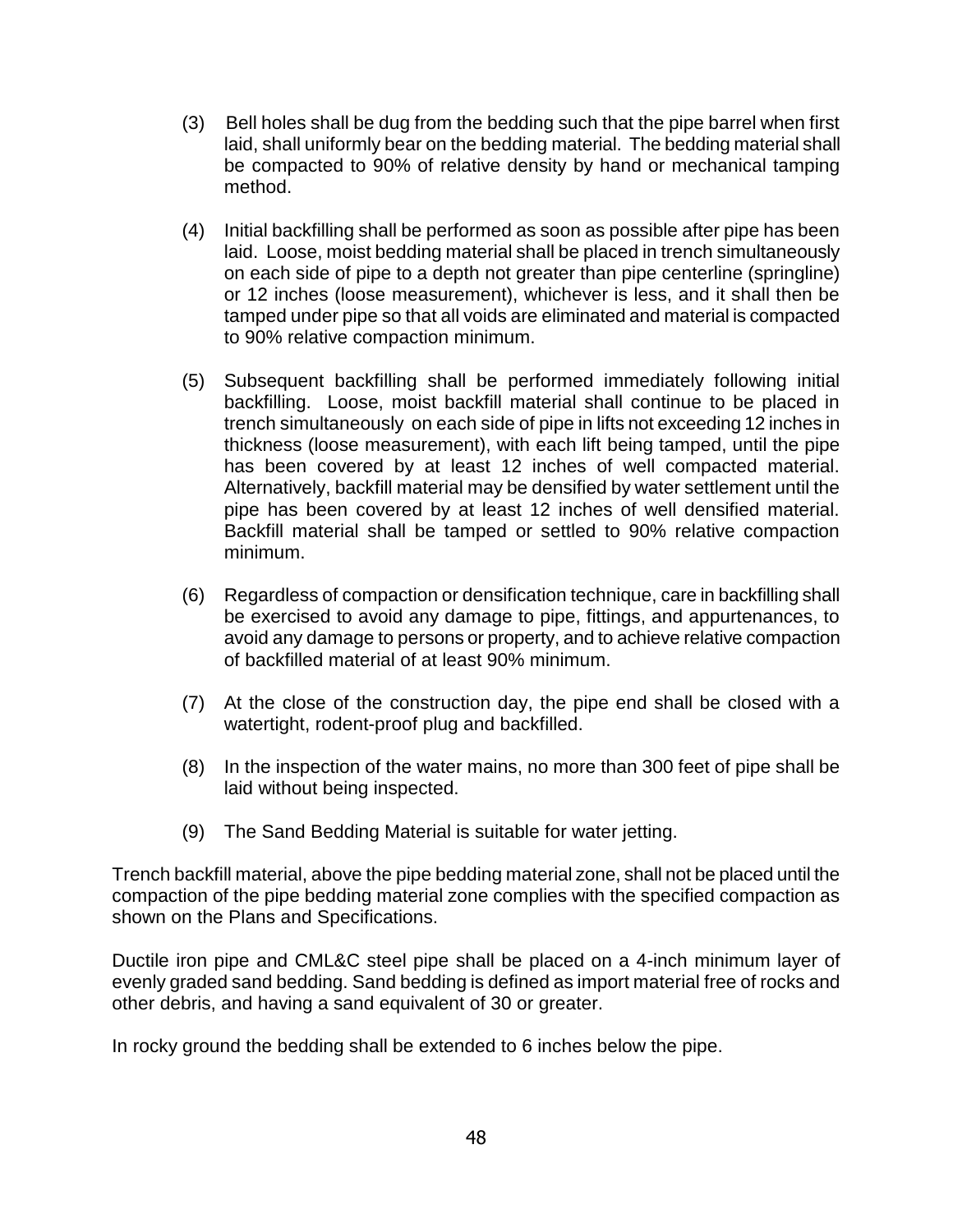(3) Bell holes shall be dug from the bedding such that the pipe barrel when first laid, shall uniformly bear on the bedding material. The bedding material shall be compacted to 90% of relative density by hand or mechanical tamping method.

(4) Initial backfilling shall be performed as soon as possible after pipe has been laid. Loose, moist bedding material shall be placed in trench simultaneously on each side of pipe to a depth not greater than pipe centerline (springline) or 12 inches (loose measurement), whichever is less, and it shall then be tamped under pipe so that all voids are eliminated and material is compacted to 90% relative compaction minimum.

(5) Subsequent backfilling shall be performed immediately following initial backfilling. Loose, moist backfill material shall continue to be placed in trench simultaneously on each side of pipe in lifts not exceeding 12 inches in thickness (loose measurement), with each lift being tamped, until the pipe has been covered by at least 12 inches of well compacted material. Alternatively, backfill material may be densified by water settlement until the pipe has been covered by at least 12 inches of well densified material. Backfill material shall be tamped or settled to 90% relative compaction minimum.

(6) Regardless of compaction or densification technique, care in backfilling shall be exercised to avoid any damage to pipe, fittings, and appurtenances, to avoid any damage to persons or property, and to achieve relative compaction of backfilled material of at least 90% minimum.

(7) At the close of the construction day, the pipe end shall be closed with a watertight, rodent-proof plug and backfilled.

(8) In the inspection of the water mains, no more than 300 feet of pipe shall be laid without being inspected.

(9) The Sand Bedding Material is suitable for water jetting.

Trench backfill material, above the pipe bedding material zone, shall not be placed until the compaction of the pipe bedding material zone complies with the specified compaction as shown on the Plans and Specifications.

Ductile iron pipe and CML&C steel pipe shall be placed on a 4-inch minimum layer of evenly graded sand bedding. Sand bedding is defined as import material free of rocks and other debris, and having a sand equivalent of 30 or greater.

In rocky ground the bedding shall be extended to 6 inches below the pipe.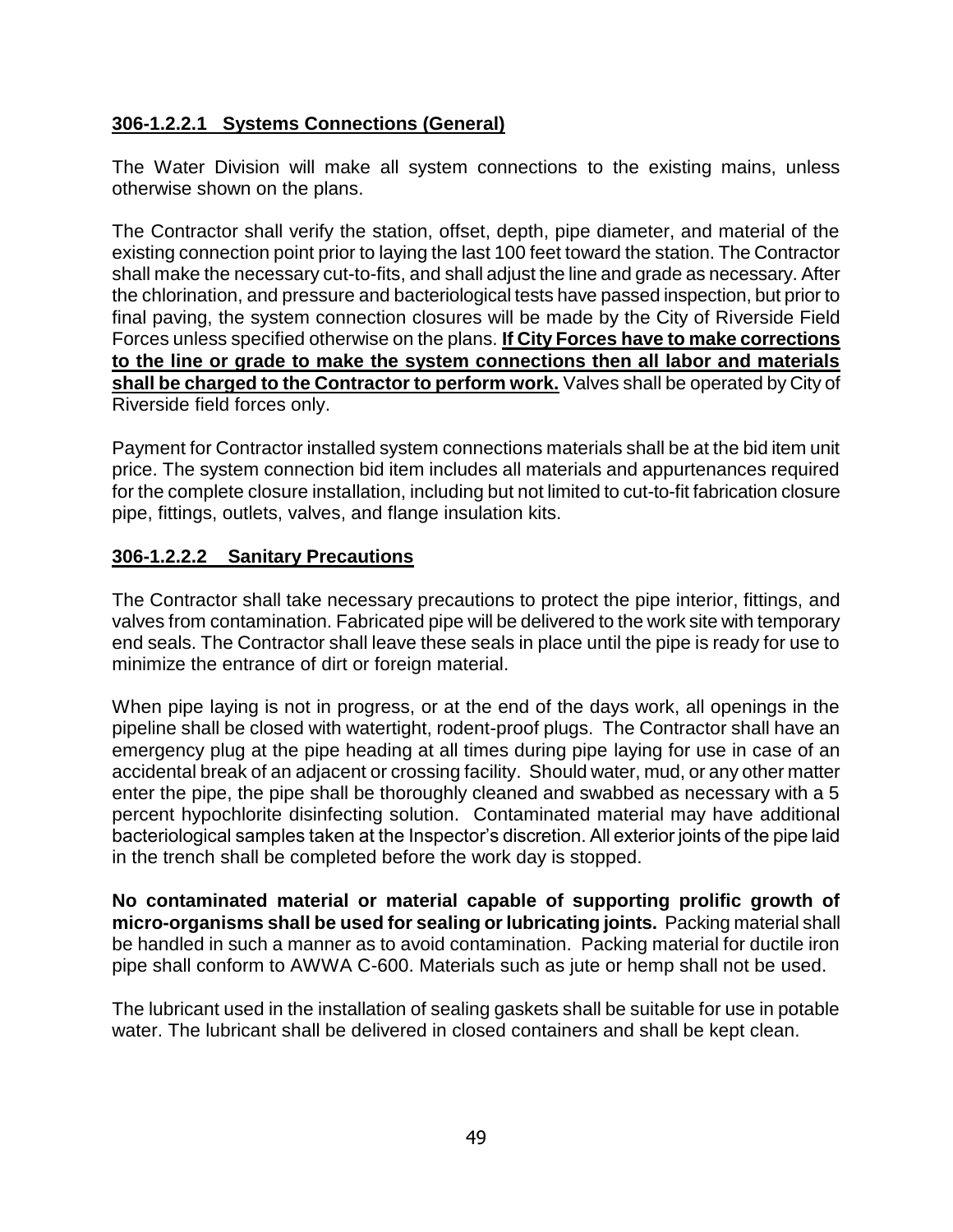### 306-1.2.2.1 Systems Connections (General)

The Water Division will make all system connections to the existing mains, unless otherwise shown on the plans.

The Contractor shall verify the station, offset, depth, pipe diameter, and material of the existing connection point prior to laying the last 100 feet toward the station. The Contractor shall make the necessary cut-to-fits, and shall adjust the line and grade as necessary. After the chlorination, and pressure and bacteriological tests have passed inspection, but prior to final paving, the system connection closures will be made by the City of Riverside Field Forces unless specified otherwise on the plans. **If City Forces have to make corrections to the line or grade to make the system connections then all labor and materials shall be charged to the Contractor to perform work.** Valves shall be operated by City of Riverside field forces only.

Payment for Contractor installed system connections materials shall be at the bid item unit price. The system connection bid item includes all materials and appurtenances required for the complete closure installation, including but not limited to cut-to-fit fabrication closure pipe, fittings, outlets, valves, and flange insulation kits.

### 306-1.2.2.2 Sanitary Precautions

The Contractor shall take necessary precautions to protect the pipe interior, fittings, and valves from contamination. Fabricated pipe will be delivered to the work site with temporary end seals. The Contractor shall leave these seals in place until the pipe is ready for use to minimize the entrance of dirt or foreign material.

When pipe laying is not in progress, or at the end of the days work, all openings in the pipeline shall be closed with watertight, rodent-proof plugs. The Contractor shall have an emergency plug at the pipe heading at all times during pipe laying for use in case of an accidental break of an adjacent or crossing facility. Should water, mud, or any other matter enter the pipe, the pipe shall be thoroughly cleaned and swabbed as necessary with a 5 percent hypochlorite disinfecting solution. Contaminated material may have additional bacteriological samples taken at the Inspector's discretion. All exterior joints of the pipe laid in the trench shall be completed before the work day is stopped.

**No contaminated material or material capable of supporting prolific growth of micro-organisms shall be used for sealing or lubricating joints.** Packing material shall be handled in such a manner as to avoid contamination. Packing material for ductile iron pipe shall conform to AWWA C-600. Materials such as jute or hemp shall not be used.

The lubricant used in the installation of sealing gaskets shall be suitable for use in potable water. The lubricant shall be delivered in closed containers and shall be kept clean.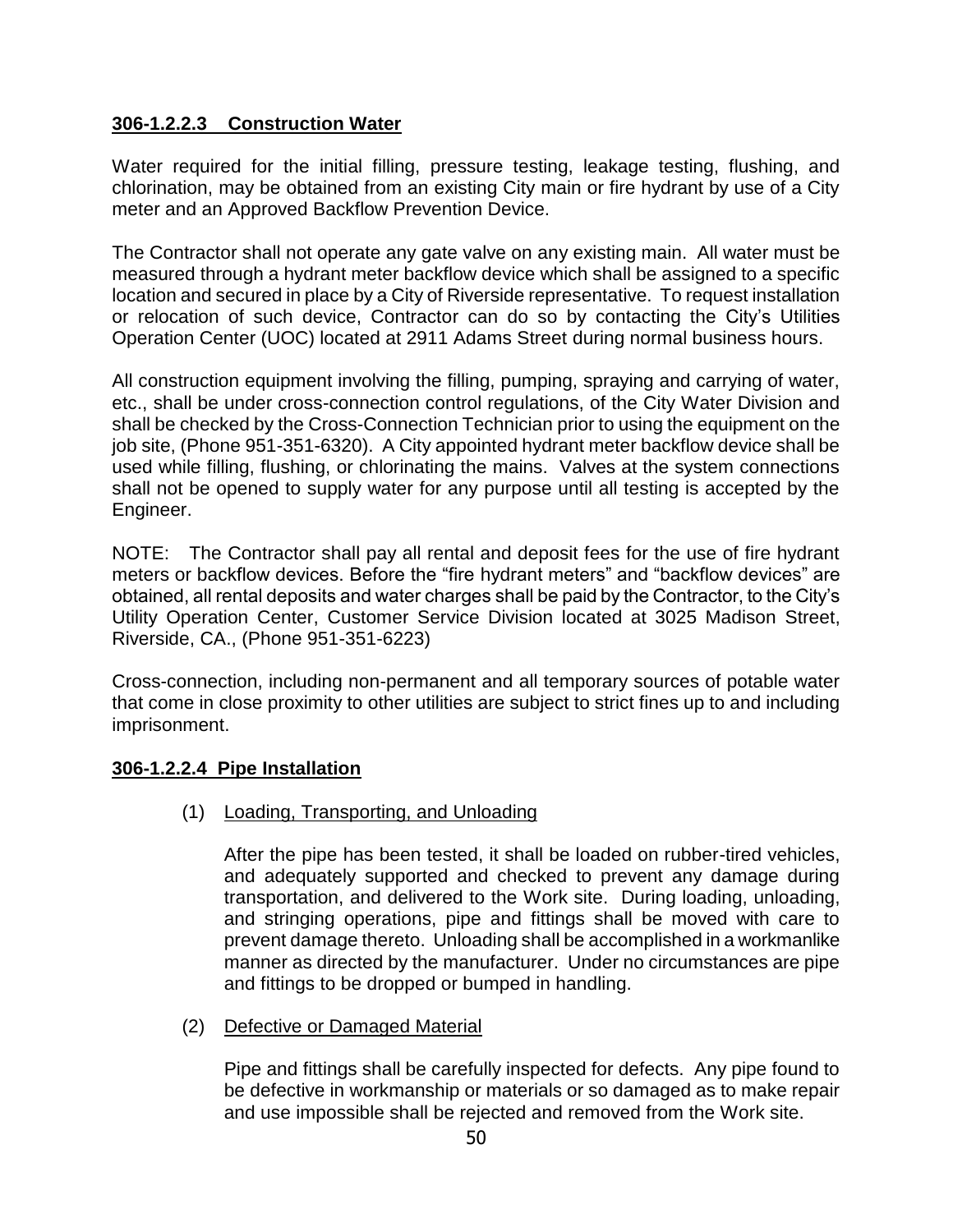## 306-1.2.2.3 Construction Water

Water required for the initial filling, pressure testing, leakage testing, flushing, and chlorination, may be obtained from an existing City main or fire hydrant by use of a City meter and an Approved Backflow Prevention Device.

The Contractor shall not operate any gate valve on any existing main. All water must be measured through a hydrant meter backflow device which shall be assigned to a specific location and secured in place by a City of Riverside representative. To request installation or relocation of such device, Contractor can do so by contacting the City's Utilities Operation Center (UOC) located at 2911 Adams Street during normal business hours.

All construction equipment involving the filling, pumping, spraying and carrying of water, etc., shall be under cross-connection control regulations, of the City Water Division and shall be checked by the Cross-Connection Technician prior to using the equipment on the job site, (Phone 951-351-6320). A City appointed hydrant meter backflow device shall be used while filling, flushing, or chlorinating the mains. Valves at the system connections shall not be opened to supply water for any purpose until all testing is accepted by the Engineer.

NOTE: The Contractor shall pay all rental and deposit fees for the use of fire hydrant meters or backflow devices. Before the "fire hydrant meters" and "backflow devices" are obtained, all rental deposits and water charges shall be paid by the Contractor, to the City's Utility Operation Center, Customer Service Division located at 3025 Madison Street, Riverside, CA., (Phone 951-351-6223)

Cross-connection, including non-permanent and all temporary sources of potable water that come in close proximity to other utilities are subject to strict fines up to and including imprisonment.

## 306-1.2.2.4 Pipe Installation

(1) Loading, Transporting, and Unloading

After the pipe has been tested, it shall be loaded on rubber-tired vehicles, and adequately supported and checked to prevent any damage during transportation, and delivered to the Work site. During loading, unloading, and stringing operations, pipe and fittings shall be moved with care to prevent damage thereto. Unloading shall be accomplished in a workmanlike manner as directed by the manufacturer. Under no circumstances are pipe and fittings to be dropped or bumped in handling.

(2) Defective or Damaged Material

Pipe and fittings shall be carefully inspected for defects. Any pipe found to be defective in workmanship or materials or so damaged as to make repair and use impossible shall be rejected and removed from the Work site.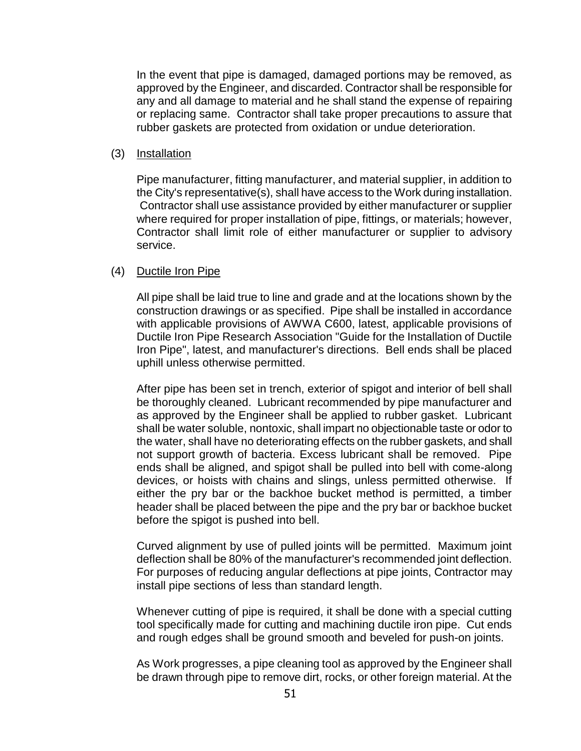In the event that pipe is damaged, damaged portions may be removed, as approved by the Engineer, and discarded. Contractor shall be responsible for any and all damage to material and he shall stand the expense of repairing or replacing same. Contractor shall take proper precautions to assure that rubber gaskets are protected from oxidation or undue deterioration.

(3) Installation

Pipe manufacturer, fitting manufacturer, and material supplier, in addition to the City's representative(s), shall have access to the Work during installation. Contractor shall use assistance provided by either manufacturer or supplier where required for proper installation of pipe, fittings, or materials; however, Contractor shall limit role of either manufacturer or supplier to advisory service.

(4) Ductile Iron Pipe

All pipe shall be laid true to line and grade and at the locations shown by the construction drawings or as specified. Pipe shall be installed in accordance with applicable provisions of AWWA C600, latest, applicable provisions of Ductile Iron Pipe Research Association "Guide for the Installation of Ductile Iron Pipe", latest, and manufacturer's directions. Bell ends shall be placed uphill unless otherwise permitted.

After pipe has been set in trench, exterior of spigot and interior of bell shall be thoroughly cleaned. Lubricant recommended by pipe manufacturer and as approved by the Engineer shall be applied to rubber gasket. Lubricant shall be water soluble, nontoxic, shall impart no objectionable taste or odor to the water, shall have no deteriorating effects on the rubber gaskets, and shall not support growth of bacteria. Excess lubricant shall be removed. Pipe ends shall be aligned, and spigot shall be pulled into bell with come-along devices, or hoists with chains and slings, unless permitted otherwise. If either the pry bar or the backhoe bucket method is permitted, a timber header shall be placed between the pipe and the pry bar or backhoe bucket before the spigot is pushed into bell.

Curved alignment by use of pulled joints will be permitted. Maximum joint deflection shall be 80% of the manufacturer's recommended joint deflection. For purposes of reducing angular deflections at pipe joints, Contractor may install pipe sections of less than standard length.

Whenever cutting of pipe is required, it shall be done with a special cutting tool specifically made for cutting and machining ductile iron pipe. Cut ends and rough edges shall be ground smooth and beveled for push-on joints.

As Work progresses, a pipe cleaning tool as approved by the Engineer shall be drawn through pipe to remove dirt, rocks, or other foreign material. At the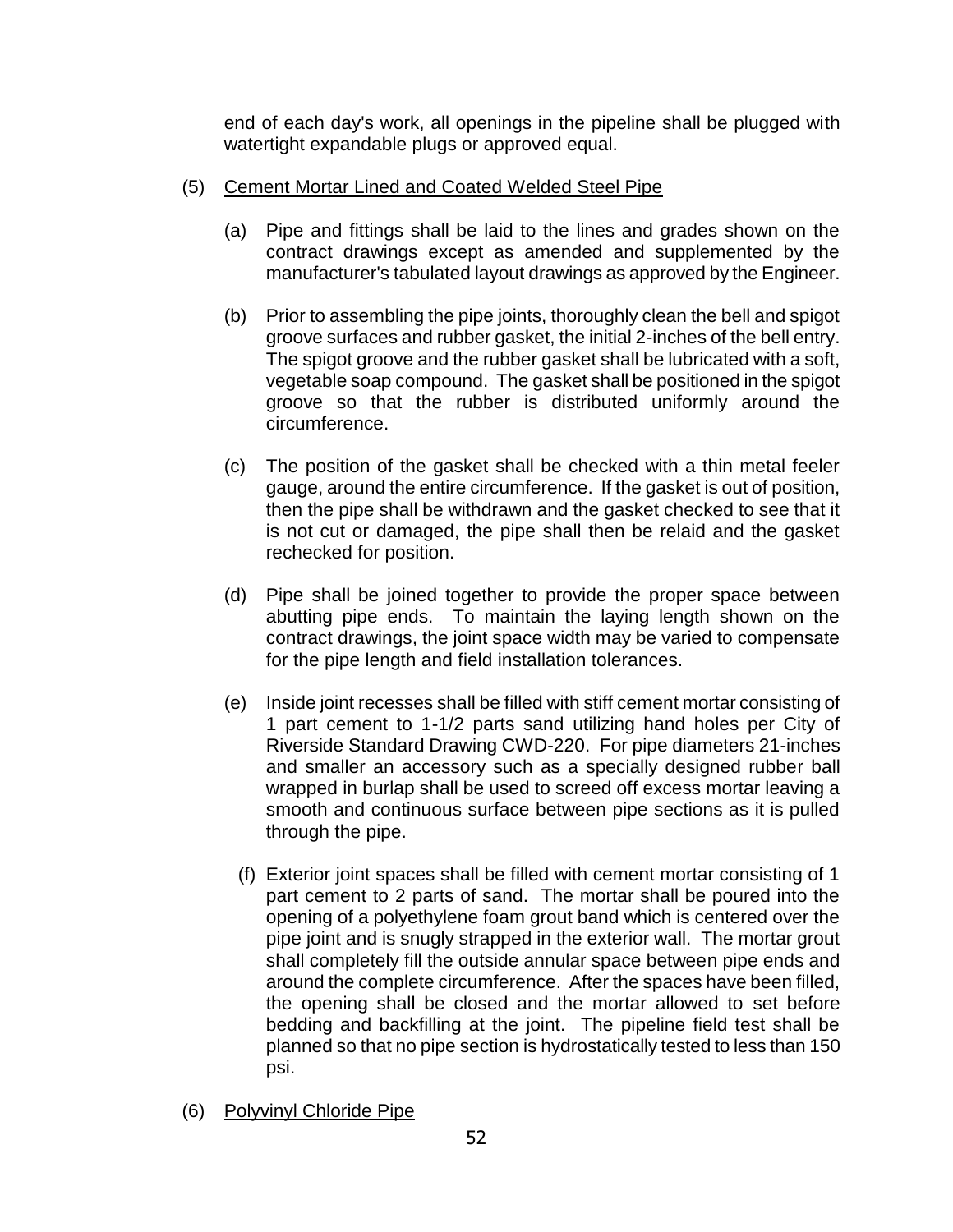end of each day's work, all openings in the pipeline shall be plugged with watertight expandable plugs or approved equal.

(5) Cement Mortar Lined and Coated Welded Steel Pipe

(a) Pipe and fittings shall be laid to the lines and grades shown on the contract drawings except as amended and supplemented by the manufacturer's tabulated layout drawings as approved by the Engineer.

(b) Prior to assembling the pipe joints, thoroughly clean the bell and spigot groove surfaces and rubber gasket, the initial 2-inches of the bell entry. The spigot groove and the rubber gasket shall be lubricated with a soft, vegetable soap compound. The gasket shall be positioned in the spigot groove so that the rubber is distributed uniformly around the circumference.

(c) The position of the gasket shall be checked with a thin metal feeler gauge, around the entire circumference. If the gasket is out of position, then the pipe shall be withdrawn and the gasket checked to see that it is not cut or damaged, the pipe shall then be relaid and the gasket rechecked for position.

(d) Pipe shall be joined together to provide the proper space between abutting pipe ends. To maintain the laying length shown on the contract drawings, the joint space width may be varied to compensate for the pipe length and field installation tolerances.

(e) Inside joint recesses shall be filled with stiff cement mortar consisting of 1 part cement to 1-1/2 parts sand utilizing hand holes per City of Riverside Standard Drawing CWD-220. For pipe diameters 21-inches and smaller an accessory such as a specially designed rubber ball wrapped in burlap shall be used to screed off excess mortar leaving a smooth and continuous surface between pipe sections as it is pulled through the pipe.

(f) Exterior joint spaces shall be filled with cement mortar consisting of 1 part cement to 2 parts of sand. The mortar shall be poured into the opening of a polyethylene foam grout band which is centered over the pipe joint and is snugly strapped in the exterior wall. The mortar grout shall completely fill the outside annular space between pipe ends and around the complete circumference. After the spaces have been filled, the opening shall be closed and the mortar allowed to set before bedding and backfilling at the joint. The pipeline field test shall be planned so that no pipe section is hydrostatically tested to less than 150 psi.

(6) Polyvinyl Chloride Pipe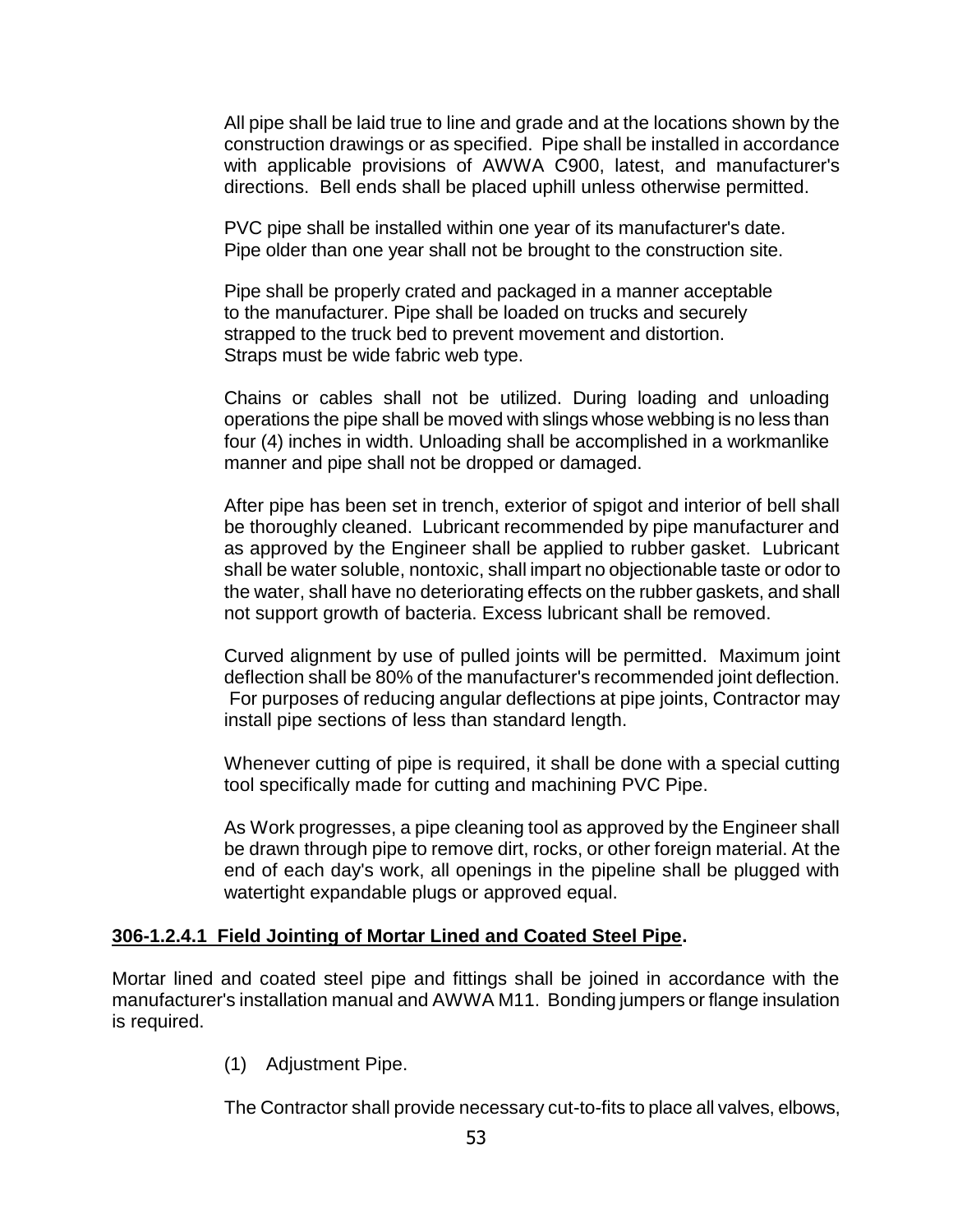All pipe shall be laid true to line and grade and at the locations shown by the construction drawings or as specified. Pipe shall be installed in accordance with applicable provisions of AWWA C900, latest, and manufacturer's directions. Bell ends shall be placed uphill unless otherwise permitted.

PVC pipe shall be installed within one year of its manufacturer's date. Pipe older than one year shall not be brought to the construction site.

Pipe shall be properly crated and packaged in a manner acceptable to the manufacturer. Pipe shall be loaded on trucks and securely strapped to the truck bed to prevent movement and distortion. Straps must be wide fabric web type.

Chains or cables shall not be utilized. During loading and unloading operations the pipe shall be moved with slings whose webbing is no less than four (4) inches in width. Unloading shall be accomplished in a workmanlike manner and pipe shall not be dropped or damaged.

After pipe has been set in trench, exterior of spigot and interior of bell shall be thoroughly cleaned. Lubricant recommended by pipe manufacturer and as approved by the Engineer shall be applied to rubber gasket. Lubricant shall be water soluble, nontoxic, shall impart no objectionable taste or odor to the water, shall have no deteriorating effects on the rubber gaskets, and shall not support growth of bacteria. Excess lubricant shall be removed.

Curved alignment by use of pulled joints will be permitted. Maximum joint deflection shall be 80% of the manufacturer's recommended joint deflection. For purposes of reducing angular deflections at pipe joints, Contractor may install pipe sections of less than standard length.

Whenever cutting of pipe is required, it shall be done with a special cutting tool specifically made for cutting and machining PVC Pipe.

As Work progresses, a pipe cleaning tool as approved by the Engineer shall be drawn through pipe to remove dirt, rocks, or other foreign material. At the end of each day's work, all openings in the pipeline shall be plugged with watertight expandable plugs or approved equal.

### **306-1.2.4.1 Field Jointing of Mortar Lined and Coated Steel Pipe.**

Mortar lined and coated steel pipe and fittings shall be joined in accordance with the manufacturer's installation manual and AWWA M11. Bonding jumpers or flange insulation is required.

(1) Adjustment Pipe.

The Contractor shall provide necessary cut-to-fits to place all valves, elbows,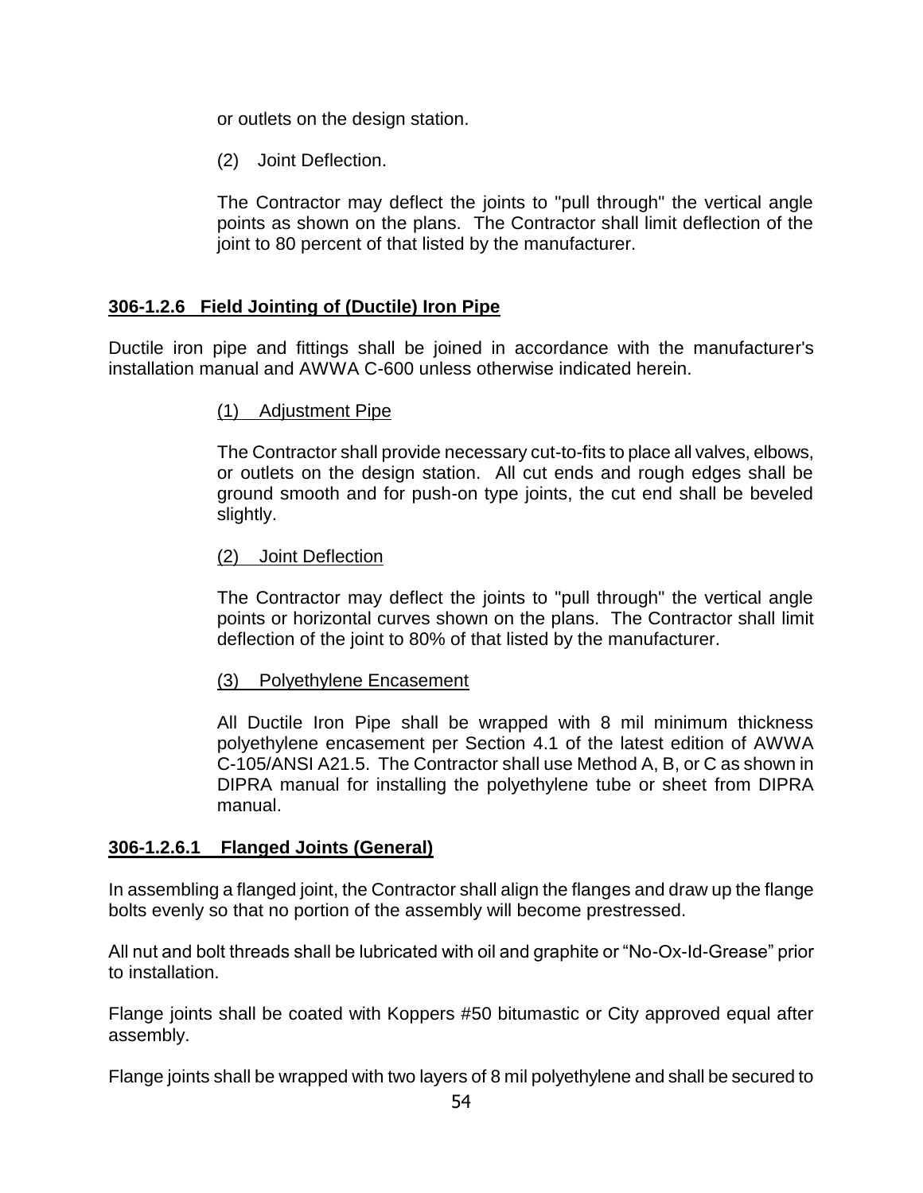or outlets on the design station.

(2) Joint Deflection.

The Contractor may deflect the joints to "pull through" the vertical angle points as shown on the plans. The Contractor shall limit deflection of the joint to 80 percent of that listed by the manufacturer.

**306-1.2.6 Field Jointing of (Ductile) Iron Pipe**

Ductile iron pipe and fittings shall be joined in accordance with the manufacturer's installation manual and AWWA C-600 unless otherwise indicated herein.

(1) Adjustment Pipe

The Contractor shall provide necessary cut-to-fits to place all valves, elbows, or outlets on the design station. All cut ends and rough edges shall be ground smooth and for push-on type joints, the cut end shall be beveled slightly.

(2) Joint Deflection

The Contractor may deflect the joints to "pull through" the vertical angle points or horizontal curves shown on the plans. The Contractor shall limit deflection of the joint to 80% of that listed by the manufacturer.

(3) Polyethylene Encasement

All Ductile Iron Pipe shall be wrapped with 8 mil minimum thickness polyethylene encasement per Section 4.1 of the latest edition of AWWA C-105/ANSI A21.5. The Contractor shall use Method A, B, or C as shown in DIPRA manual for installing the polyethylene tube or sheet from DIPRA manual.

**306-1.2.6.1 Flanged Joints (General)**

In assembling a flanged joint, the Contractor shall align the flanges and draw up the flange bolts evenly so that no portion of the assembly will become prestressed.

All nut and bolt threads shall be lubricated with oil and graphite or "No-Ox-Id-Grease" prior to installation.

Flange joints shall be coated with Koppers #50 bitumastic or City approved equal after assembly.

Flange joints shall be wrapped with two layers of 8 mil polyethylene and shall be secured to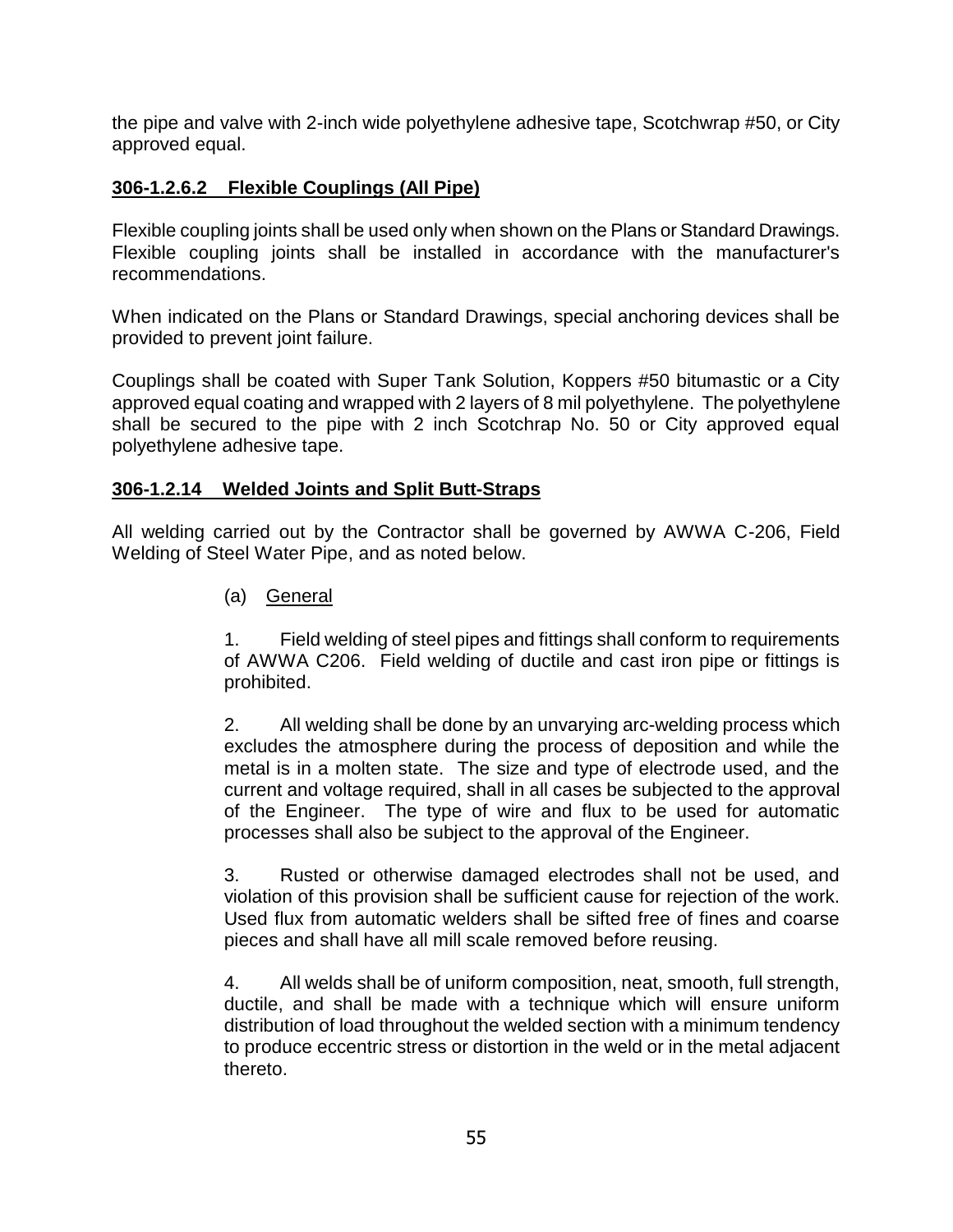the pipe and valve with 2-inch wide polyethylene adhesive tape, Scotchwrap #50, or City approved equal.

### 306-1.2.6.2 Flexible Couplings (All Pipe)

Flexible coupling joints shall be used only when shown on the Plans or Standard Drawings. Flexible coupling joints shall be installed in accordance with the manufacturer's recommendations.

When indicated on the Plans or Standard Drawings, special anchoring devices shall be provided to prevent joint failure.

Couplings shall be coated with Super Tank Solution, Koppers #50 bitumastic or a City approved equal coating and wrapped with 2 layers of 8 mil polyethylene. The polyethylene shall be secured to the pipe with 2 inch Scotchrap No. 50 or City approved equal polyethylene adhesive tape.

### 306-1.2.14 Welded Joints and Split Butt-Straps

All welding carried out by the Contractor shall be governed by AWWA C-206, Field Welding of Steel Water Pipe, and as noted below.

(a) General

1. Field welding of steel pipes and fittings shall conform to requirements of AWWA C206. Field welding of ductile and cast iron pipe or fittings is prohibited.

2. All welding shall be done by an unvarying arc-welding process which excludes the atmosphere during the process of deposition and while the metal is in a molten state. The size and type of electrode used, and the current and voltage required, shall in all cases be subjected to the approval of the Engineer. The type of wire and flux to be used for automatic processes shall also be subject to the approval of the Engineer.

3. Rusted or otherwise damaged electrodes shall not be used, and violation of this provision shall be sufficient cause for rejection of the work. Used flux from automatic welders shall be sifted free of fines and coarse pieces and shall have all mill scale removed before reusing.

4. All welds shall be of uniform composition, neat, smooth, full strength, ductile, and shall be made with a technique which will ensure uniform distribution of load throughout the welded section with a minimum tendency to produce eccentric stress or distortion in the weld or in the metal adjacent thereto.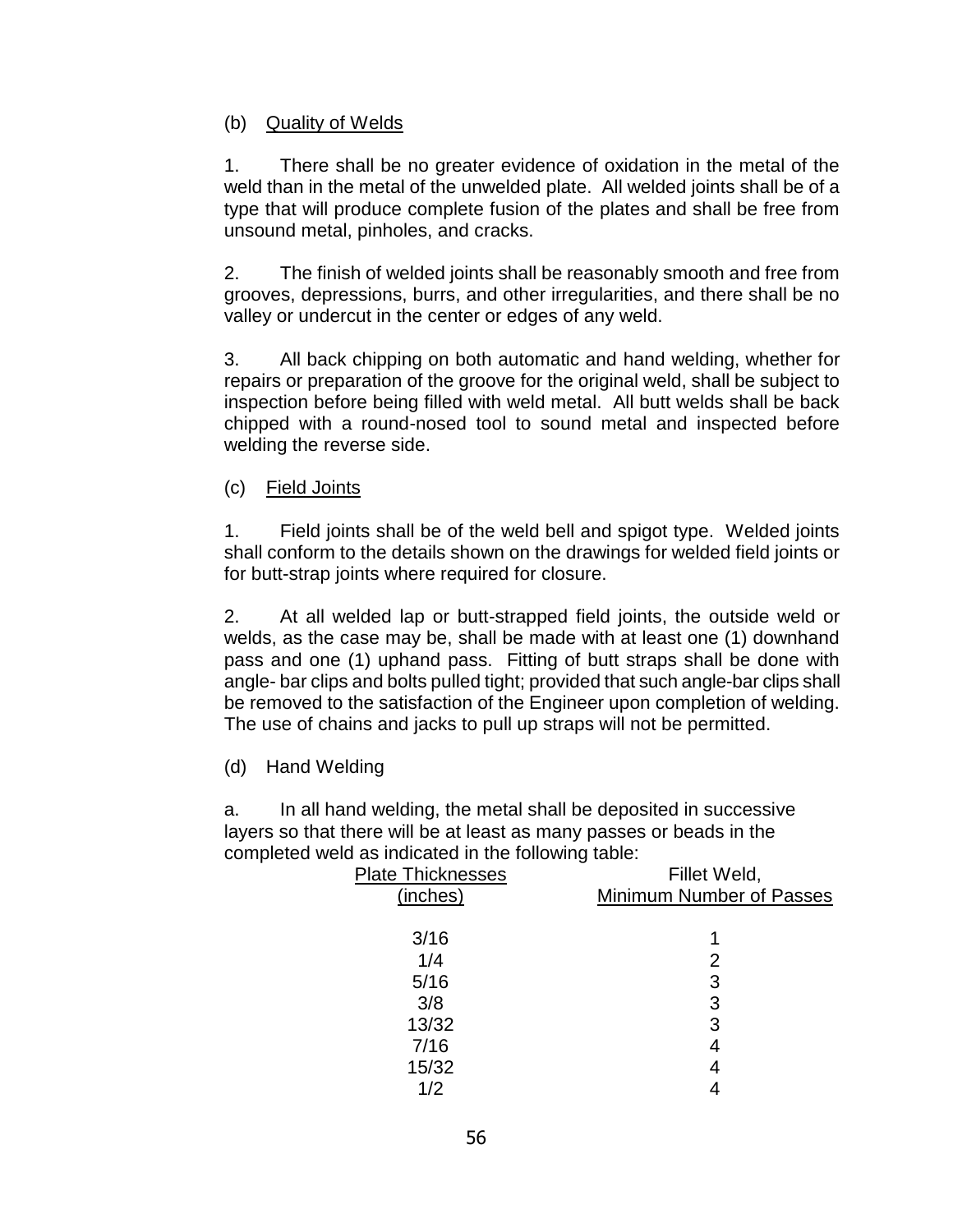(b) Quality of Welds

1. There shall be no greater evidence of oxidation in the metal of the weld than in the metal of the unwelded plate. All welded joints shall be of a type that will produce complete fusion of the plates and shall be free from unsound metal, pinholes, and cracks.

2. The finish of welded joints shall be reasonably smooth and free from grooves, depressions, burrs, and other irregularities, and there shall be no valley or undercut in the center or edges of any weld.

3. All back chipping on both automatic and hand welding, whether for repairs or preparation of the groove for the original weld, shall be subject to inspection before being filled with weld metal. All butt welds shall be back chipped with a round-nosed tool to sound metal and inspected before welding the reverse side.

(c) Field Joints

1. Field joints shall be of the weld bell and spigot type. Welded joints shall conform to the details shown on the drawings for welded field joints or for butt-strap joints where required for closure.

2. At all welded lap or butt-strapped field joints, the outside weld or welds, as the case may be, shall be made with at least one (1) downhand pass and one (1) uphand pass. Fitting of butt straps shall be done with angle- bar clips and bolts pulled tight; provided that such angle-bar clips shall be removed to the satisfaction of the Engineer upon completion of welding. The use of chains and jacks to pull up straps will not be permitted.

(d) Hand Welding

a. In all hand welding, the metal shall be deposited in successive layers so that there will be at least as many passes or beads in the completed weld as indicated in the following table:

| Plate Thicknesses (inches) | Fillet Weld, Minimum Number of Passes |
|---|---|
| 3/16 | 1 |
| 1/4 | 2 |
| 5/16 | 3 |
| 3/8 | 3 |
| 13/32 | 3 |
| 7/16 | 4 |
| 15/32 | 4 |
| 1/2 | 4 |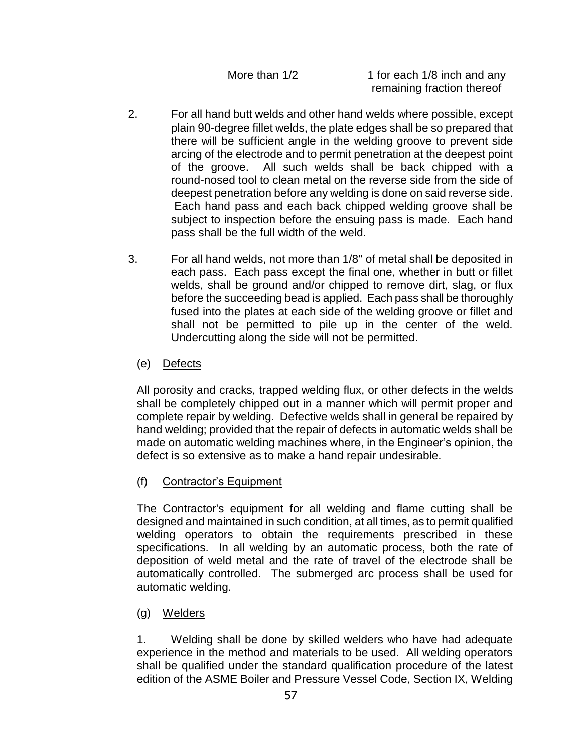| More than 1/2 | 1 for each 1/8 inch and any remaining fraction thereof |
|---|---|

2. For all hand butt welds and other hand welds where possible, except plain 90-degree fillet welds, the plate edges shall be so prepared that there will be sufficient angle in the welding groove to prevent side arcing of the electrode and to permit penetration at the deepest point of the groove. All such welds shall be back chipped with a round-nosed tool to clean metal on the reverse side from the side of deepest penetration before any welding is done on said reverse side. Each hand pass and each back chipped welding groove shall be subject to inspection before the ensuing pass is made. Each hand pass shall be the full width of the weld.

3. For all hand welds, not more than 1/8" of metal shall be deposited in each pass. Each pass except the final one, whether in butt or fillet welds, shall be ground and/or chipped to remove dirt, slag, or flux before the succeeding bead is applied. Each pass shall be thoroughly fused into the plates at each side of the welding groove or fillet and shall not be permitted to pile up in the center of the weld. Undercutting along the side will not be permitted.

(e) Defects

All porosity and cracks, trapped welding flux, or other defects in the welds shall be completely chipped out in a manner which will permit proper and complete repair by welding. Defective welds shall in general be repaired by hand welding; provided that the repair of defects in automatic welds shall be made on automatic welding machines where, in the Engineer's opinion, the defect is so extensive as to make a hand repair undesirable.

(f) Contractor's Equipment

The Contractor's equipment for all welding and flame cutting shall be designed and maintained in such condition, at all times, as to permit qualified welding operators to obtain the requirements prescribed in these specifications. In all welding by an automatic process, both the rate of deposition of weld metal and the rate of travel of the electrode shall be automatically controlled. The submerged arc process shall be used for automatic welding.

(g) Welders

1. Welding shall be done by skilled welders who have had adequate experience in the method and materials to be used. All welding operators shall be qualified under the standard qualification procedure of the latest edition of the ASME Boiler and Pressure Vessel Code, Section IX, Welding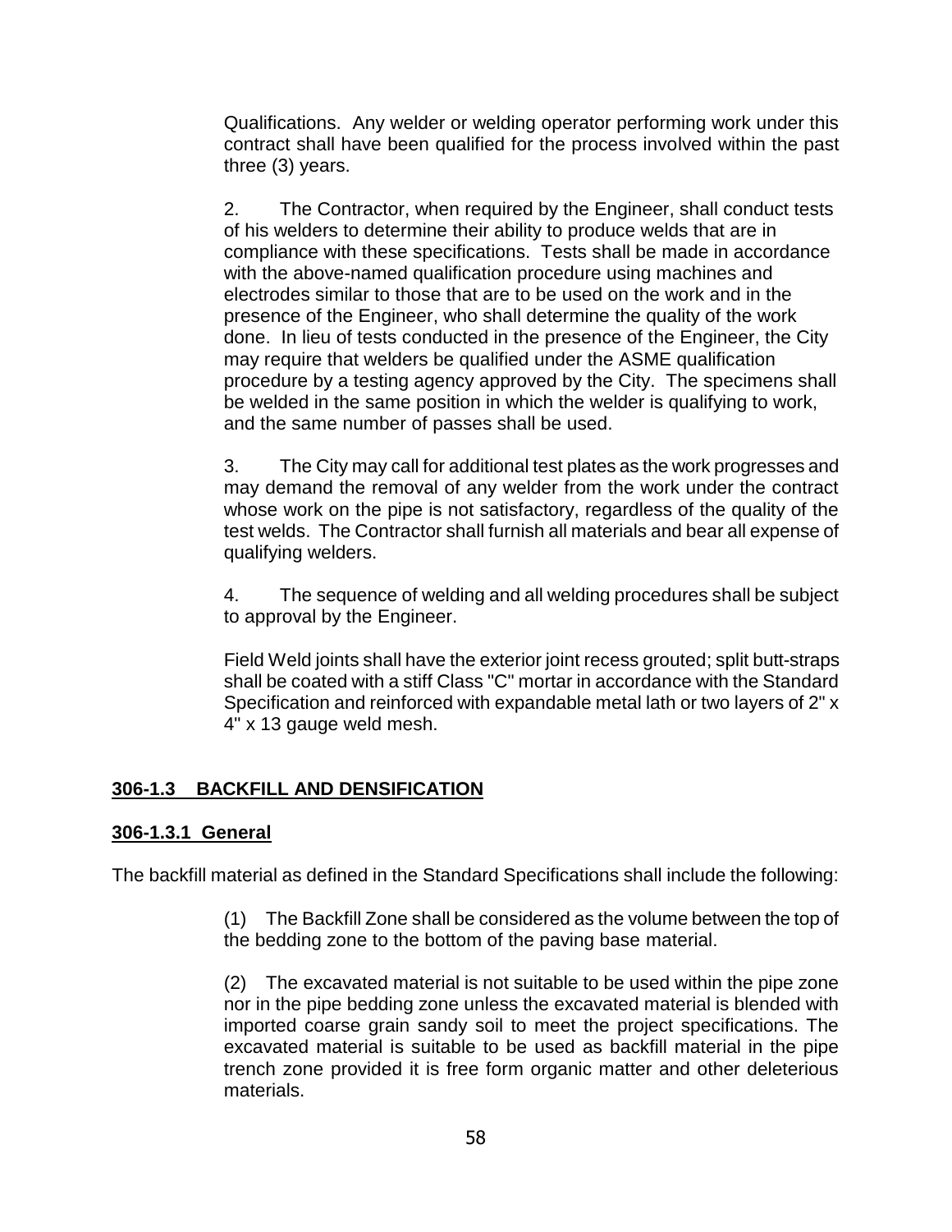Qualifications. Any welder or welding operator performing work under this contract shall have been qualified for the process involved within the past three (3) years.

2. The Contractor, when required by the Engineer, shall conduct tests of his welders to determine their ability to produce welds that are in compliance with these specifications. Tests shall be made in accordance with the above-named qualification procedure using machines and electrodes similar to those that are to be used on the work and in the presence of the Engineer, who shall determine the quality of the work done. In lieu of tests conducted in the presence of the Engineer, the City may require that welders be qualified under the ASME qualification procedure by a testing agency approved by the City. The specimens shall be welded in the same position in which the welder is qualifying to work, and the same number of passes shall be used.

3. The City may call for additional test plates as the work progresses and may demand the removal of any welder from the work under the contract whose work on the pipe is not satisfactory, regardless of the quality of the test welds. The Contractor shall furnish all materials and bear all expense of qualifying welders.

4. The sequence of welding and all welding procedures shall be subject to approval by the Engineer.

Field Weld joints shall have the exterior joint recess grouted; split butt-straps shall be coated with a stiff Class "C" mortar in accordance with the Standard Specification and reinforced with expandable metal lath or two layers of 2" x 4" x 13 gauge weld mesh.

## 306-1.3 BACKFILL AND DENSIFICATION

### 306-1.3.1 General

The backfill material as defined in the Standard Specifications shall include the following:

(1) The Backfill Zone shall be considered as the volume between the top of the bedding zone to the bottom of the paving base material.

(2) The excavated material is not suitable to be used within the pipe zone nor in the pipe bedding zone unless the excavated material is blended with imported coarse grain sandy soil to meet the project specifications. The excavated material is suitable to be used as backfill material in the pipe trench zone provided it is free form organic matter and other deleterious materials.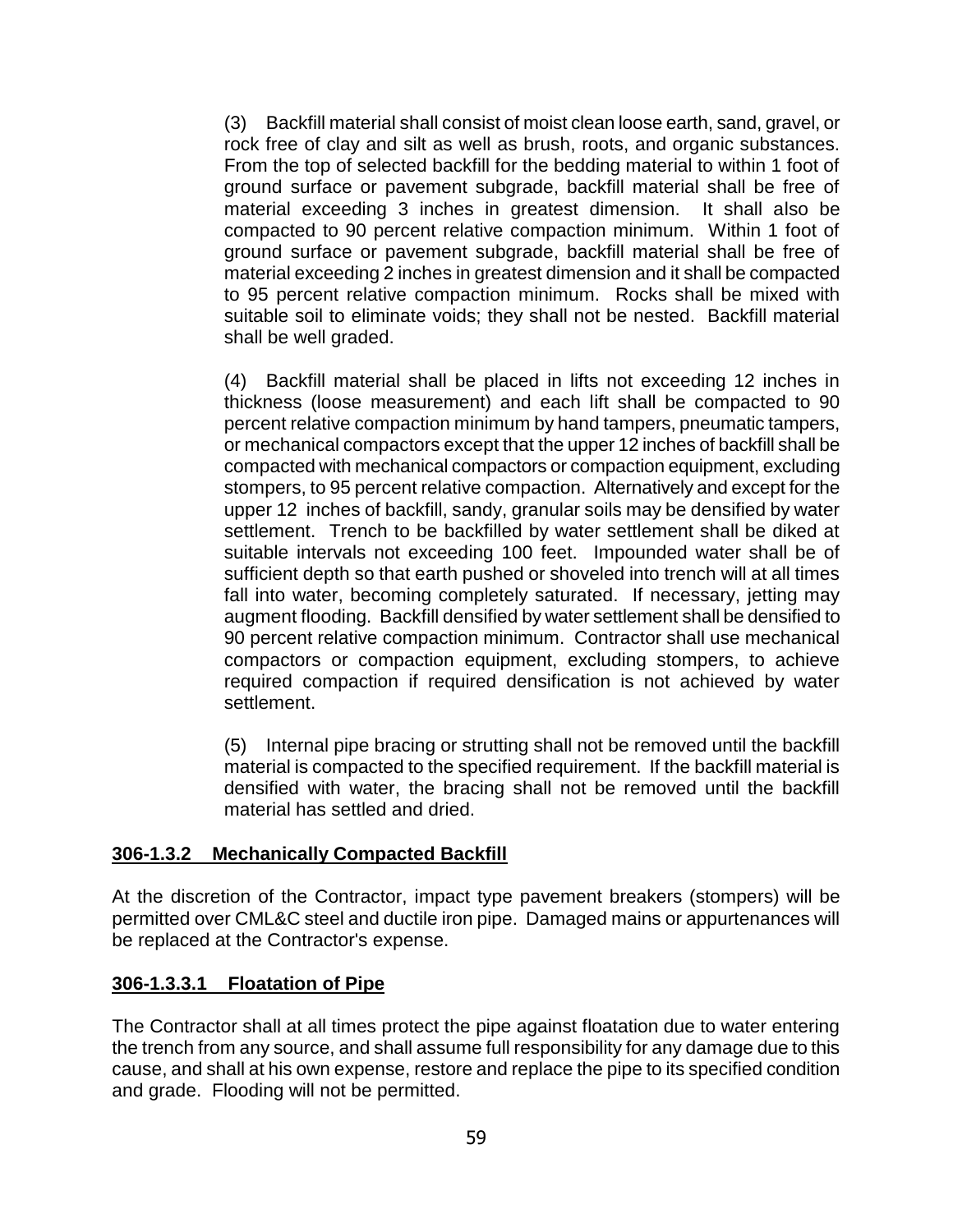(3) Backfill material shall consist of moist clean loose earth, sand, gravel, or rock free of clay and silt as well as brush, roots, and organic substances. From the top of selected backfill for the bedding material to within 1 foot of ground surface or pavement subgrade, backfill material shall be free of material exceeding 3 inches in greatest dimension. It shall also be compacted to 90 percent relative compaction minimum. Within 1 foot of ground surface or pavement subgrade, backfill material shall be free of material exceeding 2 inches in greatest dimension and it shall be compacted to 95 percent relative compaction minimum. Rocks shall be mixed with suitable soil to eliminate voids; they shall not be nested. Backfill material shall be well graded.

(4) Backfill material shall be placed in lifts not exceeding 12 inches in thickness (loose measurement) and each lift shall be compacted to 90 percent relative compaction minimum by hand tampers, pneumatic tampers, or mechanical compactors except that the upper 12 inches of backfill shall be compacted with mechanical compactors or compaction equipment, excluding stompers, to 95 percent relative compaction. Alternatively and except for the upper 12 inches of backfill, sandy, granular soils may be densified by water settlement. Trench to be backfilled by water settlement shall be diked at suitable intervals not exceeding 100 feet. Impounded water shall be of sufficient depth so that earth pushed or shoveled into trench will at all times fall into water, becoming completely saturated. If necessary, jetting may augment flooding. Backfill densified by water settlement shall be densified to 90 percent relative compaction minimum. Contractor shall use mechanical compactors or compaction equipment, excluding stompers, to achieve required compaction if required densification is not achieved by water settlement.

(5) Internal pipe bracing or strutting shall not be removed until the backfill material is compacted to the specified requirement. If the backfill material is densified with water, the bracing shall not be removed until the backfill material has settled and dried.

**306-1.3.2 Mechanically Compacted Backfill**

At the discretion of the Contractor, impact type pavement breakers (stompers) will be permitted over CML&C steel and ductile iron pipe. Damaged mains or appurtenances will be replaced at the Contractor's expense.

**306-1.3.3.1 Floatation of Pipe**

The Contractor shall at all times protect the pipe against floatation due to water entering the trench from any source, and shall assume full responsibility for any damage due to this cause, and shall at his own expense, restore and replace the pipe to its specified condition and grade. Flooding will not be permitted.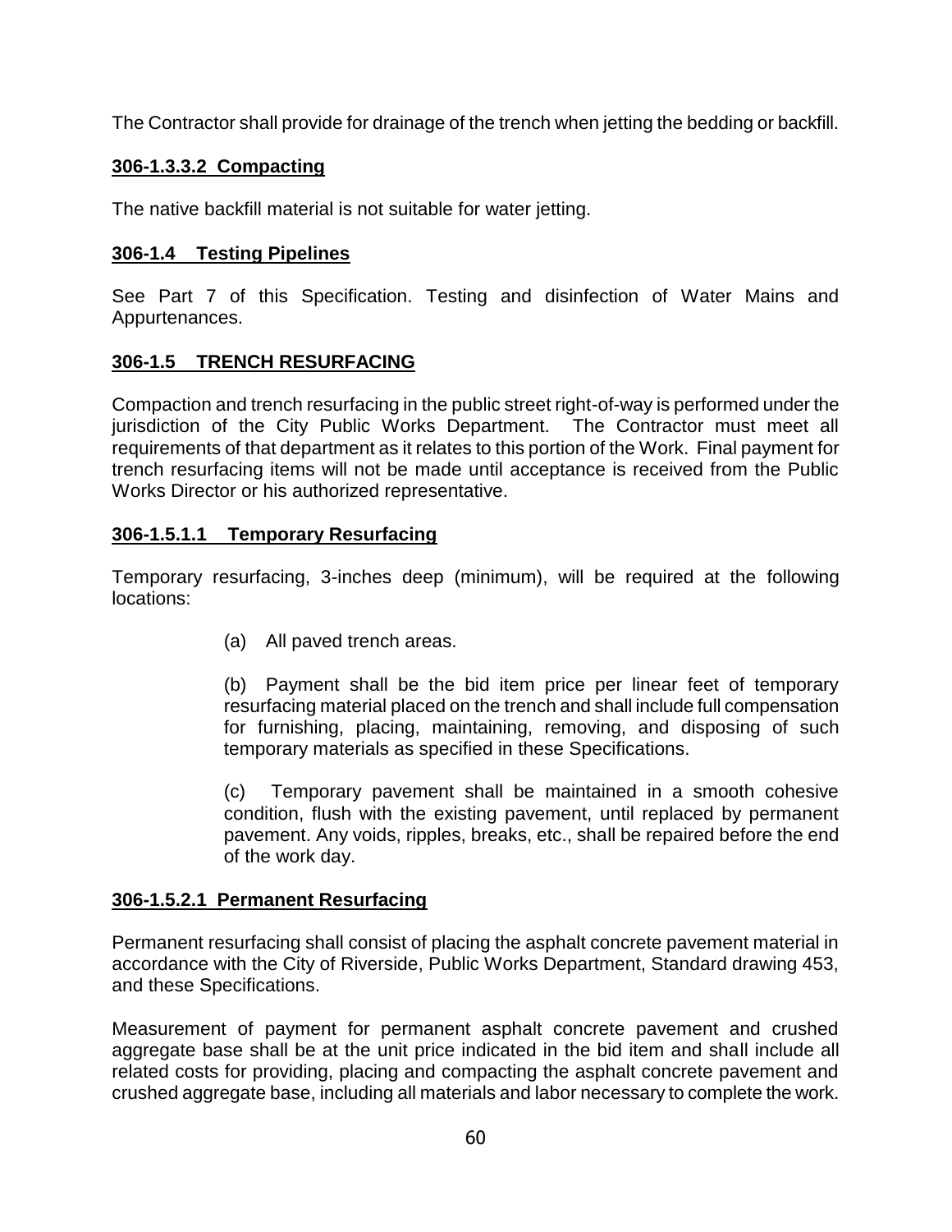The Contractor shall provide for drainage of the trench when jetting the bedding or backfill.

**306-1.3.3.2 Compacting**

The native backfill material is not suitable for water jetting.

**306-1.4 Testing Pipelines**

See Part 7 of this Specification. Testing and disinfection of Water Mains and Appurtenances.

**306-1.5 TRENCH RESURFACING**

Compaction and trench resurfacing in the public street right-of-way is performed under the jurisdiction of the City Public Works Department. The Contractor must meet all requirements of that department as it relates to this portion of the Work. Final payment for trench resurfacing items will not be made until acceptance is received from the Public Works Director or his authorized representative.

**306-1.5.1.1 Temporary Resurfacing**

Temporary resurfacing, 3-inches deep (minimum), will be required at the following locations:

(a) All paved trench areas.

(b) Payment shall be the bid item price per linear feet of temporary resurfacing material placed on the trench and shall include full compensation for furnishing, placing, maintaining, removing, and disposing of such temporary materials as specified in these Specifications.

(c) Temporary pavement shall be maintained in a smooth cohesive condition, flush with the existing pavement, until replaced by permanent pavement. Any voids, ripples, breaks, etc., shall be repaired before the end of the work day.

**306-1.5.2.1 Permanent Resurfacing**

Permanent resurfacing shall consist of placing the asphalt concrete pavement material in accordance with the City of Riverside, Public Works Department, Standard drawing 453, and these Specifications.

Measurement of payment for permanent asphalt concrete pavement and crushed aggregate base shall be at the unit price indicated in the bid item and shall include all related costs for providing, placing and compacting the asphalt concrete pavement and crushed aggregate base, including all materials and labor necessary to complete the work.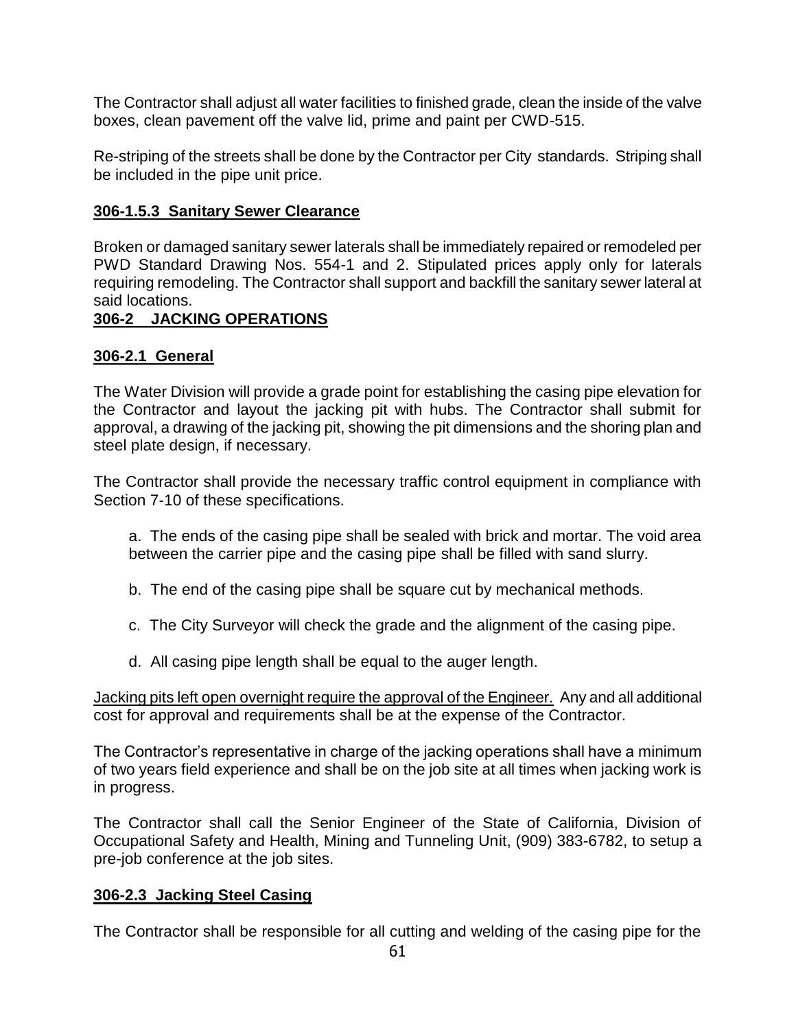The Contractor shall adjust all water facilities to finished grade, clean the inside of the valve boxes, clean pavement off the valve lid, prime and paint per CWD-515.

Re-striping of the streets shall be done by the Contractor per City standards. Striping shall be included in the pipe unit price.

### **306-1.5.3 Sanitary Sewer Clearance**

Broken or damaged sanitary sewer laterals shall be immediately repaired or remodeled per PWD Standard Drawing Nos. 554-1 and 2. Stipulated prices apply only for laterals requiring remodeling. The Contractor shall support and backfill the sanitary sewer lateral at said locations.

## **306-2 JACKING OPERATIONS**

### **306-2.1 General**

The Water Division will provide a grade point for establishing the casing pipe elevation for the Contractor and layout the jacking pit with hubs. The Contractor shall submit for approval, a drawing of the jacking pit, showing the pit dimensions and the shoring plan and steel plate design, if necessary.

The Contractor shall provide the necessary traffic control equipment in compliance with Section 7-10 of these specifications.

a. The ends of the casing pipe shall be sealed with brick and mortar. The void area between the carrier pipe and the casing pipe shall be filled with sand slurry.

b. The end of the casing pipe shall be square cut by mechanical methods.

c. The City Surveyor will check the grade and the alignment of the casing pipe.

d. All casing pipe length shall be equal to the auger length.

<u>Jacking pits left open overnight require the approval of the Engineer.</u> Any and all additional cost for approval and requirements shall be at the expense of the Contractor.

The Contractor's representative in charge of the jacking operations shall have a minimum of two years field experience and shall be on the job site at all times when jacking work is in progress.

The Contractor shall call the Senior Engineer of the State of California, Division of Occupational Safety and Health, Mining and Tunneling Unit, (909) 383-6782, to setup a pre-job conference at the job sites.

### **306-2.3 Jacking Steel Casing**

The Contractor shall be responsible for all cutting and welding of the casing pipe for the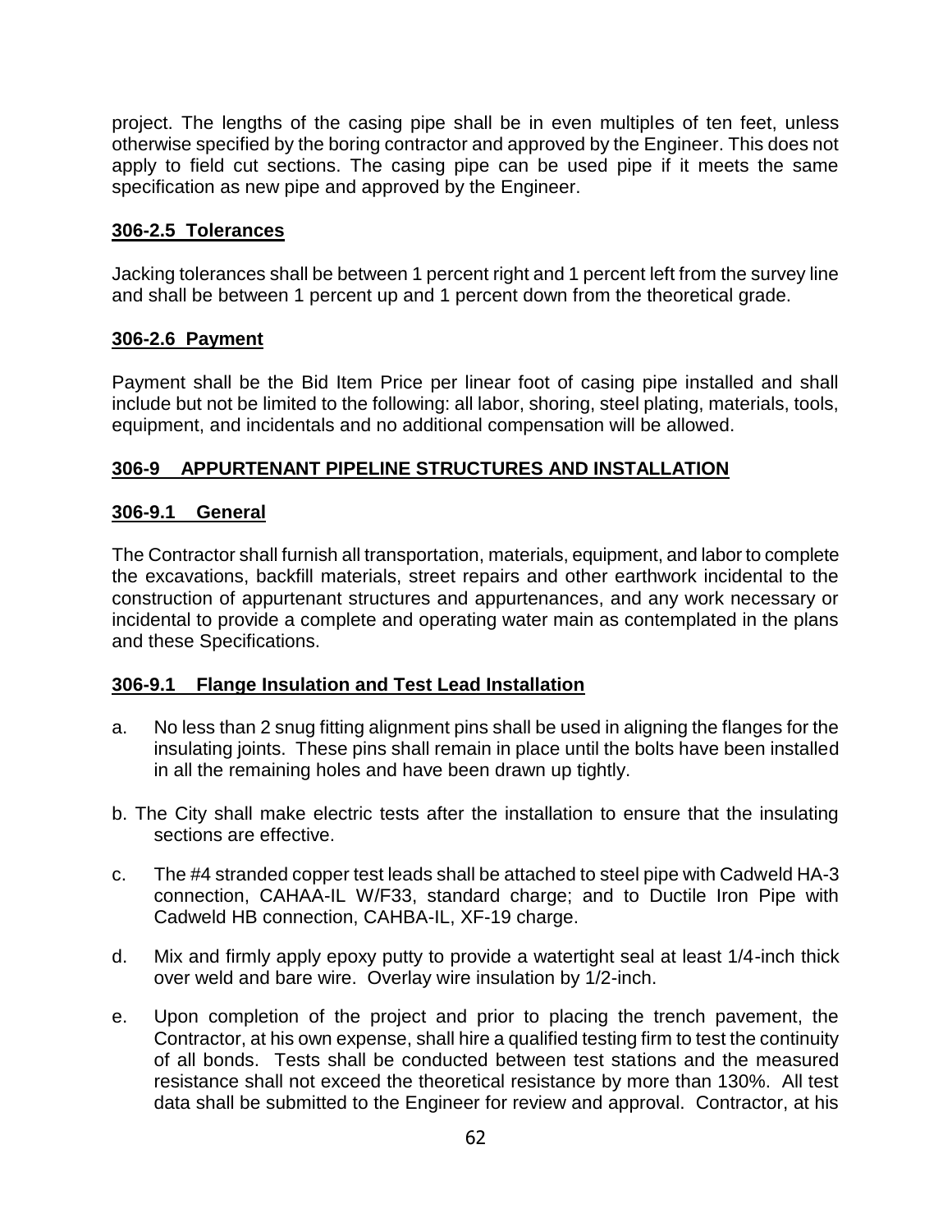project. The lengths of the casing pipe shall be in even multiples of ten feet, unless otherwise specified by the boring contractor and approved by the Engineer. This does not apply to field cut sections. The casing pipe can be used pipe if it meets the same specification as new pipe and approved by the Engineer.

## 306-2.5 Tolerances

Jacking tolerances shall be between 1 percent right and 1 percent left from the survey line and shall be between 1 percent up and 1 percent down from the theoretical grade.

## 306-2.6 Payment

Payment shall be the Bid Item Price per linear foot of casing pipe installed and shall include but not be limited to the following: all labor, shoring, steel plating, materials, tools, equipment, and incidentals and no additional compensation will be allowed.

## 306-9 APPURTENANT PIPELINE STRUCTURES AND INSTALLATION

## 306-9.1 General

The Contractor shall furnish all transportation, materials, equipment, and labor to complete the excavations, backfill materials, street repairs and other earthwork incidental to the construction of appurtenant structures and appurtenances, and any work necessary or incidental to provide a complete and operating water main as contemplated in the plans and these Specifications.

## 306-9.1 Flange Insulation and Test Lead Installation

a. No less than 2 snug fitting alignment pins shall be used in aligning the flanges for the insulating joints. These pins shall remain in place until the bolts have been installed in all the remaining holes and have been drawn up tightly.

b. The City shall make electric tests after the installation to ensure that the insulating sections are effective.

c. The #4 stranded copper test leads shall be attached to steel pipe with Cadweld HA-3 connection, CAHAA-IL W/F33, standard charge; and to Ductile Iron Pipe with Cadweld HB connection, CAHBA-IL, XF-19 charge.

d. Mix and firmly apply epoxy putty to provide a watertight seal at least 1/4-inch thick over weld and bare wire. Overlay wire insulation by 1/2-inch.

e. Upon completion of the project and prior to placing the trench pavement, the Contractor, at his own expense, shall hire a qualified testing firm to test the continuity of all bonds. Tests shall be conducted between test stations and the measured resistance shall not exceed the theoretical resistance by more than 130%. All test data shall be submitted to the Engineer for review and approval. Contractor, at his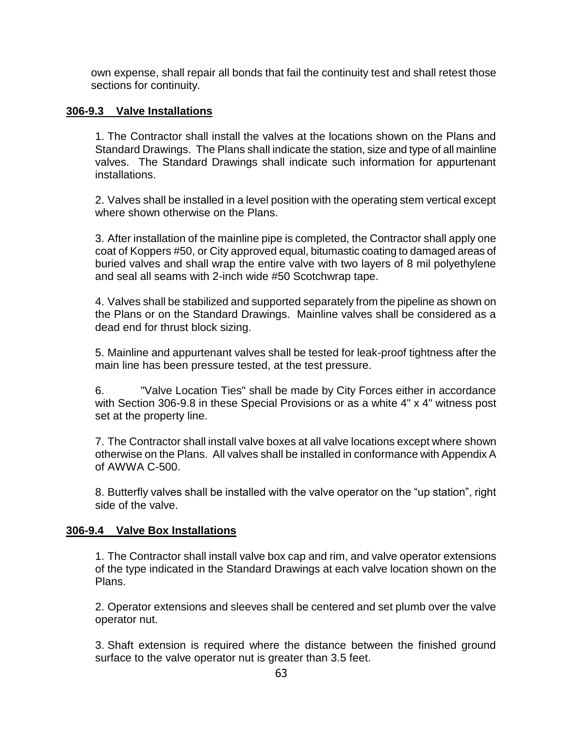own expense, shall repair all bonds that fail the continuity test and shall retest those sections for continuity.

### **306-9.3 Valve Installations**

1. The Contractor shall install the valves at the locations shown on the Plans and Standard Drawings. The Plans shall indicate the station, size and type of all mainline valves. The Standard Drawings shall indicate such information for appurtenant installations.

2. Valves shall be installed in a level position with the operating stem vertical except where shown otherwise on the Plans.

3. After installation of the mainline pipe is completed, the Contractor shall apply one coat of Koppers #50, or City approved equal, bitumastic coating to damaged areas of buried valves and shall wrap the entire valve with two layers of 8 mil polyethylene and seal all seams with 2-inch wide #50 Scotchwrap tape.

4. Valves shall be stabilized and supported separately from the pipeline as shown on the Plans or on the Standard Drawings. Mainline valves shall be considered as a dead end for thrust block sizing.

5. Mainline and appurtenant valves shall be tested for leak-proof tightness after the main line has been pressure tested, at the test pressure.

6. "Valve Location Ties" shall be made by City Forces either in accordance with Section 306-9.8 in these Special Provisions or as a white 4" x 4" witness post set at the property line.

7. The Contractor shall install valve boxes at all valve locations except where shown otherwise on the Plans. All valves shall be installed in conformance with Appendix A of AWWA C-500.

8. Butterfly valves shall be installed with the valve operator on the "up station", right side of the valve.

### **306-9.4 Valve Box Installations**

1. The Contractor shall install valve box cap and rim, and valve operator extensions of the type indicated in the Standard Drawings at each valve location shown on the Plans.

2. Operator extensions and sleeves shall be centered and set plumb over the valve operator nut.

3. Shaft extension is required where the distance between the finished ground surface to the valve operator nut is greater than 3.5 feet.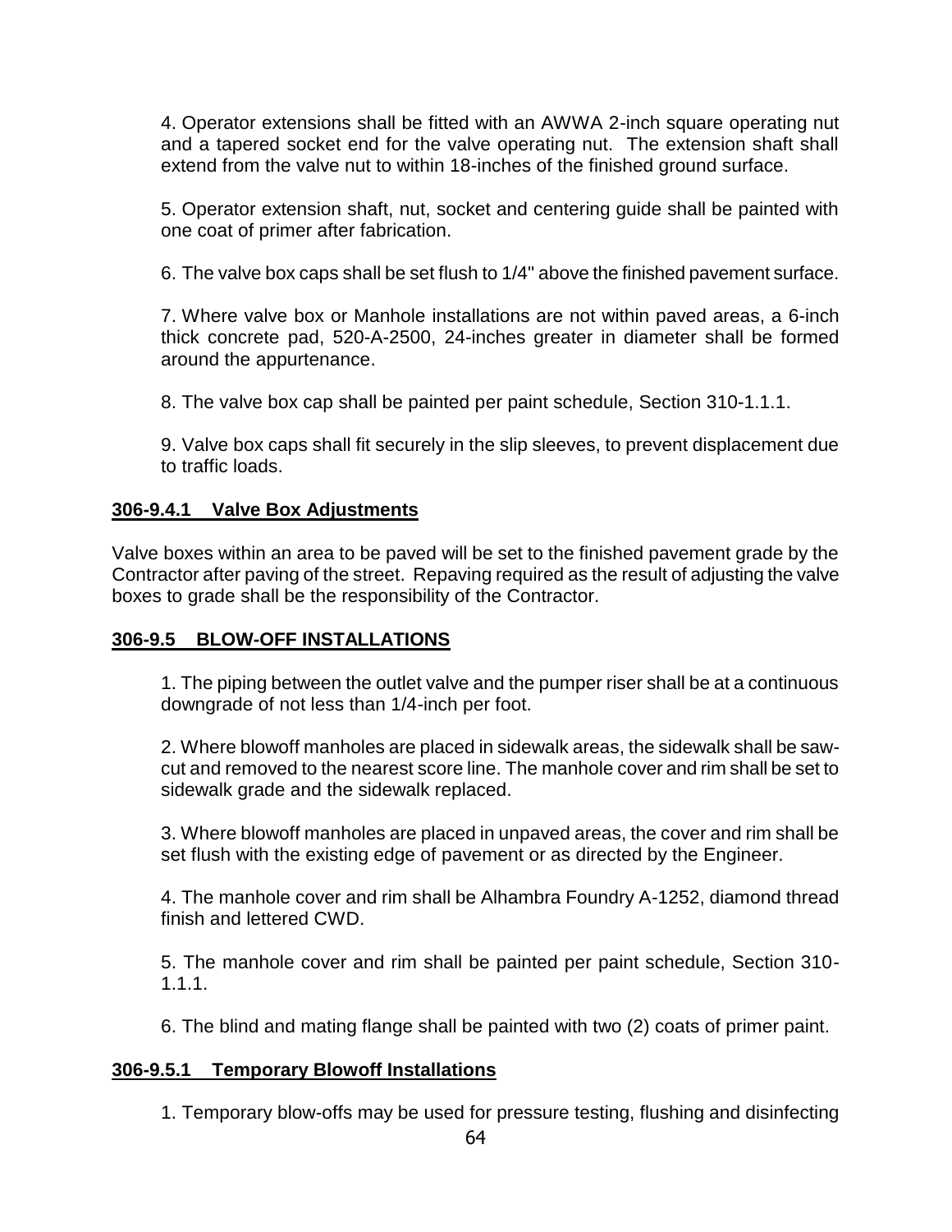4. Operator extensions shall be fitted with an AWWA 2-inch square operating nut and a tapered socket end for the valve operating nut. The extension shaft shall extend from the valve nut to within 18-inches of the finished ground surface.

5. Operator extension shaft, nut, socket and centering guide shall be painted with one coat of primer after fabrication.

6. The valve box caps shall be set flush to 1/4" above the finished pavement surface.

7. Where valve box or Manhole installations are not within paved areas, a 6-inch thick concrete pad, 520-A-2500, 24-inches greater in diameter shall be formed around the appurtenance.

8. The valve box cap shall be painted per paint schedule, Section 310-1.1.1.

9. Valve box caps shall fit securely in the slip sleeves, to prevent displacement due to traffic loads.

### 306-9.4.1 Valve Box Adjustments

Valve boxes within an area to be paved will be set to the finished pavement grade by the Contractor after paving of the street. Repaving required as the result of adjusting the valve boxes to grade shall be the responsibility of the Contractor.

### 306-9.5 BLOW-OFF INSTALLATIONS

1. The piping between the outlet valve and the pumper riser shall be at a continuous downgrade of not less than 1/4-inch per foot.

2. Where blowoff manholes are placed in sidewalk areas, the sidewalk shall be saw-cut and removed to the nearest score line. The manhole cover and rim shall be set to sidewalk grade and the sidewalk replaced.

3. Where blowoff manholes are placed in unpaved areas, the cover and rim shall be set flush with the existing edge of pavement or as directed by the Engineer.

4. The manhole cover and rim shall be Alhambra Foundry A-1252, diamond thread finish and lettered CWD.

5. The manhole cover and rim shall be painted per paint schedule, Section 310-1.1.1.

6. The blind and mating flange shall be painted with two (2) coats of primer paint.

### 306-9.5.1 Temporary Blowoff Installations

1. Temporary blow-offs may be used for pressure testing, flushing and disinfecting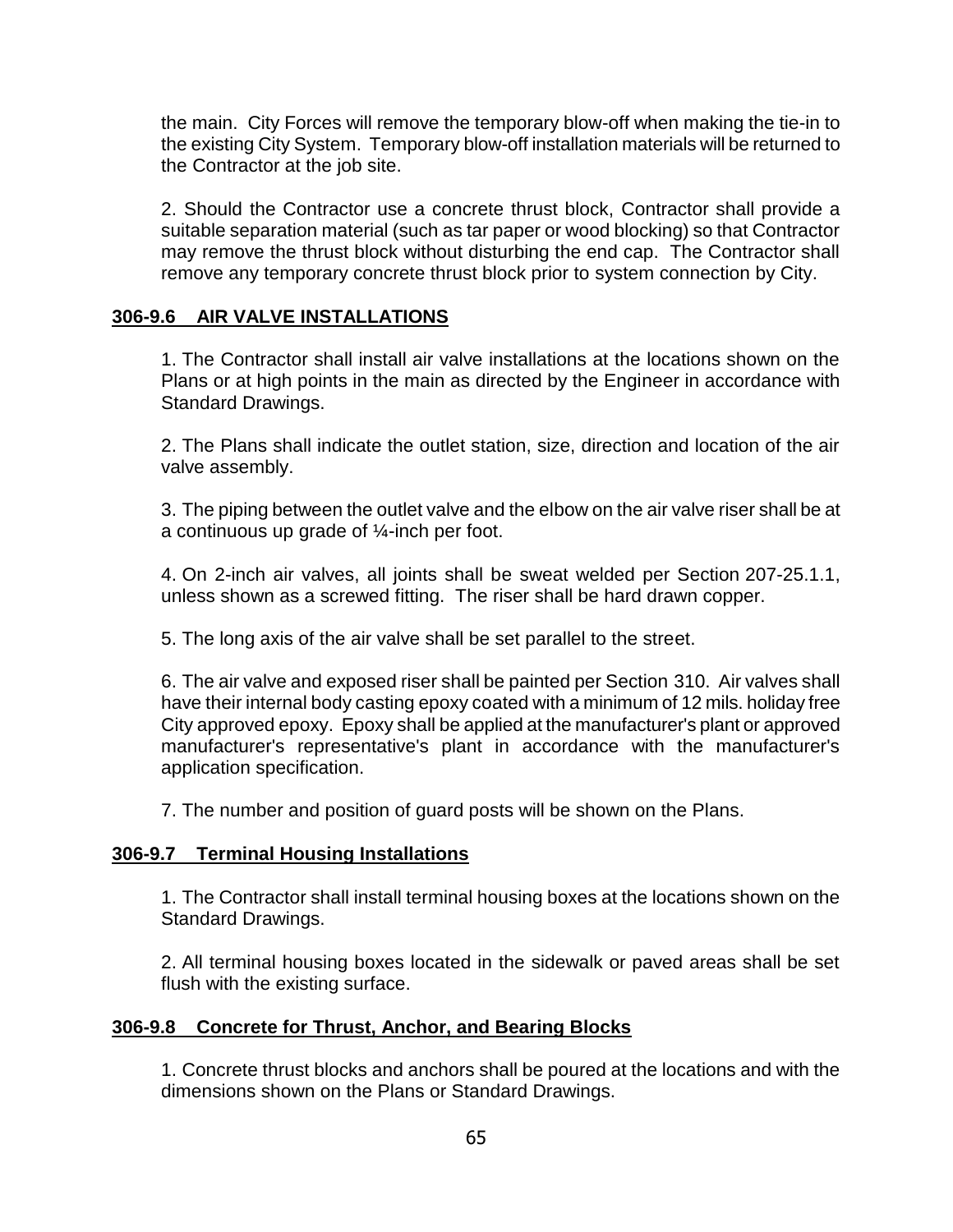the main. City Forces will remove the temporary blow-off when making the tie-in to the existing City System. Temporary blow-off installation materials will be returned to the Contractor at the job site.

2. Should the Contractor use a concrete thrust block, Contractor shall provide a suitable separation material (such as tar paper or wood blocking) so that Contractor may remove the thrust block without disturbing the end cap. The Contractor shall remove any temporary concrete thrust block prior to system connection by City.

## 306-9.6 AIR VALVE INSTALLATIONS

1. The Contractor shall install air valve installations at the locations shown on the Plans or at high points in the main as directed by the Engineer in accordance with Standard Drawings.

2. The Plans shall indicate the outlet station, size, direction and location of the air valve assembly.

3. The piping between the outlet valve and the elbow on the air valve riser shall be at a continuous up grade of ¼-inch per foot.

4. On 2-inch air valves, all joints shall be sweat welded per Section 207-25.1.1, unless shown as a screwed fitting. The riser shall be hard drawn copper.

5. The long axis of the air valve shall be set parallel to the street.

6. The air valve and exposed riser shall be painted per Section 310. Air valves shall have their internal body casting epoxy coated with a minimum of 12 mils. holiday free City approved epoxy. Epoxy shall be applied at the manufacturer's plant or approved manufacturer's representative's plant in accordance with the manufacturer's application specification.

7. The number and position of guard posts will be shown on the Plans.

## 306-9.7 Terminal Housing Installations

1. The Contractor shall install terminal housing boxes at the locations shown on the Standard Drawings.

2. All terminal housing boxes located in the sidewalk or paved areas shall be set flush with the existing surface.

## 306-9.8 Concrete for Thrust, Anchor, and Bearing Blocks

1. Concrete thrust blocks and anchors shall be poured at the locations and with the dimensions shown on the Plans or Standard Drawings.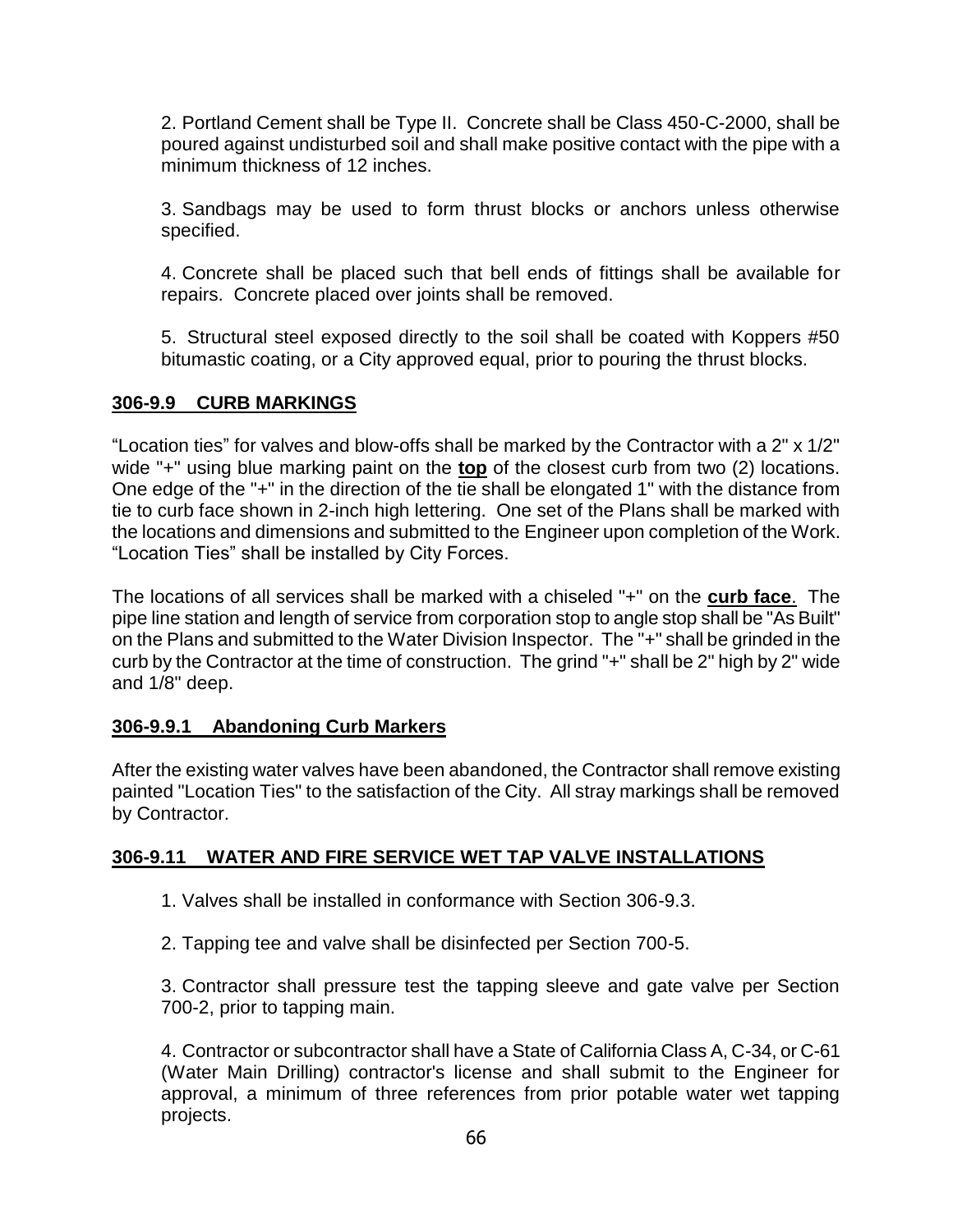2. Portland Cement shall be Type II. Concrete shall be Class 450-C-2000, shall be poured against undisturbed soil and shall make positive contact with the pipe with a minimum thickness of 12 inches.

3. Sandbags may be used to form thrust blocks or anchors unless otherwise specified.

4. Concrete shall be placed such that bell ends of fittings shall be available for repairs. Concrete placed over joints shall be removed.

5. Structural steel exposed directly to the soil shall be coated with Koppers #50 bitumastic coating, or a City approved equal, prior to pouring the thrust blocks.

## 306-9.9 CURB MARKINGS

"Location ties" for valves and blow-offs shall be marked by the Contractor with a 2" x 1/2" wide "+" using blue marking paint on the **top** of the closest curb from two (2) locations. One edge of the "+" in the direction of the tie shall be elongated 1" with the distance from tie to curb face shown in 2-inch high lettering. One set of the Plans shall be marked with the locations and dimensions and submitted to the Engineer upon completion of the Work. "Location Ties" shall be installed by City Forces.

The locations of all services shall be marked with a chiseled "+" on the **curb face**. The pipe line station and length of service from corporation stop to angle stop shall be "As Built" on the Plans and submitted to the Water Division Inspector. The "+" shall be grinded in the curb by the Contractor at the time of construction. The grind "+" shall be 2" high by 2" wide and 1/8" deep.

### 306-9.9.1 Abandoning Curb Markers

After the existing water valves have been abandoned, the Contractor shall remove existing painted "Location Ties" to the satisfaction of the City. All stray markings shall be removed by Contractor.

## 306-9.11 WATER AND FIRE SERVICE WET TAP VALVE INSTALLATIONS

1. Valves shall be installed in conformance with Section 306-9.3.

2. Tapping tee and valve shall be disinfected per Section 700-5.

3. Contractor shall pressure test the tapping sleeve and gate valve per Section 700-2, prior to tapping main.

4. Contractor or subcontractor shall have a State of California Class A, C-34, or C-61 (Water Main Drilling) contractor's license and shall submit to the Engineer for approval, a minimum of three references from prior potable water wet tapping projects.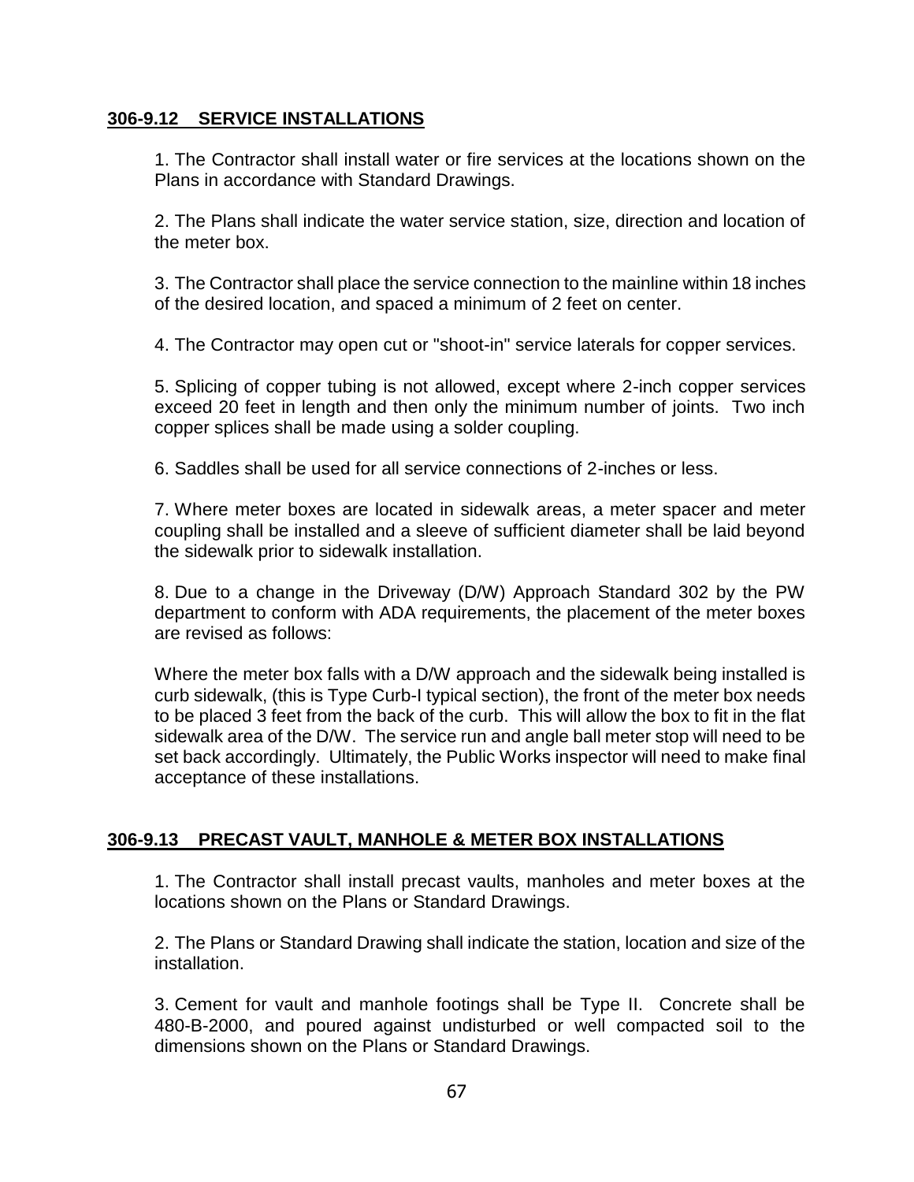## 306-9.12 SERVICE INSTALLATIONS

1. The Contractor shall install water or fire services at the locations shown on the Plans in accordance with Standard Drawings.

2. The Plans shall indicate the water service station, size, direction and location of the meter box.

3. The Contractor shall place the service connection to the mainline within 18 inches of the desired location, and spaced a minimum of 2 feet on center.

4. The Contractor may open cut or "shoot-in" service laterals for copper services.

5. Splicing of copper tubing is not allowed, except where 2-inch copper services exceed 20 feet in length and then only the minimum number of joints. Two inch copper splices shall be made using a solder coupling.

6. Saddles shall be used for all service connections of 2-inches or less.

7. Where meter boxes are located in sidewalk areas, a meter spacer and meter coupling shall be installed and a sleeve of sufficient diameter shall be laid beyond the sidewalk prior to sidewalk installation.

8. Due to a change in the Driveway (D/W) Approach Standard 302 by the PW department to conform with ADA requirements, the placement of the meter boxes are revised as follows:

Where the meter box falls with a D/W approach and the sidewalk being installed is curb sidewalk, (this is Type Curb-I typical section), the front of the meter box needs to be placed 3 feet from the back of the curb. This will allow the box to fit in the flat sidewalk area of the D/W. The service run and angle ball meter stop will need to be set back accordingly. Ultimately, the Public Works inspector will need to make final acceptance of these installations.

## 306-9.13 PRECAST VAULT, MANHOLE & METER BOX INSTALLATIONS

1. The Contractor shall install precast vaults, manholes and meter boxes at the locations shown on the Plans or Standard Drawings.

2. The Plans or Standard Drawing shall indicate the station, location and size of the installation.

3. Cement for vault and manhole footings shall be Type II. Concrete shall be 480-B-2000, and poured against undisturbed or well compacted soil to the dimensions shown on the Plans or Standard Drawings.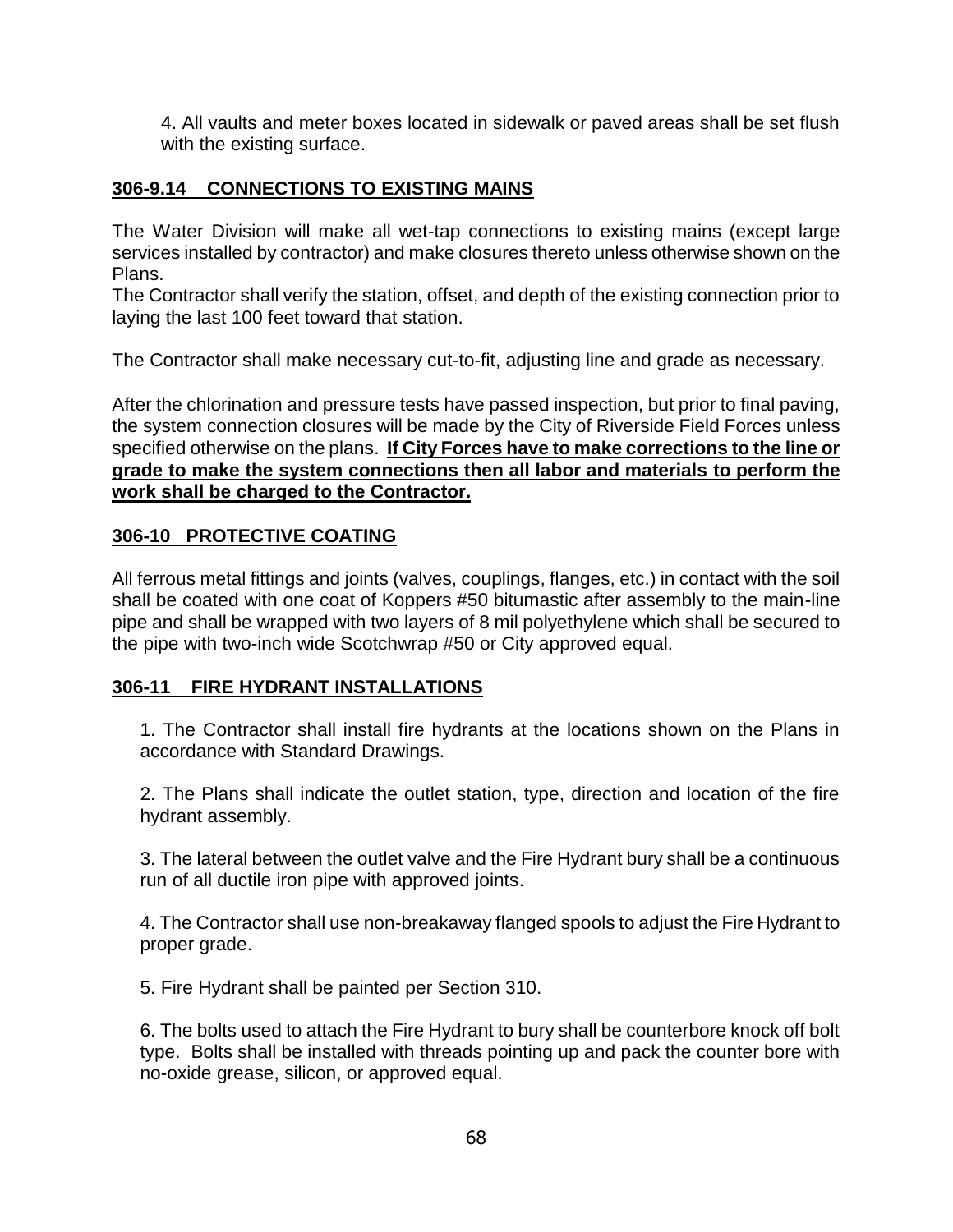4. All vaults and meter boxes located in sidewalk or paved areas shall be set flush with the existing surface.

## 306-9.14 CONNECTIONS TO EXISTING MAINS

The Water Division will make all wet-tap connections to existing mains (except large services installed by contractor) and make closures thereto unless otherwise shown on the Plans.

The Contractor shall verify the station, offset, and depth of the existing connection prior to laying the last 100 feet toward that station.

The Contractor shall make necessary cut-to-fit, adjusting line and grade as necessary.

After the chlorination and pressure tests have passed inspection, but prior to final paving, the system connection closures will be made by the City of Riverside Field Forces unless specified otherwise on the plans. **If City Forces have to make corrections to the line or grade to make the system connections then all labor and materials to perform the work shall be charged to the Contractor.**

## 306-10 PROTECTIVE COATING

All ferrous metal fittings and joints (valves, couplings, flanges, etc.) in contact with the soil shall be coated with one coat of Koppers #50 bitumastic after assembly to the main-line pipe and shall be wrapped with two layers of 8 mil polyethylene which shall be secured to the pipe with two-inch wide Scotchwrap #50 or City approved equal.

## 306-11 FIRE HYDRANT INSTALLATIONS

1. The Contractor shall install fire hydrants at the locations shown on the Plans in accordance with Standard Drawings.

2. The Plans shall indicate the outlet station, type, direction and location of the fire hydrant assembly.

3. The lateral between the outlet valve and the Fire Hydrant bury shall be a continuous run of all ductile iron pipe with approved joints.

4. The Contractor shall use non-breakaway flanged spools to adjust the Fire Hydrant to proper grade.

5. Fire Hydrant shall be painted per Section 310.

6. The bolts used to attach the Fire Hydrant to bury shall be counterbore knock off bolt type. Bolts shall be installed with threads pointing up and pack the counter bore with no-oxide grease, silicon, or approved equal.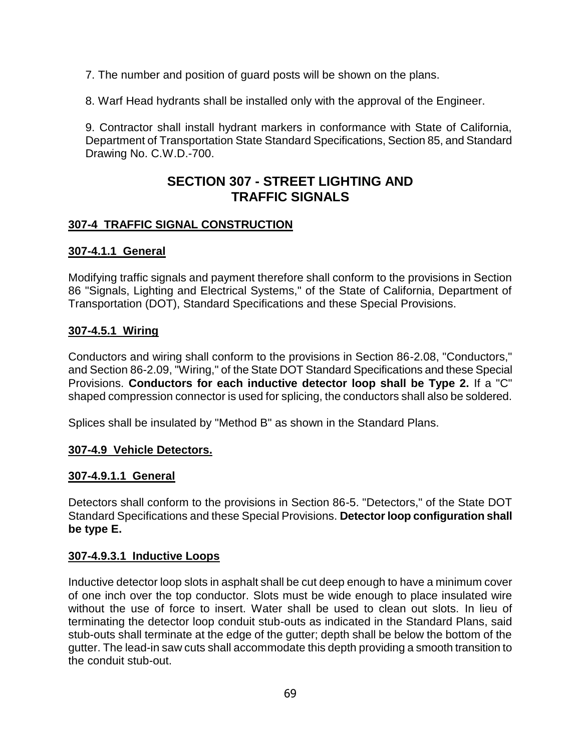7. The number and position of guard posts will be shown on the plans.

8. Warf Head hydrants shall be installed only with the approval of the Engineer.

9. Contractor shall install hydrant markers in conformance with State of California, Department of Transportation State Standard Specifications, Section 85, and Standard Drawing No. C.W.D.-700.

# SECTION 307 - STREET LIGHTING AND TRAFFIC SIGNALS

## 307-4 TRAFFIC SIGNAL CONSTRUCTION

### 307-4.1.1 General

Modifying traffic signals and payment therefore shall conform to the provisions in Section 86 "Signals, Lighting and Electrical Systems," of the State of California, Department of Transportation (DOT), Standard Specifications and these Special Provisions.

### 307-4.5.1 Wiring

Conductors and wiring shall conform to the provisions in Section 86-2.08, "Conductors," and Section 86-2.09, "Wiring," of the State DOT Standard Specifications and these Special Provisions. **Conductors for each inductive detector loop shall be Type 2.** If a "C" shaped compression connector is used for splicing, the conductors shall also be soldered.

Splices shall be insulated by "Method B" as shown in the Standard Plans.

### 307-4.9 Vehicle Detectors.

### 307-4.9.1.1 General

Detectors shall conform to the provisions in Section 86-5. "Detectors," of the State DOT Standard Specifications and these Special Provisions. **Detector loop configuration shall be type E.**

### 307-4.9.3.1 Inductive Loops

Inductive detector loop slots in asphalt shall be cut deep enough to have a minimum cover of one inch over the top conductor. Slots must be wide enough to place insulated wire without the use of force to insert. Water shall be used to clean out slots. In lieu of terminating the detector loop conduit stub-outs as indicated in the Standard Plans, said stub-outs shall terminate at the edge of the gutter; depth shall be below the bottom of the gutter. The lead-in saw cuts shall accommodate this depth providing a smooth transition to the conduit stub-out.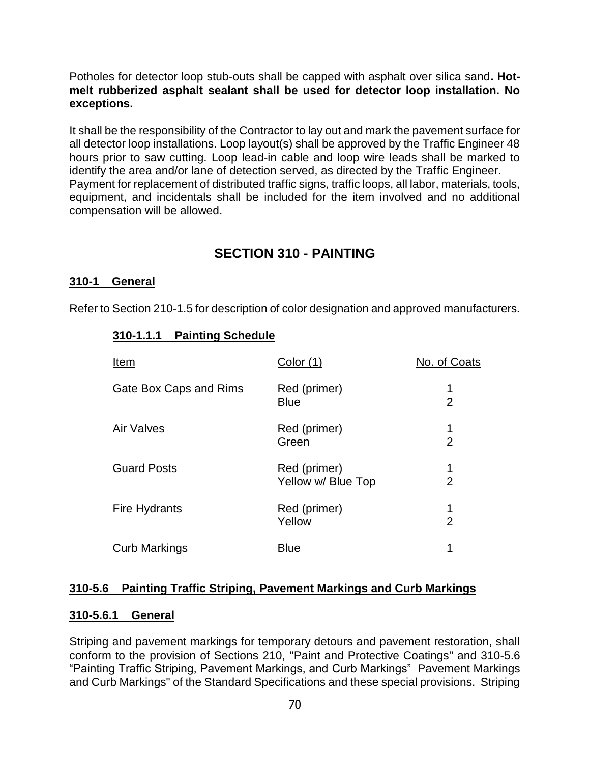Potholes for detector loop stub-outs shall be capped with asphalt over silica sand**. Hot-melt rubberized asphalt sealant shall be used for detector loop installation. No exceptions.**

It shall be the responsibility of the Contractor to lay out and mark the pavement surface for all detector loop installations. Loop layout(s) shall be approved by the Traffic Engineer 48 hours prior to saw cutting. Loop lead-in cable and loop wire leads shall be marked to identify the area and/or lane of detection served, as directed by the Traffic Engineer.
Payment for replacement of distributed traffic signs, traffic loops, all labor, materials, tools, equipment, and incidentals shall be included for the item involved and no additional compensation will be allowed.

## SECTION 310 - PAINTING

### 310-1 General

Refer to Section 210-1.5 for description of color designation and approved manufacturers.

#### 310-1.1.1 Painting Schedule

| Item | Color (1) | No. of Coats |
|---|---|---|
| Gate Box Caps and Rims | Red (primer) | 1 |
| | Blue | 2 |
| Air Valves | Red (primer) | 1 |
| | Green | 2 |
| Guard Posts | Red (primer) | 1 |
| | Yellow w/ Blue Top | 2 |
| Fire Hydrants | Red (primer) | 1 |
| | Yellow | 2 |
| Curb Markings | Blue | 1 |

### 310-5.6 Painting Traffic Striping, Pavement Markings and Curb Markings

#### 310-5.6.1 General

Striping and pavement markings for temporary detours and pavement restoration, shall conform to the provision of Sections 210, "Paint and Protective Coatings" and 310-5.6 "Painting Traffic Striping, Pavement Markings, and Curb Markings" Pavement Markings and Curb Markings" of the Standard Specifications and these special provisions. Striping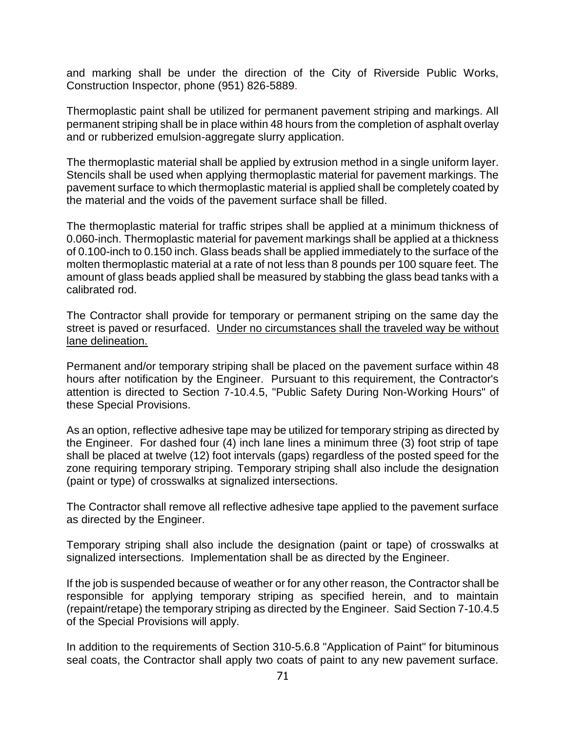and marking shall be under the direction of the City of Riverside Public Works, Construction Inspector, phone (951) 826-5889.

Thermoplastic paint shall be utilized for permanent pavement striping and markings. All permanent striping shall be in place within 48 hours from the completion of asphalt overlay and or rubberized emulsion-aggregate slurry application.

The thermoplastic material shall be applied by extrusion method in a single uniform layer. Stencils shall be used when applying thermoplastic material for pavement markings. The pavement surface to which thermoplastic material is applied shall be completely coated by the material and the voids of the pavement surface shall be filled.

The thermoplastic material for traffic stripes shall be applied at a minimum thickness of 0.060-inch. Thermoplastic material for pavement markings shall be applied at a thickness of 0.100-inch to 0.150 inch. Glass beads shall be applied immediately to the surface of the molten thermoplastic material at a rate of not less than 8 pounds per 100 square feet. The amount of glass beads applied shall be measured by stabbing the glass bead tanks with a calibrated rod.

The Contractor shall provide for temporary or permanent striping on the same day the street is paved or resurfaced. <u>Under no circumstances shall the traveled way be without lane delineation.</u>

Permanent and/or temporary striping shall be placed on the pavement surface within 48 hours after notification by the Engineer. Pursuant to this requirement, the Contractor's attention is directed to Section 7-10.4.5, "Public Safety During Non-Working Hours" of these Special Provisions.

As an option, reflective adhesive tape may be utilized for temporary striping as directed by the Engineer. For dashed four (4) inch lane lines a minimum three (3) foot strip of tape shall be placed at twelve (12) foot intervals (gaps) regardless of the posted speed for the zone requiring temporary striping. Temporary striping shall also include the designation (paint or type) of crosswalks at signalized intersections.

The Contractor shall remove all reflective adhesive tape applied to the pavement surface as directed by the Engineer.

Temporary striping shall also include the designation (paint or tape) of crosswalks at signalized intersections. Implementation shall be as directed by the Engineer.

If the job is suspended because of weather or for any other reason, the Contractor shall be responsible for applying temporary striping as specified herein, and to maintain (repaint/retape) the temporary striping as directed by the Engineer. Said Section 7-10.4.5 of the Special Provisions will apply.

In addition to the requirements of Section 310-5.6.8 "Application of Paint" for bituminous seal coats, the Contractor shall apply two coats of paint to any new pavement surface.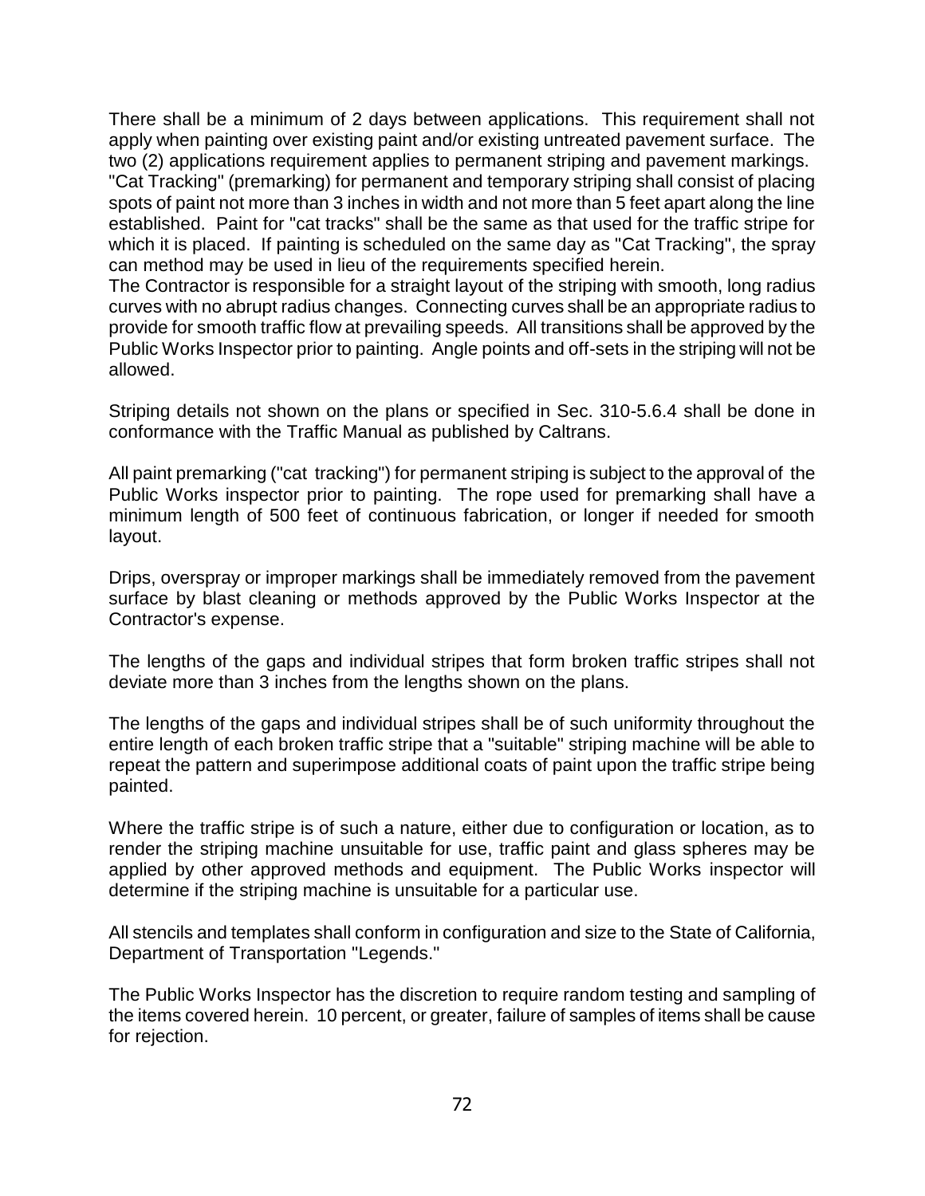There shall be a minimum of 2 days between applications. This requirement shall not apply when painting over existing paint and/or existing untreated pavement surface. The two (2) applications requirement applies to permanent striping and pavement markings.
"Cat Tracking" (premarking) for permanent and temporary striping shall consist of placing spots of paint not more than 3 inches in width and not more than 5 feet apart along the line established. Paint for "cat tracks" shall be the same as that used for the traffic stripe for which it is placed. If painting is scheduled on the same day as "Cat Tracking", the spray can method may be used in lieu of the requirements specified herein.
The Contractor is responsible for a straight layout of the striping with smooth, long radius curves with no abrupt radius changes. Connecting curves shall be an appropriate radius to provide for smooth traffic flow at prevailing speeds. All transitions shall be approved by the Public Works Inspector prior to painting. Angle points and off-sets in the striping will not be allowed.

Striping details not shown on the plans or specified in Sec. 310-5.6.4 shall be done in conformance with the Traffic Manual as published by Caltrans.

All paint premarking ("cat tracking") for permanent striping is subject to the approval of the Public Works inspector prior to painting. The rope used for premarking shall have a minimum length of 500 feet of continuous fabrication, or longer if needed for smooth layout.

Drips, overspray or improper markings shall be immediately removed from the pavement surface by blast cleaning or methods approved by the Public Works Inspector at the Contractor's expense.

The lengths of the gaps and individual stripes that form broken traffic stripes shall not deviate more than 3 inches from the lengths shown on the plans.

The lengths of the gaps and individual stripes shall be of such uniformity throughout the entire length of each broken traffic stripe that a "suitable" striping machine will be able to repeat the pattern and superimpose additional coats of paint upon the traffic stripe being painted.

Where the traffic stripe is of such a nature, either due to configuration or location, as to render the striping machine unsuitable for use, traffic paint and glass spheres may be applied by other approved methods and equipment. The Public Works inspector will determine if the striping machine is unsuitable for a particular use.

All stencils and templates shall conform in configuration and size to the State of California, Department of Transportation "Legends."

The Public Works Inspector has the discretion to require random testing and sampling of the items covered herein. 10 percent, or greater, failure of samples of items shall be cause for rejection.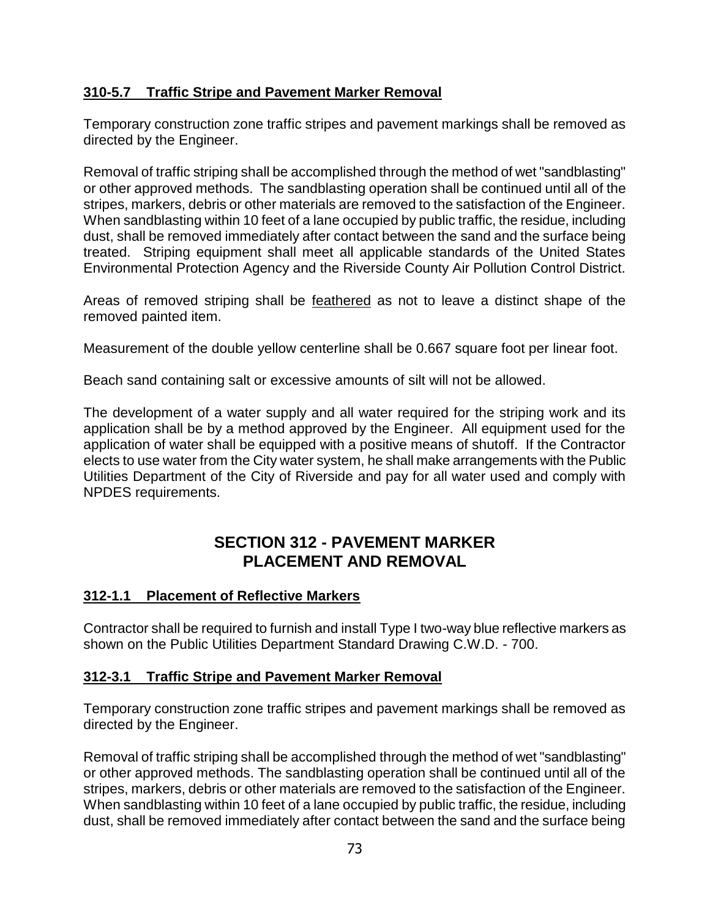**310-5.7 Traffic Stripe and Pavement Marker Removal**

Temporary construction zone traffic stripes and pavement markings shall be removed as directed by the Engineer.

Removal of traffic striping shall be accomplished through the method of wet "sandblasting" or other approved methods. The sandblasting operation shall be continued until all of the stripes, markers, debris or other materials are removed to the satisfaction of the Engineer. When sandblasting within 10 feet of a lane occupied by public traffic, the residue, including dust, shall be removed immediately after contact between the sand and the surface being treated. Striping equipment shall meet all applicable standards of the United States Environmental Protection Agency and the Riverside County Air Pollution Control District.

Areas of removed striping shall be <u>feathered</u> as not to leave a distinct shape of the removed painted item.

Measurement of the double yellow centerline shall be 0.667 square foot per linear foot.

Beach sand containing salt or excessive amounts of silt will not be allowed.

The development of a water supply and all water required for the striping work and its application shall be by a method approved by the Engineer. All equipment used for the application of water shall be equipped with a positive means of shutoff. If the Contractor elects to use water from the City water system, he shall make arrangements with the Public Utilities Department of the City of Riverside and pay for all water used and comply with NPDES requirements.

## SECTION 312 - PAVEMENT MARKER PLACEMENT AND REMOVAL

**312-1.1 Placement of Reflective Markers**

Contractor shall be required to furnish and install Type I two-way blue reflective markers as shown on the Public Utilities Department Standard Drawing C.W.D. - 700.

**312-3.1 Traffic Stripe and Pavement Marker Removal**

Temporary construction zone traffic stripes and pavement markings shall be removed as directed by the Engineer.

Removal of traffic striping shall be accomplished through the method of wet "sandblasting" or other approved methods. The sandblasting operation shall be continued until all of the stripes, markers, debris or other materials are removed to the satisfaction of the Engineer. When sandblasting within 10 feet of a lane occupied by public traffic, the residue, including dust, shall be removed immediately after contact between the sand and the surface being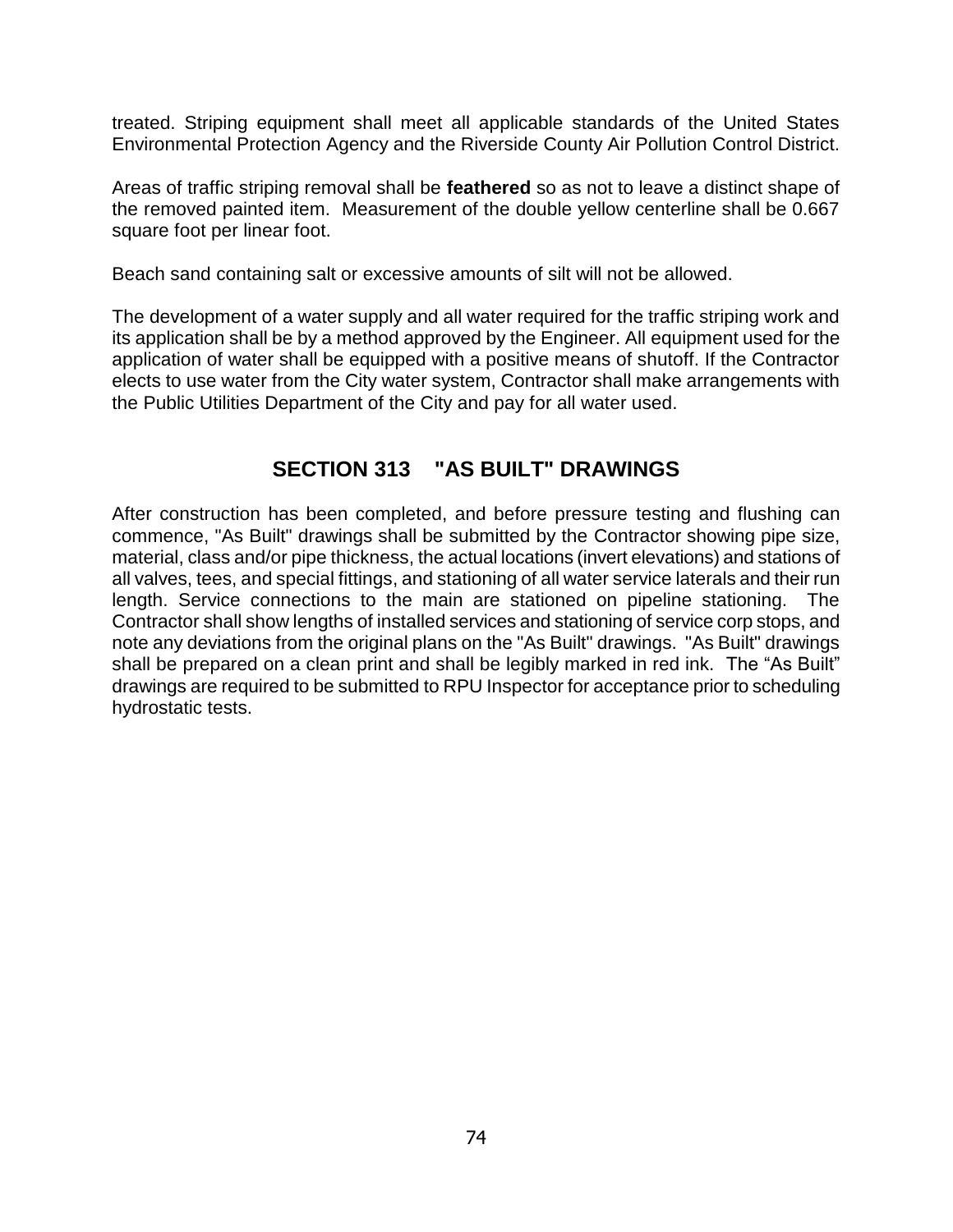treated. Striping equipment shall meet all applicable standards of the United States Environmental Protection Agency and the Riverside County Air Pollution Control District.

Areas of traffic striping removal shall be **feathered** so as not to leave a distinct shape of the removed painted item. Measurement of the double yellow centerline shall be 0.667 square foot per linear foot.

Beach sand containing salt or excessive amounts of silt will not be allowed.

The development of a water supply and all water required for the traffic striping work and its application shall be by a method approved by the Engineer. All equipment used for the application of water shall be equipped with a positive means of shutoff. If the Contractor elects to use water from the City water system, Contractor shall make arrangements with the Public Utilities Department of the City and pay for all water used.

## SECTION 313 "AS BUILT" DRAWINGS

After construction has been completed, and before pressure testing and flushing can commence, "As Built" drawings shall be submitted by the Contractor showing pipe size, material, class and/or pipe thickness, the actual locations (invert elevations) and stations of all valves, tees, and special fittings, and stationing of all water service laterals and their run length. Service connections to the main are stationed on pipeline stationing. The Contractor shall show lengths of installed services and stationing of service corp stops, and note any deviations from the original plans on the "As Built" drawings. "As Built" drawings shall be prepared on a clean print and shall be legibly marked in red ink. The "As Built" drawings are required to be submitted to RPU Inspector for acceptance prior to scheduling hydrostatic tests.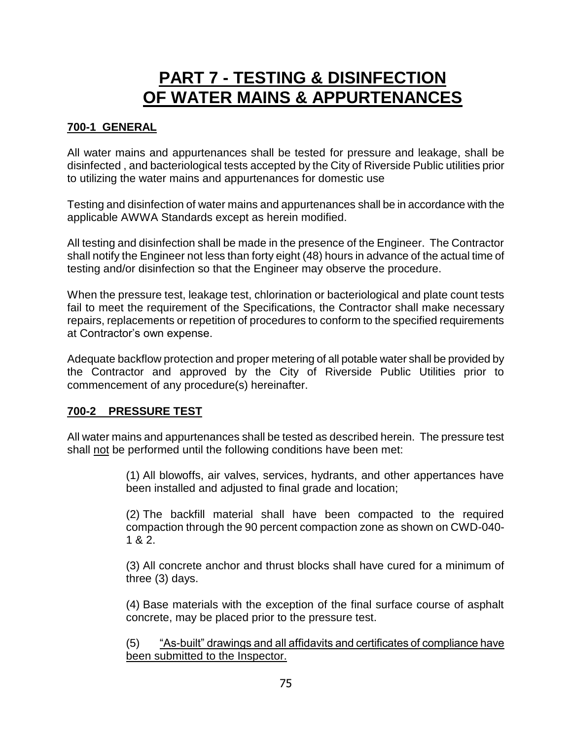# PART 7 - TESTING & DISINFECTION OF WATER MAINS & APPURTENANCES

## 700-1 GENERAL

All water mains and appurtenances shall be tested for pressure and leakage, shall be disinfected , and bacteriological tests accepted by the City of Riverside Public utilities prior to utilizing the water mains and appurtenances for domestic use

Testing and disinfection of water mains and appurtenances shall be in accordance with the applicable AWWA Standards except as herein modified.

All testing and disinfection shall be made in the presence of the Engineer. The Contractor shall notify the Engineer not less than forty eight (48) hours in advance of the actual time of testing and/or disinfection so that the Engineer may observe the procedure.

When the pressure test, leakage test, chlorination or bacteriological and plate count tests fail to meet the requirement of the Specifications, the Contractor shall make necessary repairs, replacements or repetition of procedures to conform to the specified requirements at Contractor's own expense.

Adequate backflow protection and proper metering of all potable water shall be provided by the Contractor and approved by the City of Riverside Public Utilities prior to commencement of any procedure(s) hereinafter.

## 700-2 PRESSURE TEST

All water mains and appurtenances shall be tested as described herein. The pressure test shall not be performed until the following conditions have been met:

(1) All blowoffs, air valves, services, hydrants, and other appertances have been installed and adjusted to final grade and location;

(2) The backfill material shall have been compacted to the required compaction through the 90 percent compaction zone as shown on CWD-040-1 & 2.

(3) All concrete anchor and thrust blocks shall have cured for a minimum of three (3) days.

(4) Base materials with the exception of the final surface course of asphalt concrete, may be placed prior to the pressure test.

(5) "As-built" drawings and all affidavits and certificates of compliance have been submitted to the Inspector.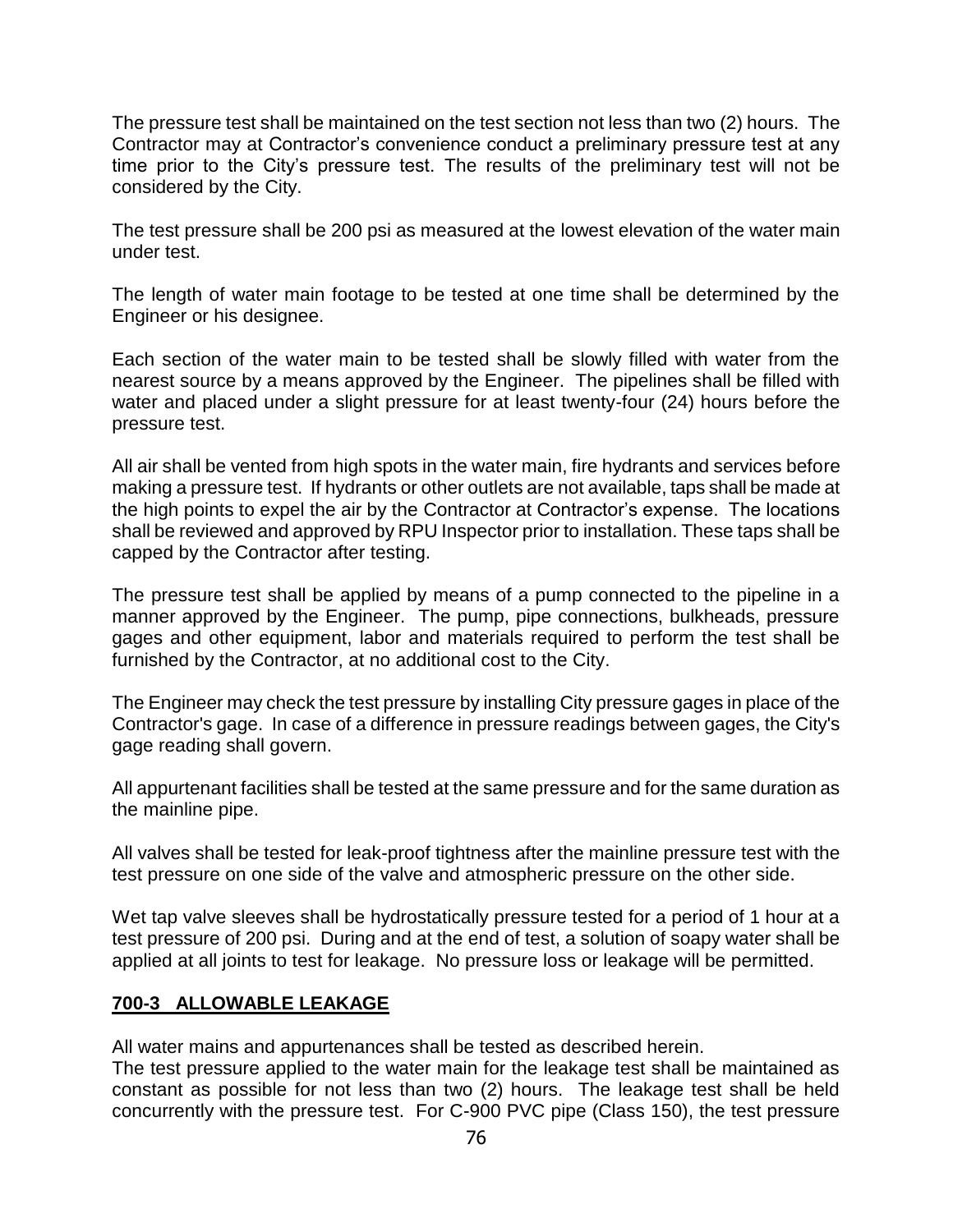The pressure test shall be maintained on the test section not less than two (2) hours. The Contractor may at Contractor's convenience conduct a preliminary pressure test at any time prior to the City's pressure test. The results of the preliminary test will not be considered by the City.

The test pressure shall be 200 psi as measured at the lowest elevation of the water main under test.

The length of water main footage to be tested at one time shall be determined by the Engineer or his designee.

Each section of the water main to be tested shall be slowly filled with water from the nearest source by a means approved by the Engineer. The pipelines shall be filled with water and placed under a slight pressure for at least twenty-four (24) hours before the pressure test.

All air shall be vented from high spots in the water main, fire hydrants and services before making a pressure test. If hydrants or other outlets are not available, taps shall be made at the high points to expel the air by the Contractor at Contractor's expense. The locations shall be reviewed and approved by RPU Inspector prior to installation. These taps shall be capped by the Contractor after testing.

The pressure test shall be applied by means of a pump connected to the pipeline in a manner approved by the Engineer. The pump, pipe connections, bulkheads, pressure gages and other equipment, labor and materials required to perform the test shall be furnished by the Contractor, at no additional cost to the City.

The Engineer may check the test pressure by installing City pressure gages in place of the Contractor's gage. In case of a difference in pressure readings between gages, the City's gage reading shall govern.

All appurtenant facilities shall be tested at the same pressure and for the same duration as the mainline pipe.

All valves shall be tested for leak-proof tightness after the mainline pressure test with the test pressure on one side of the valve and atmospheric pressure on the other side.

Wet tap valve sleeves shall be hydrostatically pressure tested for a period of 1 hour at a test pressure of 200 psi. During and at the end of test, a solution of soapy water shall be applied at all joints to test for leakage. No pressure loss or leakage will be permitted.

## 700-3 ALLOWABLE LEAKAGE

All water mains and appurtenances shall be tested as described herein.
The test pressure applied to the water main for the leakage test shall be maintained as constant as possible for not less than two (2) hours. The leakage test shall be held concurrently with the pressure test. For C-900 PVC pipe (Class 150), the test pressure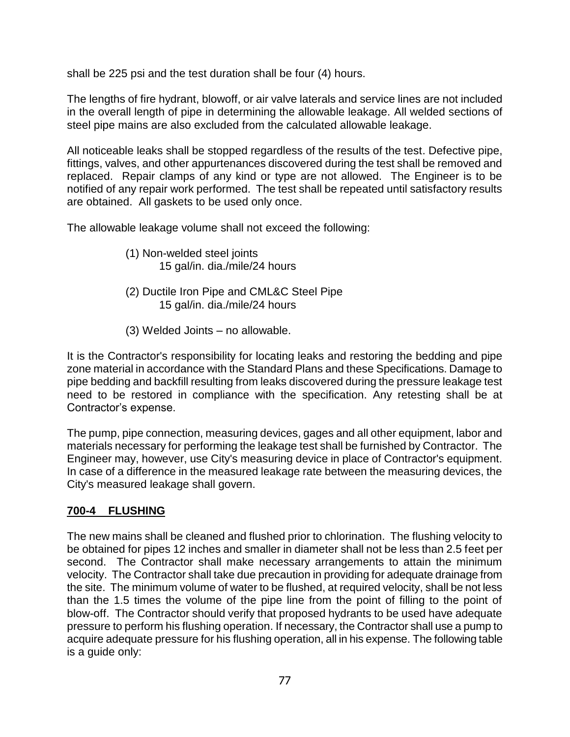shall be 225 psi and the test duration shall be four (4) hours.

The lengths of fire hydrant, blowoff, or air valve laterals and service lines are not included in the overall length of pipe in determining the allowable leakage. All welded sections of steel pipe mains are also excluded from the calculated allowable leakage.

All noticeable leaks shall be stopped regardless of the results of the test. Defective pipe, fittings, valves, and other appurtenances discovered during the test shall be removed and replaced. Repair clamps of any kind or type are not allowed. The Engineer is to be notified of any repair work performed. The test shall be repeated until satisfactory results are obtained. All gaskets to be used only once.

The allowable leakage volume shall not exceed the following:

(1) Non-welded steel joints
15 gal/in. dia./mile/24 hours

(2) Ductile Iron Pipe and CML&C Steel Pipe
15 gal/in. dia./mile/24 hours

(3) Welded Joints – no allowable.

It is the Contractor's responsibility for locating leaks and restoring the bedding and pipe zone material in accordance with the Standard Plans and these Specifications. Damage to pipe bedding and backfill resulting from leaks discovered during the pressure leakage test need to be restored in compliance with the specification. Any retesting shall be at Contractor's expense.

The pump, pipe connection, measuring devices, gages and all other equipment, labor and materials necessary for performing the leakage test shall be furnished by Contractor. The Engineer may, however, use City's measuring device in place of Contractor's equipment. In case of a difference in the measured leakage rate between the measuring devices, the City's measured leakage shall govern.

## 700-4 FLUSHING

The new mains shall be cleaned and flushed prior to chlorination. The flushing velocity to be obtained for pipes 12 inches and smaller in diameter shall not be less than 2.5 feet per second. The Contractor shall make necessary arrangements to attain the minimum velocity. The Contractor shall take due precaution in providing for adequate drainage from the site. The minimum volume of water to be flushed, at required velocity, shall be not less than the 1.5 times the volume of the pipe line from the point of filling to the point of blow-off. The Contractor should verify that proposed hydrants to be used have adequate pressure to perform his flushing operation. If necessary, the Contractor shall use a pump to acquire adequate pressure for his flushing operation, all in his expense. The following table is a guide only: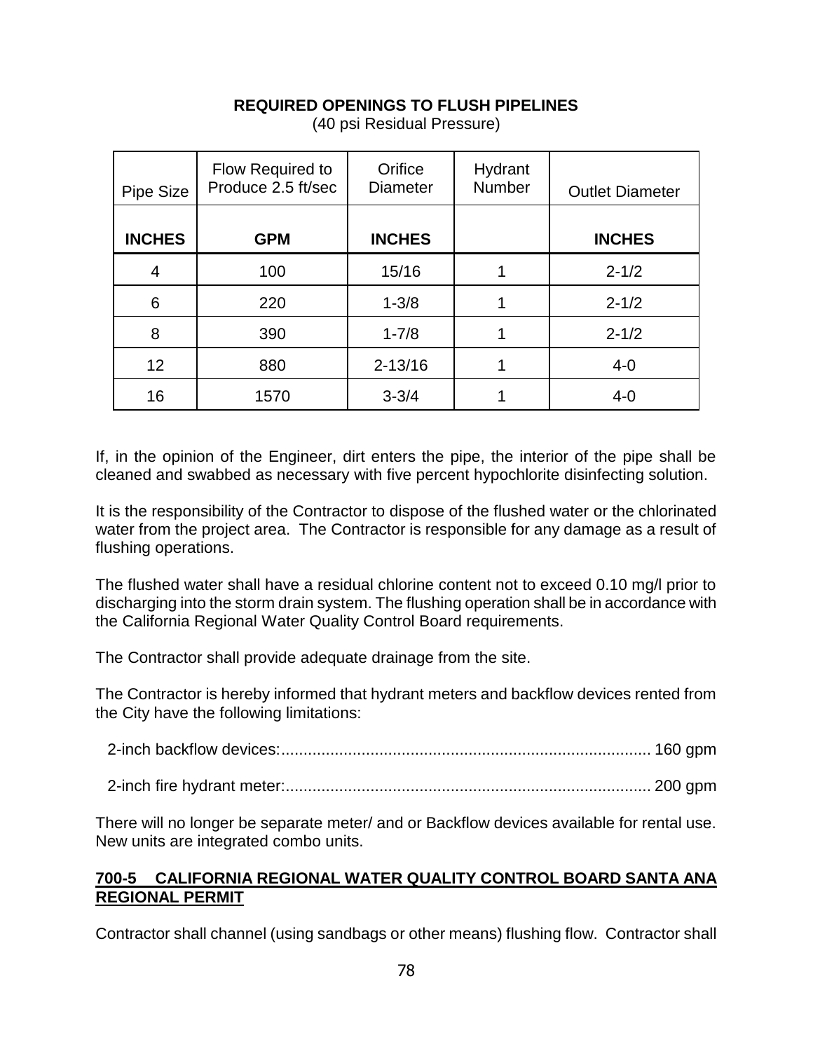**REQUIRED OPENINGS TO FLUSH PIPELINES**
(40 psi Residual Pressure)

| Pipe Size | Flow Required to Produce 2.5 ft/sec | Orifice Diameter | Hydrant Number | Outlet Diameter |
|---|---|---|---|---|
| **INCHES** | **GPM** | **INCHES** | | **INCHES** |
| 4 | 100 | 15/16 | 1 | 2-1/2 |
| 6 | 220 | 1-3/8 | 1 | 2-1/2 |
| 8 | 390 | 1-7/8 | 1 | 2-1/2 |
| 12 | 880 | 2-13/16 | 1 | 4-0 |
| 16 | 1570 | 3-3/4 | 1 | 4-0 |

If, in the opinion of the Engineer, dirt enters the pipe, the interior of the pipe shall be cleaned and swabbed as necessary with five percent hypochlorite disinfecting solution.

It is the responsibility of the Contractor to dispose of the flushed water or the chlorinated water from the project area. The Contractor is responsible for any damage as a result of flushing operations.

The flushed water shall have a residual chlorine content not to exceed 0.10 mg/l prior to discharging into the storm drain system. The flushing operation shall be in accordance with the California Regional Water Quality Control Board requirements.

The Contractor shall provide adequate drainage from the site.

The Contractor is hereby informed that hydrant meters and backflow devices rented from the City have the following limitations:

2-inch backflow devices:.................................................................................. 160 gpm

2-inch fire hydrant meter:................................................................................. 200 gpm

There will no longer be separate meter/ and or Backflow devices available for rental use. New units are integrated combo units.

## 700-5 CALIFORNIA REGIONAL WATER QUALITY CONTROL BOARD SANTA ANA REGIONAL PERMIT

Contractor shall channel (using sandbags or other means) flushing flow. Contractor shall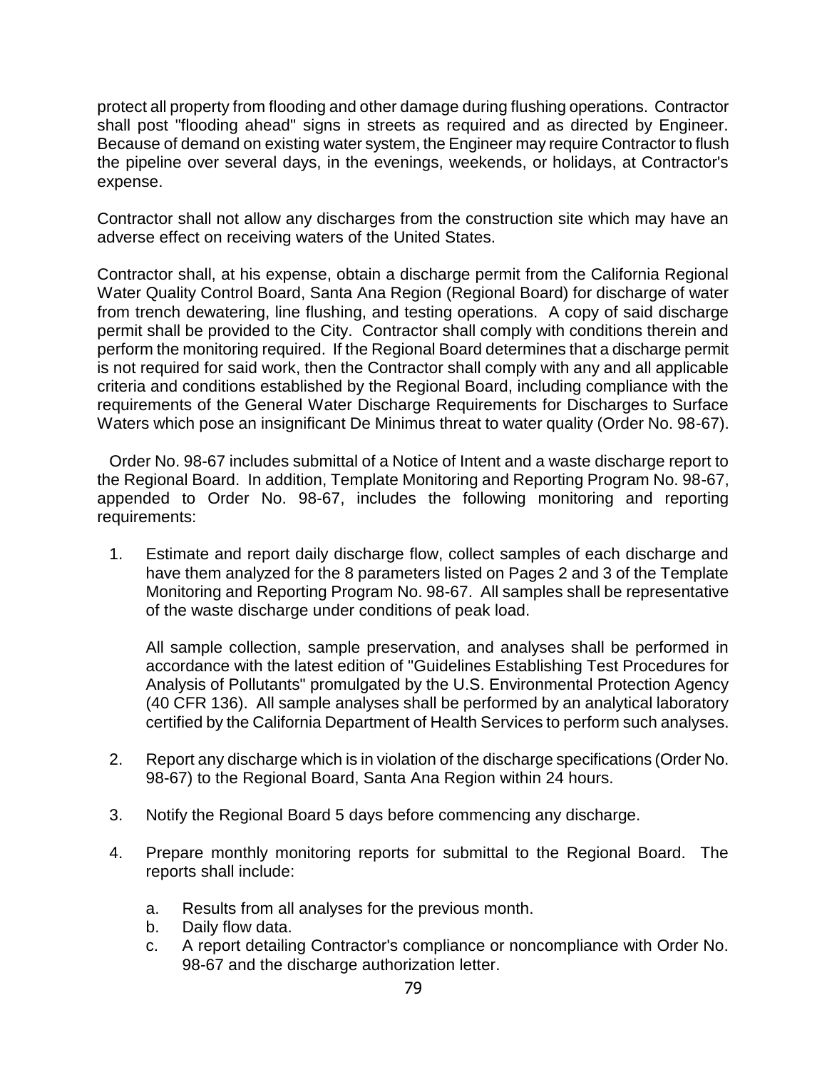protect all property from flooding and other damage during flushing operations. Contractor shall post "flooding ahead" signs in streets as required and as directed by Engineer. Because of demand on existing water system, the Engineer may require Contractor to flush the pipeline over several days, in the evenings, weekends, or holidays, at Contractor's expense.

Contractor shall not allow any discharges from the construction site which may have an adverse effect on receiving waters of the United States.

Contractor shall, at his expense, obtain a discharge permit from the California Regional Water Quality Control Board, Santa Ana Region (Regional Board) for discharge of water from trench dewatering, line flushing, and testing operations. A copy of said discharge permit shall be provided to the City. Contractor shall comply with conditions therein and perform the monitoring required. If the Regional Board determines that a discharge permit is not required for said work, then the Contractor shall comply with any and all applicable criteria and conditions established by the Regional Board, including compliance with the requirements of the General Water Discharge Requirements for Discharges to Surface Waters which pose an insignificant De Minimus threat to water quality (Order No. 98-67).

Order No. 98-67 includes submittal of a Notice of Intent and a waste discharge report to the Regional Board. In addition, Template Monitoring and Reporting Program No. 98-67, appended to Order No. 98-67, includes the following monitoring and reporting requirements:

1. Estimate and report daily discharge flow, collect samples of each discharge and have them analyzed for the 8 parameters listed on Pages 2 and 3 of the Template Monitoring and Reporting Program No. 98-67. All samples shall be representative of the waste discharge under conditions of peak load.

   All sample collection, sample preservation, and analyses shall be performed in accordance with the latest edition of "Guidelines Establishing Test Procedures for Analysis of Pollutants" promulgated by the U.S. Environmental Protection Agency (40 CFR 136). All sample analyses shall be performed by an analytical laboratory certified by the California Department of Health Services to perform such analyses.

2. Report any discharge which is in violation of the discharge specifications (Order No. 98-67) to the Regional Board, Santa Ana Region within 24 hours.

3. Notify the Regional Board 5 days before commencing any discharge.

4. Prepare monthly monitoring reports for submittal to the Regional Board. The reports shall include:

   a. Results from all analyses for the previous month.
   b. Daily flow data.
   c. A report detailing Contractor's compliance or noncompliance with Order No. 98-67 and the discharge authorization letter.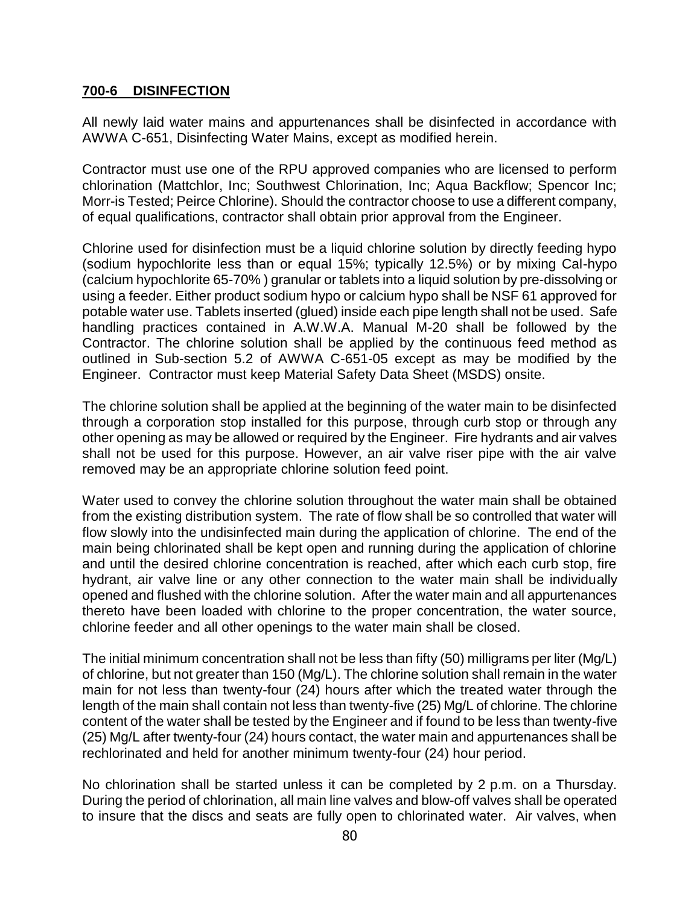## 700-6 DISINFECTION

All newly laid water mains and appurtenances shall be disinfected in accordance with AWWA C-651, Disinfecting Water Mains, except as modified herein.

Contractor must use one of the RPU approved companies who are licensed to perform chlorination (Mattchlor, Inc; Southwest Chlorination, Inc; Aqua Backflow; Spencor Inc; Morr-is Tested; Peirce Chlorine). Should the contractor choose to use a different company, of equal qualifications, contractor shall obtain prior approval from the Engineer.

Chlorine used for disinfection must be a liquid chlorine solution by directly feeding hypo (sodium hypochlorite less than or equal 15%; typically 12.5%) or by mixing Cal-hypo (calcium hypochlorite 65-70% ) granular or tablets into a liquid solution by pre-dissolving or using a feeder. Either product sodium hypo or calcium hypo shall be NSF 61 approved for potable water use. Tablets inserted (glued) inside each pipe length shall not be used. Safe handling practices contained in A.W.W.A. Manual M-20 shall be followed by the Contractor. The chlorine solution shall be applied by the continuous feed method as outlined in Sub-section 5.2 of AWWA C-651-05 except as may be modified by the Engineer. Contractor must keep Material Safety Data Sheet (MSDS) onsite.

The chlorine solution shall be applied at the beginning of the water main to be disinfected through a corporation stop installed for this purpose, through curb stop or through any other opening as may be allowed or required by the Engineer. Fire hydrants and air valves shall not be used for this purpose. However, an air valve riser pipe with the air valve removed may be an appropriate chlorine solution feed point.

Water used to convey the chlorine solution throughout the water main shall be obtained from the existing distribution system. The rate of flow shall be so controlled that water will flow slowly into the undisinfected main during the application of chlorine. The end of the main being chlorinated shall be kept open and running during the application of chlorine and until the desired chlorine concentration is reached, after which each curb stop, fire hydrant, air valve line or any other connection to the water main shall be individually opened and flushed with the chlorine solution. After the water main and all appurtenances thereto have been loaded with chlorine to the proper concentration, the water source, chlorine feeder and all other openings to the water main shall be closed.

The initial minimum concentration shall not be less than fifty (50) milligrams per liter (Mg/L) of chlorine, but not greater than 150 (Mg/L). The chlorine solution shall remain in the water main for not less than twenty-four (24) hours after which the treated water through the length of the main shall contain not less than twenty-five (25) Mg/L of chlorine. The chlorine content of the water shall be tested by the Engineer and if found to be less than twenty-five (25) Mg/L after twenty-four (24) hours contact, the water main and appurtenances shall be rechlorinated and held for another minimum twenty-four (24) hour period.

No chlorination shall be started unless it can be completed by 2 p.m. on a Thursday. During the period of chlorination, all main line valves and blow-off valves shall be operated to insure that the discs and seats are fully open to chlorinated water. Air valves, when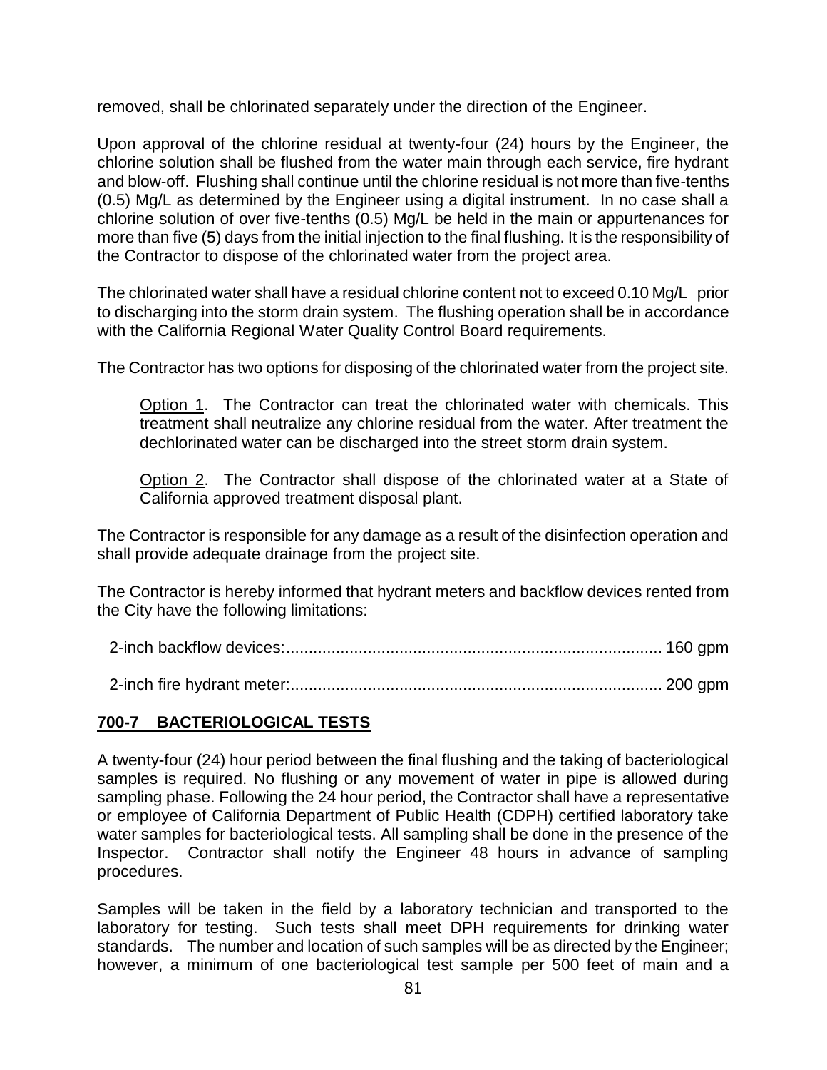removed, shall be chlorinated separately under the direction of the Engineer.

Upon approval of the chlorine residual at twenty-four (24) hours by the Engineer, the chlorine solution shall be flushed from the water main through each service, fire hydrant and blow-off. Flushing shall continue until the chlorine residual is not more than five-tenths (0.5) Mg/L as determined by the Engineer using a digital instrument. In no case shall a chlorine solution of over five-tenths (0.5) Mg/L be held in the main or appurtenances for more than five (5) days from the initial injection to the final flushing. It is the responsibility of the Contractor to dispose of the chlorinated water from the project area.

The chlorinated water shall have a residual chlorine content not to exceed 0.10 Mg/L prior to discharging into the storm drain system. The flushing operation shall be in accordance with the California Regional Water Quality Control Board requirements.

The Contractor has two options for disposing of the chlorinated water from the project site.

> <u>Option 1</u>. The Contractor can treat the chlorinated water with chemicals. This treatment shall neutralize any chlorine residual from the water. After treatment the dechlorinated water can be discharged into the street storm drain system.
>
> <u>Option 2</u>. The Contractor shall dispose of the chlorinated water at a State of California approved treatment disposal plant.

The Contractor is responsible for any damage as a result of the disinfection operation and shall provide adequate drainage from the project site.

The Contractor is hereby informed that hydrant meters and backflow devices rented from the City have the following limitations:

2-inch backflow devices:.................................................................................. 160 gpm

2-inch fire hydrant meter:................................................................................. 200 gpm

## <u>700-7 BACTERIOLOGICAL TESTS</u>

A twenty-four (24) hour period between the final flushing and the taking of bacteriological samples is required. No flushing or any movement of water in pipe is allowed during sampling phase. Following the 24 hour period, the Contractor shall have a representative or employee of California Department of Public Health (CDPH) certified laboratory take water samples for bacteriological tests. All sampling shall be done in the presence of the Inspector. Contractor shall notify the Engineer 48 hours in advance of sampling procedures.

Samples will be taken in the field by a laboratory technician and transported to the laboratory for testing. Such tests shall meet DPH requirements for drinking water standards. The number and location of such samples will be as directed by the Engineer; however, a minimum of one bacteriological test sample per 500 feet of main and a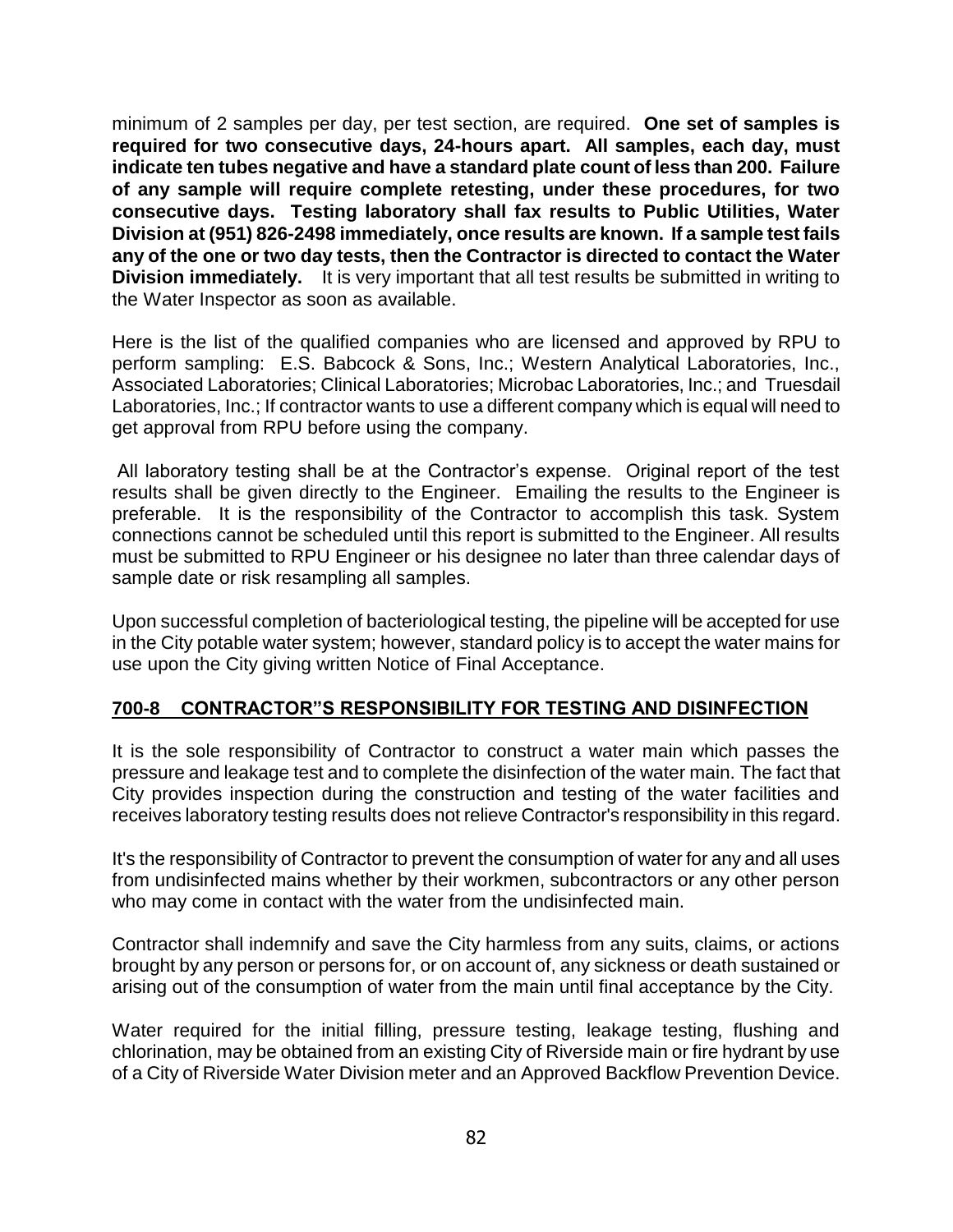minimum of 2 samples per day, per test section, are required. **One set of samples is required for two consecutive days, 24-hours apart. All samples, each day, must indicate ten tubes negative and have a standard plate count of less than 200. Failure of any sample will require complete retesting, under these procedures, for two consecutive days. Testing laboratory shall fax results to Public Utilities, Water Division at (951) 826-2498 immediately, once results are known. If a sample test fails any of the one or two day tests, then the Contractor is directed to contact the Water Division immediately.** It is very important that all test results be submitted in writing to the Water Inspector as soon as available.

Here is the list of the qualified companies who are licensed and approved by RPU to perform sampling: E.S. Babcock & Sons, Inc.; Western Analytical Laboratories, Inc., Associated Laboratories; Clinical Laboratories; Microbac Laboratories, Inc.; and Truesdail Laboratories, Inc.; If contractor wants to use a different company which is equal will need to get approval from RPU before using the company.

All laboratory testing shall be at the Contractor's expense. Original report of the test results shall be given directly to the Engineer. Emailing the results to the Engineer is preferable. It is the responsibility of the Contractor to accomplish this task. System connections cannot be scheduled until this report is submitted to the Engineer. All results must be submitted to RPU Engineer or his designee no later than three calendar days of sample date or risk resampling all samples.

Upon successful completion of bacteriological testing, the pipeline will be accepted for use in the City potable water system; however, standard policy is to accept the water mains for use upon the City giving written Notice of Final Acceptance.

## 700-8 CONTRACTOR"S RESPONSIBILITY FOR TESTING AND DISINFECTION

It is the sole responsibility of Contractor to construct a water main which passes the pressure and leakage test and to complete the disinfection of the water main. The fact that City provides inspection during the construction and testing of the water facilities and receives laboratory testing results does not relieve Contractor's responsibility in this regard.

It's the responsibility of Contractor to prevent the consumption of water for any and all uses from undisinfected mains whether by their workmen, subcontractors or any other person who may come in contact with the water from the undisinfected main.

Contractor shall indemnify and save the City harmless from any suits, claims, or actions brought by any person or persons for, or on account of, any sickness or death sustained or arising out of the consumption of water from the main until final acceptance by the City.

Water required for the initial filling, pressure testing, leakage testing, flushing and chlorination, may be obtained from an existing City of Riverside main or fire hydrant by use of a City of Riverside Water Division meter and an Approved Backflow Prevention Device.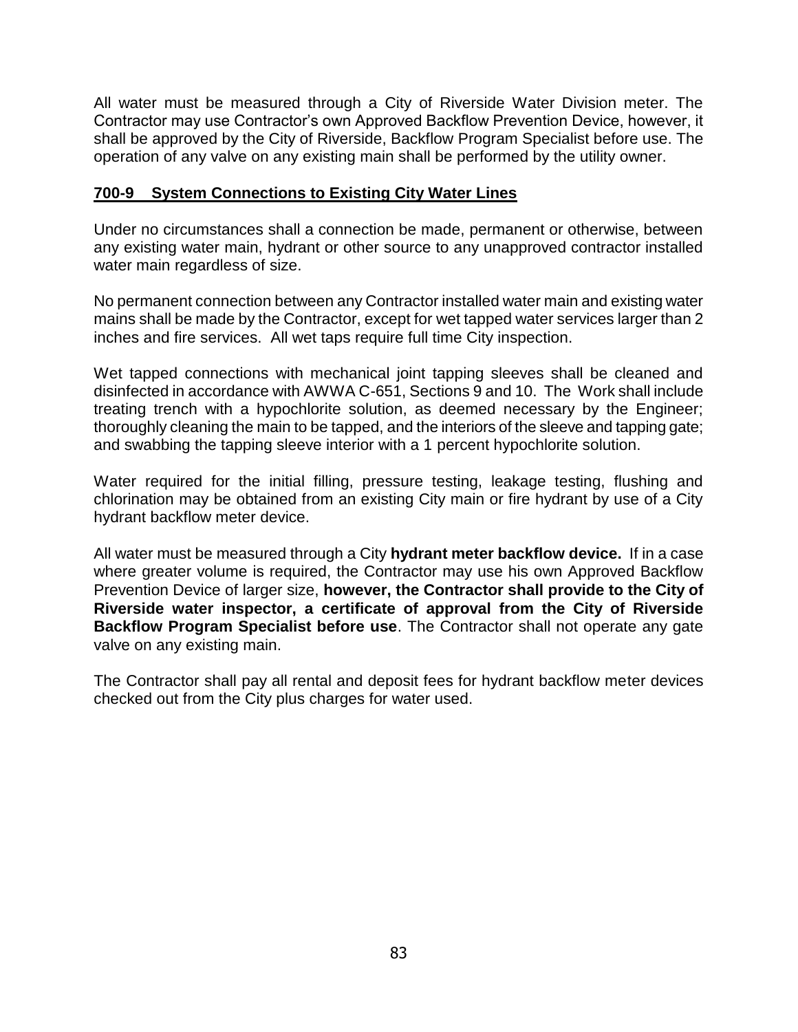All water must be measured through a City of Riverside Water Division meter. The Contractor may use Contractor's own Approved Backflow Prevention Device, however, it shall be approved by the City of Riverside, Backflow Program Specialist before use. The operation of any valve on any existing main shall be performed by the utility owner.

## 700-9 System Connections to Existing City Water Lines

Under no circumstances shall a connection be made, permanent or otherwise, between any existing water main, hydrant or other source to any unapproved contractor installed water main regardless of size.

No permanent connection between any Contractor installed water main and existing water mains shall be made by the Contractor, except for wet tapped water services larger than 2 inches and fire services. All wet taps require full time City inspection.

Wet tapped connections with mechanical joint tapping sleeves shall be cleaned and disinfected in accordance with AWWA C-651, Sections 9 and 10. The Work shall include treating trench with a hypochlorite solution, as deemed necessary by the Engineer; thoroughly cleaning the main to be tapped, and the interiors of the sleeve and tapping gate; and swabbing the tapping sleeve interior with a 1 percent hypochlorite solution.

Water required for the initial filling, pressure testing, leakage testing, flushing and chlorination may be obtained from an existing City main or fire hydrant by use of a City hydrant backflow meter device.

All water must be measured through a City **hydrant meter backflow device.** If in a case where greater volume is required, the Contractor may use his own Approved Backflow Prevention Device of larger size, **however, the Contractor shall provide to the City of Riverside water inspector, a certificate of approval from the City of Riverside Backflow Program Specialist before use**. The Contractor shall not operate any gate valve on any existing main.

The Contractor shall pay all rental and deposit fees for hydrant backflow meter devices checked out from the City plus charges for water used.